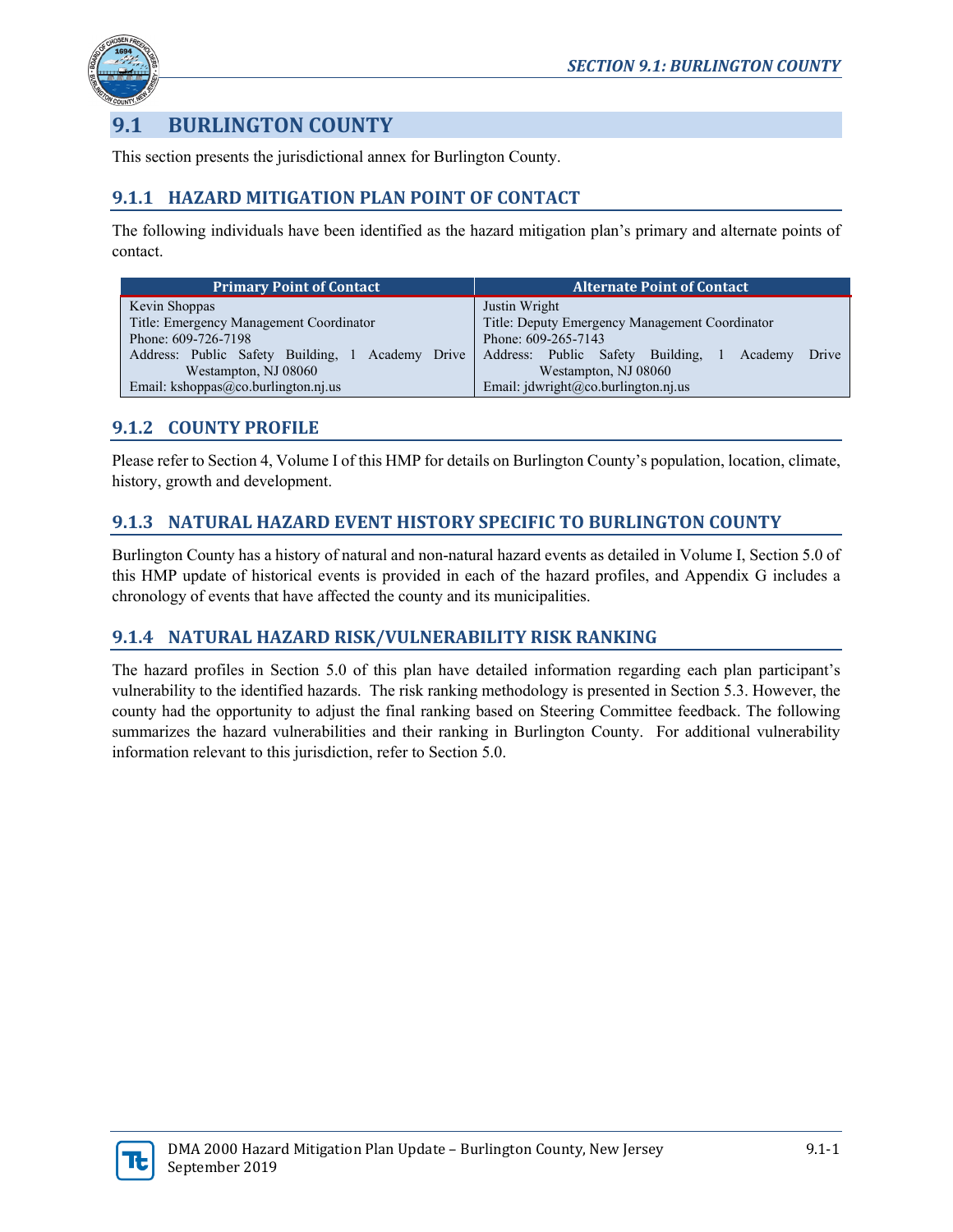# 9.1 BURLINGTON COUNTY

This section presents the jurisdictional annex for Burlington County.

## 9.1.1 HAZARD MITIGATION PLAN POINT OF CONTACT

The following individuals have been identified as the hazard mitigation plan's primary and alternate points of contact.

| Primary Point of Contact | Alternate Point of Contact |
|---|---|
| Kevin Shoppas<br>Title: Emergency Management Coordinator<br>Phone: 609-726-7198<br>Address: Public Safety Building, 1 Academy Drive Westampton, NJ 08060<br>Email: kshoppas@co.burlington.nj.us | Justin Wright<br>Title: Deputy Emergency Management Coordinator<br>Phone: 609-265-7143<br>Address: Public Safety Building, 1 Academy Drive Westampton, NJ 08060<br>Email: jdwright@co.burlington.nj.us |

## 9.1.2 COUNTY PROFILE

Please refer to Section 4, Volume I of this HMP for details on Burlington County's population, location, climate, history, growth and development.

## 9.1.3 NATURAL HAZARD EVENT HISTORY SPECIFIC TO BURLINGTON COUNTY

Burlington County has a history of natural and non-natural hazard events as detailed in Volume I, Section 5.0 of this HMP update of historical events is provided in each of the hazard profiles, and Appendix G includes a chronology of events that have affected the county and its municipalities.

## 9.1.4 NATURAL HAZARD RISK/VULNERABILITY RISK RANKING

The hazard profiles in Section 5.0 of this plan have detailed information regarding each plan participant's vulnerability to the identified hazards. The risk ranking methodology is presented in Section 5.3. However, the county had the opportunity to adjust the final ranking based on Steering Committee feedback. The following summarizes the hazard vulnerabilities and their ranking in Burlington County. For additional vulnerability information relevant to this jurisdiction, refer to Section 5.0.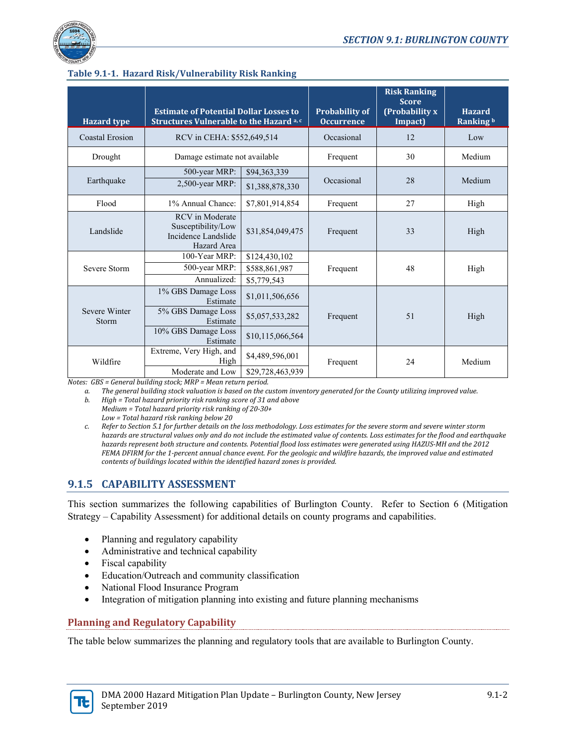**Table 9.1-1. Hazard Risk/Vulnerability Risk Ranking**

| Hazard type | Estimate of Potential Dollar Losses to Structures Vulnerable to the Hazard [a, c] | | Probability of Occurrence | Risk Ranking Score (Probability x Impact) | Hazard Ranking [b] |
|---|---|---|---|---|---|
| Coastal Erosion | RCV in CEHA: $552,649,514 | | Occasional | 12 | Low |
| Drought | Damage estimate not available | | Frequent | 30 | Medium |
| Earthquake | 500-year MRP: | $94,363,339 | Occasional | 28 | Medium |
| | 2,500-year MRP: | $1,388,878,330 | | | |
| Flood | 1% Annual Chance: | $7,801,914,854 | Frequent | 27 | High |
| Landslide | RCV in Moderate Susceptibility/Low Incidence Landslide Hazard Area | $31,854,049,475 | Frequent | 33 | High |
| Severe Storm | 100-Year MRP: | $124,430,102 | Frequent | 48 | High |
| | 500-year MRP: | $588,861,987 | | | |
| | Annualized: | $5,779,543 | | | |
| Severe Winter Storm | 1% GBS Damage Loss Estimate | $1,011,506,656 | Frequent | 51 | High |
| | 5% GBS Damage Loss Estimate | $5,057,533,282 | | | |
| | 10% GBS Damage Loss Estimate | $10,115,066,564 | | | |
| Wildfire | Extreme, Very High, and High | $4,489,596,001 | Frequent | 24 | Medium |
| | Moderate and Low | $29,728,463,939 | | | |

*Notes: GBS = General building stock; MRP = Mean return period.*

a. *The general building stock valuation is based on the custom inventory generated for the County utilizing improved value.*

b. *High = Total hazard priority risk ranking score of 31 and above*
*Medium = Total hazard priority risk ranking of 20-30+*
*Low = Total hazard risk ranking below 20*

c. *Refer to Section 5.1 for further details on the loss methodology. Loss estimates for the severe storm and severe winter storm hazards are structural values only and do not include the estimated value of contents. Loss estimates for the flood and earthquake hazards represent both structure and contents. Potential flood loss estimates were generated using HAZUS-MH and the 2012 FEMA DFIRM for the 1-percent annual chance event. For the geologic and wildfire hazards, the improved value and estimated contents of buildings located within the identified hazard zones is provided.*

## 9.1.5 CAPABILITY ASSESSMENT

This section summarizes the following capabilities of Burlington County. Refer to Section 6 (Mitigation Strategy – Capability Assessment) for additional details on county programs and capabilities.

- Planning and regulatory capability
- Administrative and technical capability
- Fiscal capability
- Education/Outreach and community classification
- National Flood Insurance Program
- Integration of mitigation planning into existing and future planning mechanisms

### Planning and Regulatory Capability

The table below summarizes the planning and regulatory tools that are available to Burlington County.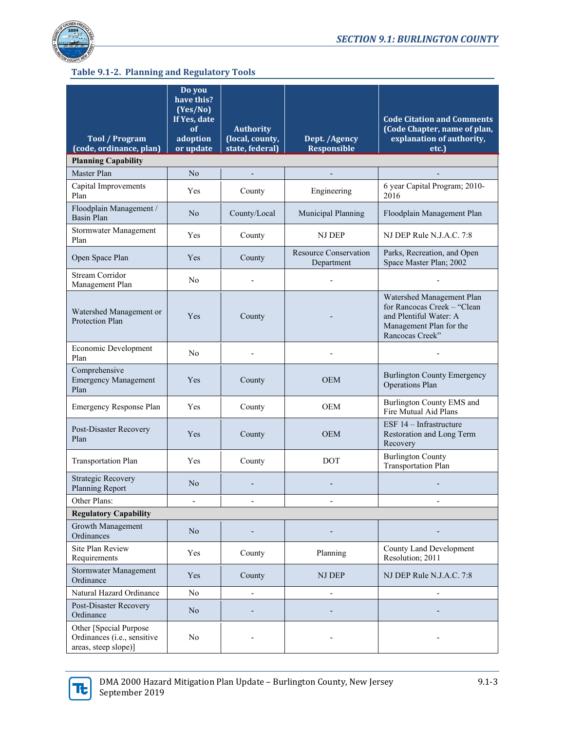### Table 9.1-2. Planning and Regulatory Tools

| Tool / Program (code, ordinance, plan) | Do you have this? (Yes/No) If Yes, date of adoption or update | Authority (local, county, state, federal) | Dept. /Agency Responsible | Code Citation and Comments (Code Chapter, name of plan, explanation of authority, etc.) |
|---|---|---|---|---|
| **Planning Capability** | | | | |
| Master Plan | No | - | - | - |
| Capital Improvements Plan | Yes | County | Engineering | 6 year Capital Program; 2010-2016 |
| Floodplain Management / Basin Plan | No | County/Local | Municipal Planning | Floodplain Management Plan |
| Stormwater Management Plan | Yes | County | NJ DEP | NJ DEP Rule N.J.A.C. 7:8 |
| Open Space Plan | Yes | County | Resource Conservation Department | Parks, Recreation, and Open Space Master Plan; 2002 |
| Stream Corridor Management Plan | No | - | - | - |
| Watershed Management or Protection Plan | Yes | County | - | Watershed Management Plan for Rancocas Creek – "Clean and Plentiful Water: A Management Plan for the Rancocas Creek" |
| Economic Development Plan | No | - | - | - |
| Comprehensive Emergency Management Plan | Yes | County | OEM | Burlington County Emergency Operations Plan |
| Emergency Response Plan | Yes | County | OEM | Burlington County EMS and Fire Mutual Aid Plans |
| Post-Disaster Recovery Plan | Yes | County | OEM | ESF 14 – Infrastructure Restoration and Long Term Recovery |
| Transportation Plan | Yes | County | DOT | Burlington County Transportation Plan |
| Strategic Recovery Planning Report | No | - | - | - |
| Other Plans: | - | - | - | - |
| **Regulatory Capability** | | | | |
| Growth Management Ordinances | No | - | - | - |
| Site Plan Review Requirements | Yes | County | Planning | County Land Development Resolution; 2011 |
| Stormwater Management Ordinance | Yes | County | NJ DEP | NJ DEP Rule N.J.A.C. 7:8 |
| Natural Hazard Ordinance | No | - | - | - |
| Post-Disaster Recovery Ordinance | No | - | - | - |
| Other [Special Purpose Ordinances (i.e., sensitive areas, steep slope)] | No | - | - | - |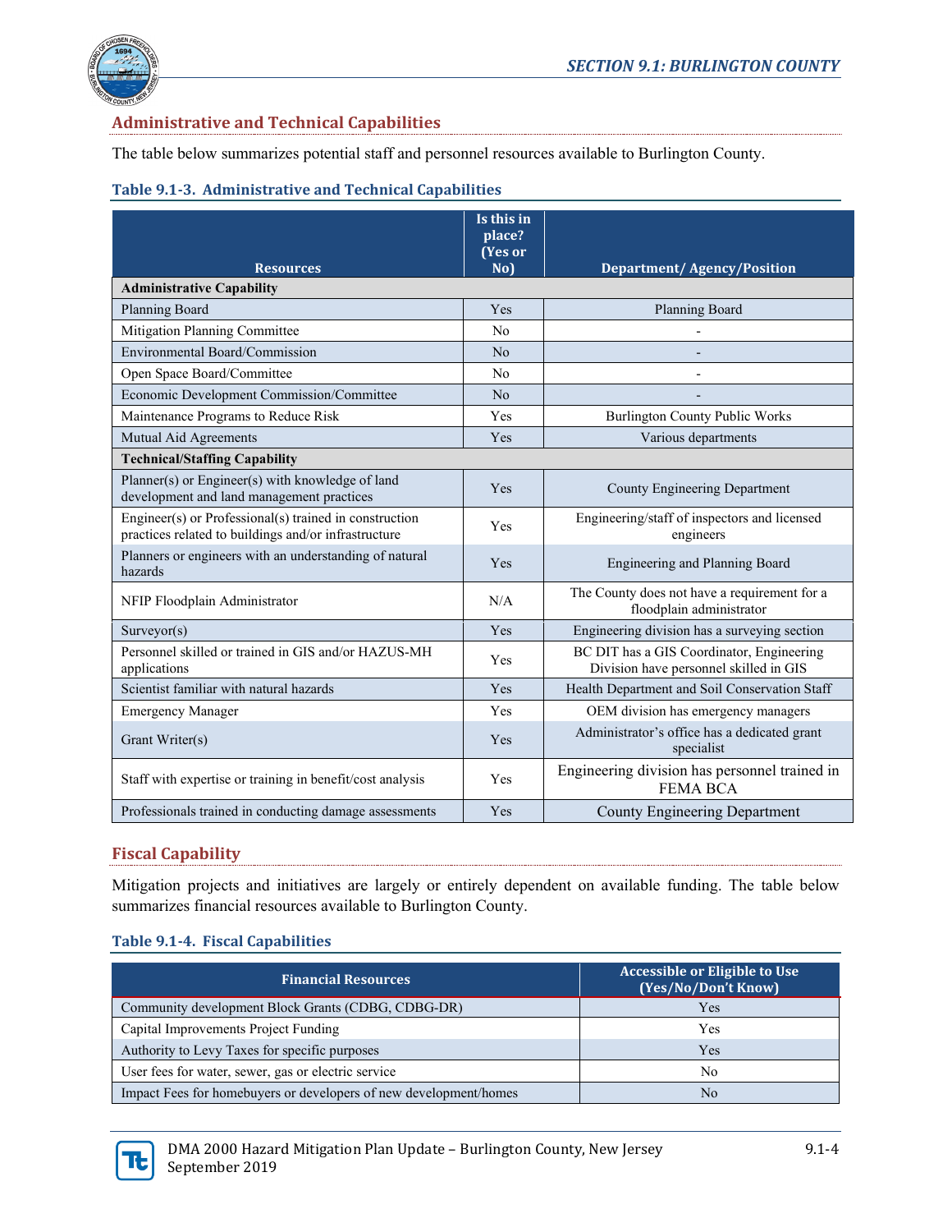## Administrative and Technical Capabilities

The table below summarizes potential staff and personnel resources available to Burlington County.

**Table 9.1-3. Administrative and Technical Capabilities**

| Resources | Is this in place? (Yes or No) | Department/ Agency/Position |
|---|---|---|
| **Administrative Capability** | | |
| Planning Board | Yes | Planning Board |
| Mitigation Planning Committee | No | - |
| Environmental Board/Commission | No | - |
| Open Space Board/Committee | No | - |
| Economic Development Commission/Committee | No | - |
| Maintenance Programs to Reduce Risk | Yes | Burlington County Public Works |
| Mutual Aid Agreements | Yes | Various departments |
| **Technical/Staffing Capability** | | |
| Planner(s) or Engineer(s) with knowledge of land development and land management practices | Yes | County Engineering Department |
| Engineer(s) or Professional(s) trained in construction practices related to buildings and/or infrastructure | Yes | Engineering/staff of inspectors and licensed engineers |
| Planners or engineers with an understanding of natural hazards | Yes | Engineering and Planning Board |
| NFIP Floodplain Administrator | N/A | The County does not have a requirement for a floodplain administrator |
| Surveyor(s) | Yes | Engineering division has a surveying section |
| Personnel skilled or trained in GIS and/or HAZUS-MH applications | Yes | BC DIT has a GIS Coordinator, Engineering Division have personnel skilled in GIS |
| Scientist familiar with natural hazards | Yes | Health Department and Soil Conservation Staff |
| Emergency Manager | Yes | OEM division has emergency managers |
| Grant Writer(s) | Yes | Administrator's office has a dedicated grant specialist |
| Staff with expertise or training in benefit/cost analysis | Yes | Engineering division has personnel trained in FEMA BCA |
| Professionals trained in conducting damage assessments | Yes | County Engineering Department |

## Fiscal Capability

Mitigation projects and initiatives are largely or entirely dependent on available funding. The table below summarizes financial resources available to Burlington County.

**Table 9.1-4. Fiscal Capabilities**

| Financial Resources | Accessible or Eligible to Use (Yes/No/Don't Know) |
|---|---|
| Community development Block Grants (CDBG, CDBG-DR) | Yes |
| Capital Improvements Project Funding | Yes |
| Authority to Levy Taxes for specific purposes | Yes |
| User fees for water, sewer, gas or electric service | No |
| Impact Fees for homebuyers or developers of new development/homes | No |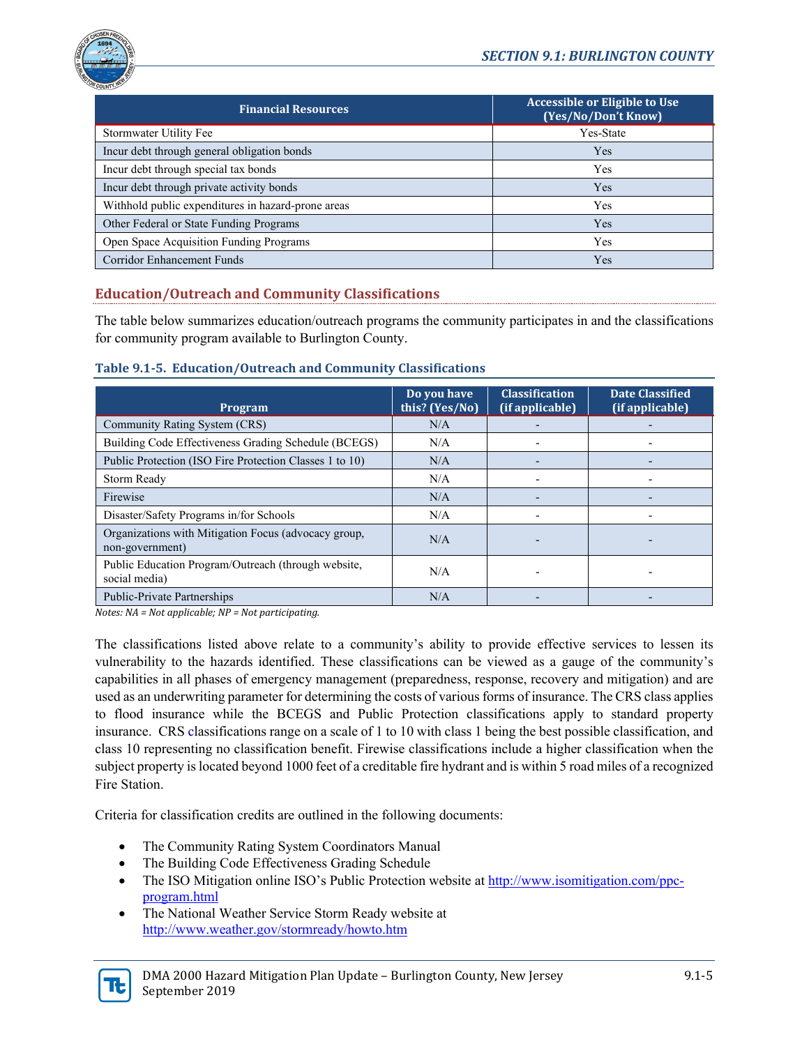| Financial Resources | Accessible or Eligible to Use (Yes/No/Don't Know) |
| --- | --- |
| Stormwater Utility Fee | Yes-State |
| Incur debt through general obligation bonds | Yes |
| Incur debt through special tax bonds | Yes |
| Incur debt through private activity bonds | Yes |
| Withhold public expenditures in hazard-prone areas | Yes |
| Other Federal or State Funding Programs | Yes |
| Open Space Acquisition Funding Programs | Yes |
| Corridor Enhancement Funds | Yes |

## Education/Outreach and Community Classifications

The table below summarizes education/outreach programs the community participates in and the classifications for community program available to Burlington County.

**Table 9.1-5. Education/Outreach and Community Classifications**

| Program | Do you have this? (Yes/No) | Classification (if applicable) | Date Classified (if applicable) |
| --- | --- | --- | --- |
| Community Rating System (CRS) | N/A | - | - |
| Building Code Effectiveness Grading Schedule (BCEGS) | N/A | - | - |
| Public Protection (ISO Fire Protection Classes 1 to 10) | N/A | - | - |
| Storm Ready | N/A | - | - |
| Firewise | N/A | - | - |
| Disaster/Safety Programs in/for Schools | N/A | - | - |
| Organizations with Mitigation Focus (advocacy group, non-government) | N/A | - | - |
| Public Education Program/Outreach (through website, social media) | N/A | - | - |
| Public-Private Partnerships | N/A | - | - |

*Notes: NA = Not applicable; NP = Not participating.*

The classifications listed above relate to a community's ability to provide effective services to lessen its vulnerability to the hazards identified. These classifications can be viewed as a gauge of the community's capabilities in all phases of emergency management (preparedness, response, recovery and mitigation) and are used as an underwriting parameter for determining the costs of various forms of insurance. The CRS class applies to flood insurance while the BCEGS and Public Protection classifications apply to standard property insurance. CRS classifications range on a scale of 1 to 10 with class 1 being the best possible classification, and class 10 representing no classification benefit. Firewise classifications include a higher classification when the subject property is located beyond 1000 feet of a creditable fire hydrant and is within 5 road miles of a recognized Fire Station.

Criteria for classification credits are outlined in the following documents:

- The Community Rating System Coordinators Manual
- The Building Code Effectiveness Grading Schedule
- The ISO Mitigation online ISO's Public Protection website at http://www.isomitigation.com/ppc-program.html
- The National Weather Service Storm Ready website at http://www.weather.gov/stormready/howto.htm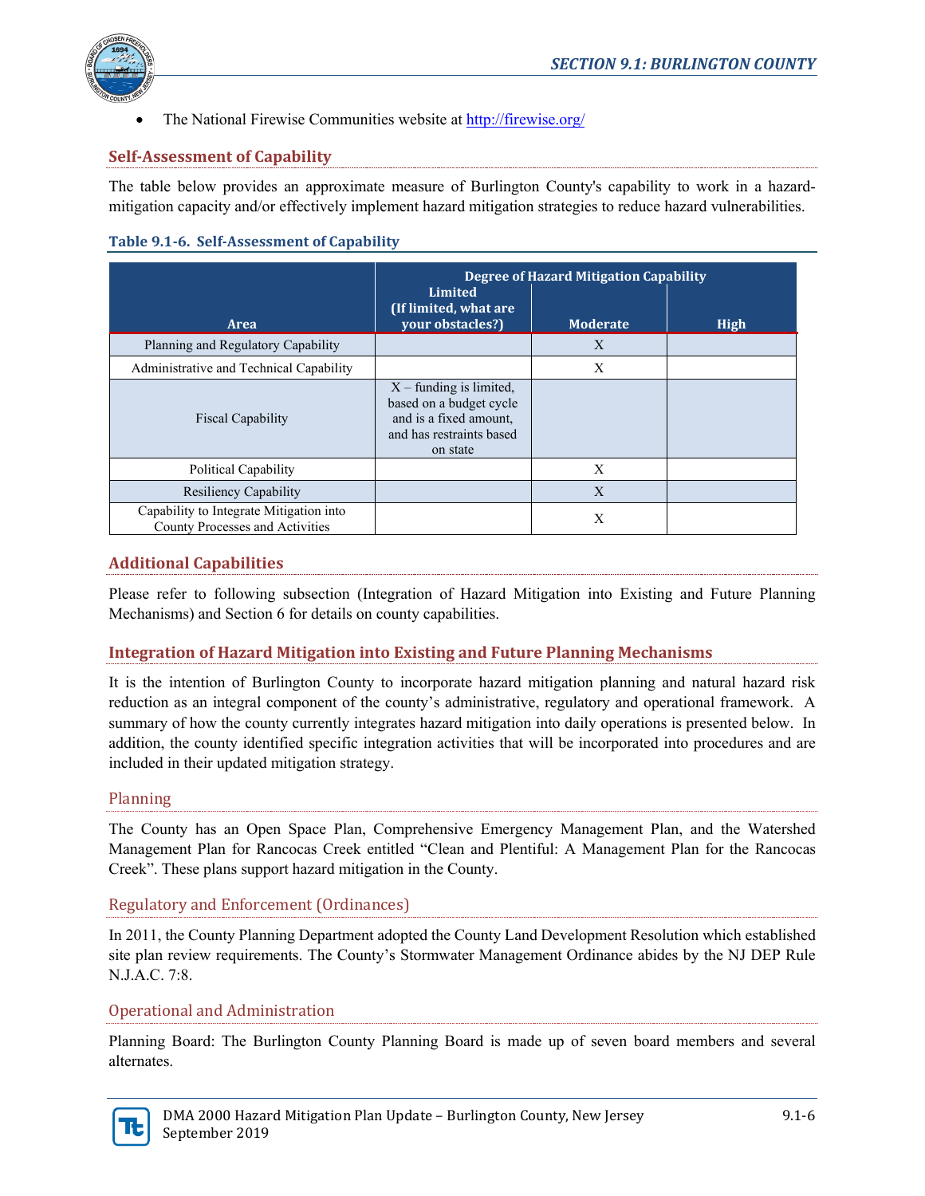- The National Firewise Communities website at http://firewise.org/

## Self-Assessment of Capability

The table below provides an approximate measure of Burlington County's capability to work in a hazard-mitigation capacity and/or effectively implement hazard mitigation strategies to reduce hazard vulnerabilities.

**Table 9.1-6. Self-Assessment of Capability**

| Area | Degree of Hazard Mitigation Capability | | |
|---|---|---|---|
| | Limited (If limited, what are your obstacles?) | Moderate | High |
| Planning and Regulatory Capability | | X | |
| Administrative and Technical Capability | | X | |
| Fiscal Capability | X – funding is limited, based on a budget cycle and is a fixed amount, and has restraints based on state | | |
| Political Capability | | X | |
| Resiliency Capability | | X | |
| Capability to Integrate Mitigation into County Processes and Activities | | X | |

## Additional Capabilities

Please refer to following subsection (Integration of Hazard Mitigation into Existing and Future Planning Mechanisms) and Section 6 for details on county capabilities.

## Integration of Hazard Mitigation into Existing and Future Planning Mechanisms

It is the intention of Burlington County to incorporate hazard mitigation planning and natural hazard risk reduction as an integral component of the county's administrative, regulatory and operational framework. A summary of how the county currently integrates hazard mitigation into daily operations is presented below. In addition, the county identified specific integration activities that will be incorporated into procedures and are included in their updated mitigation strategy.

### Planning

The County has an Open Space Plan, Comprehensive Emergency Management Plan, and the Watershed Management Plan for Rancocas Creek entitled "Clean and Plentiful: A Management Plan for the Rancocas Creek". These plans support hazard mitigation in the County.

### Regulatory and Enforcement (Ordinances)

In 2011, the County Planning Department adopted the County Land Development Resolution which established site plan review requirements. The County's Stormwater Management Ordinance abides by the NJ DEP Rule N.J.A.C. 7:8.

### Operational and Administration

Planning Board: The Burlington County Planning Board is made up of seven board members and several alternates.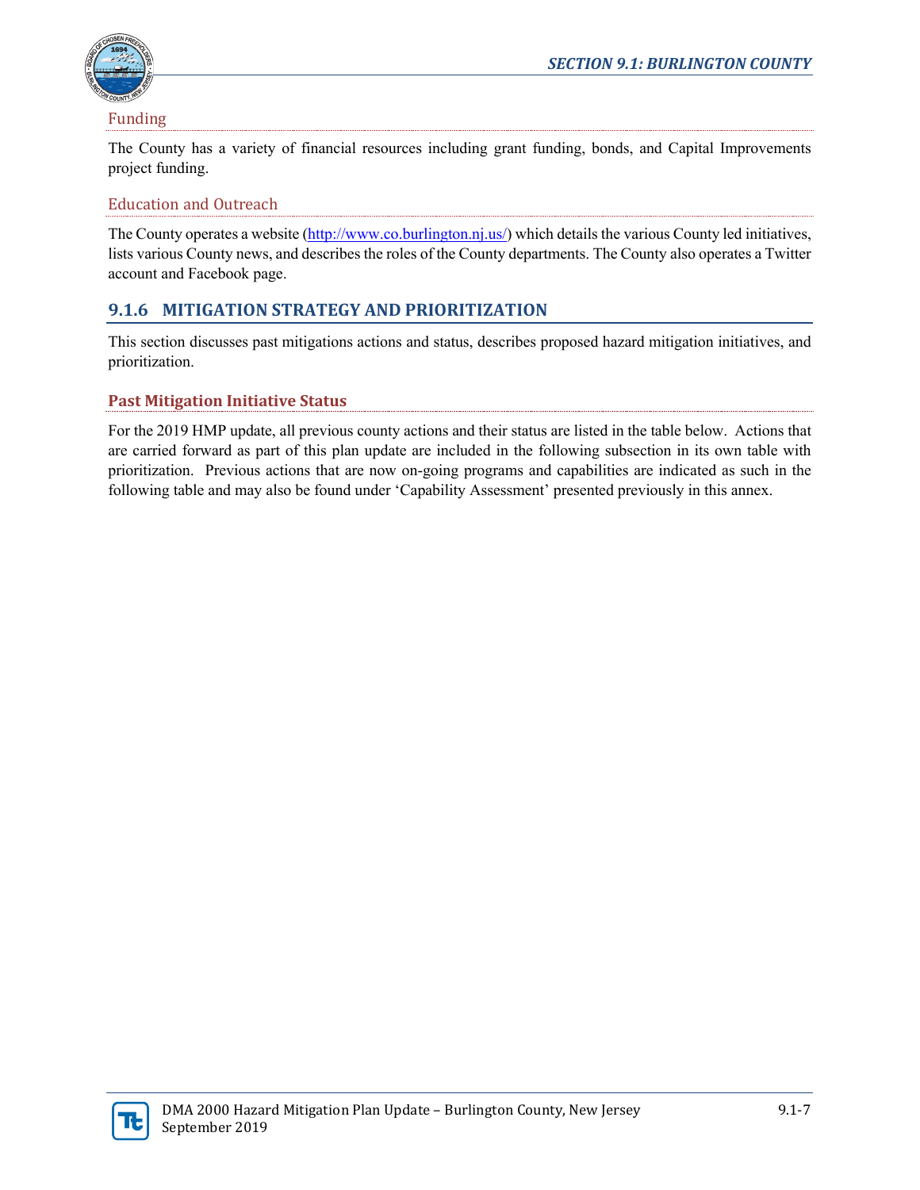### Funding

The County has a variety of financial resources including grant funding, bonds, and Capital Improvements project funding.

### Education and Outreach

The County operates a website (http://www.co.burlington.nj.us/) which details the various County led initiatives, lists various County news, and describes the roles of the County departments. The County also operates a Twitter account and Facebook page.

## 9.1.6 MITIGATION STRATEGY AND PRIORITIZATION

This section discusses past mitigations actions and status, describes proposed hazard mitigation initiatives, and prioritization.

### Past Mitigation Initiative Status

For the 2019 HMP update, all previous county actions and their status are listed in the table below. Actions that are carried forward as part of this plan update are included in the following subsection in its own table with prioritization. Previous actions that are now on-going programs and capabilities are indicated as such in the following table and may also be found under 'Capability Assessment' presented previously in this annex.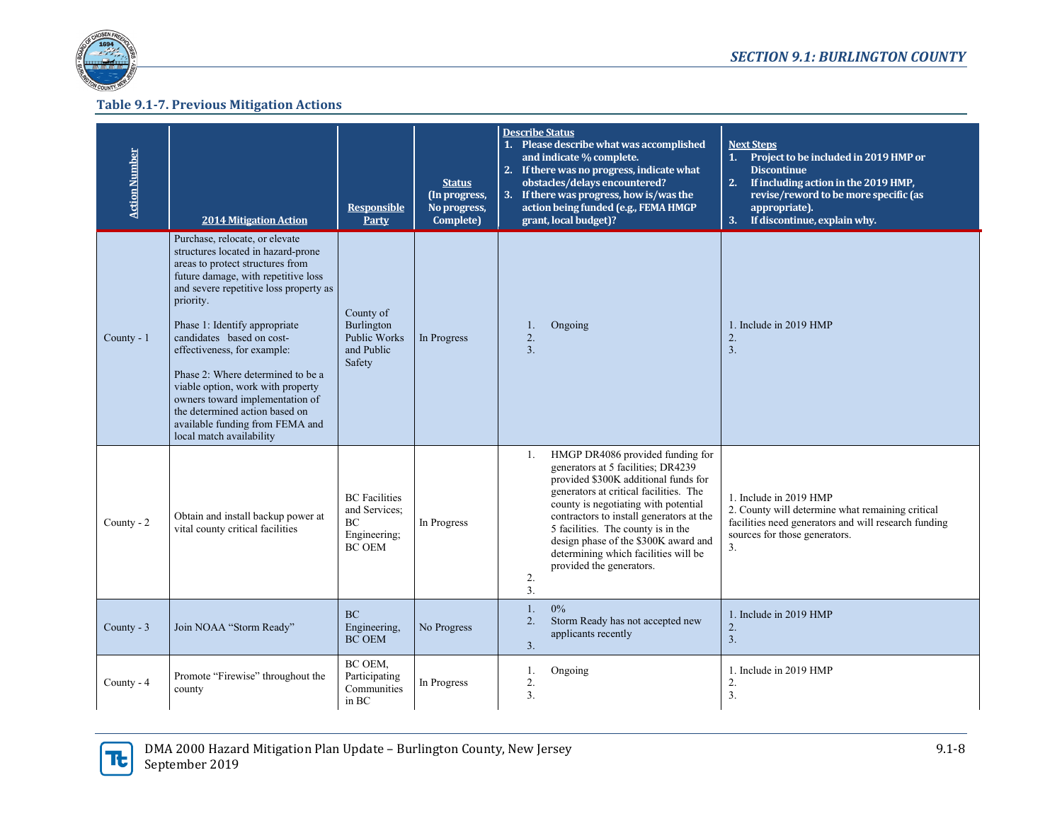### Table 9.1-7. Previous Mitigation Actions

| Action Number | 2014 Mitigation Action | Responsible Party | Status (In progress, No progress, Complete) | Describe Status<br>1. Please describe what was accomplished and indicate % complete.<br>2. If there was no progress, indicate what obstacles/delays encountered?<br>3. If there was progress, how is/was the action being funded (e.g., FEMA HMGP grant, local budget)? | Next Steps<br>1. Project to be included in 2019 HMP or Discontinue<br>2. If including action in the 2019 HMP, revise/reword to be more specific (as appropriate).<br>3. If discontinue, explain why. |
|---|---|---|---|---|---|
| County - 1 | Purchase, relocate, or elevate structures located in hazard-prone areas to protect structures from future damage, with repetitive loss and severe repetitive loss property as priority.<br><br>Phase 1: Identify appropriate candidates based on cost-effectiveness, for example:<br><br>Phase 2: Where determined to be a viable option, work with property owners toward implementation of the determined action based on available funding from FEMA and local match availability | County of Burlington Public Works and Public Safety | In Progress | 1. Ongoing<br>2.<br>3. | 1. Include in 2019 HMP<br>2.<br>3. |
| County - 2 | Obtain and install backup power at vital county critical facilities | BC Facilities and Services; BC Engineering; BC OEM | In Progress | 1. HMGP DR4086 provided funding for generators at 5 facilities; DR4239 provided $300K additional funds for generators at critical facilities. The county is negotiating with potential contractors to install generators at the 5 facilities. The county is in the design phase of the $300K award and determining which facilities will be provided the generators.<br>2.<br>3. | 1. Include in 2019 HMP<br>2. County will determine what remaining critical facilities need generators and will research funding sources for those generators.<br>3. |
| County - 3 | Join NOAA "Storm Ready" | BC Engineering, BC OEM | No Progress | 1. 0%<br>2. Storm Ready has not accepted new applicants recently<br>3. | 1. Include in 2019 HMP<br>2.<br>3. |
| County - 4 | Promote "Firewise" throughout the county | BC OEM, Participating Communities in BC | In Progress | 1. Ongoing<br>2.<br>3. | 1. Include in 2019 HMP<br>2.<br>3. |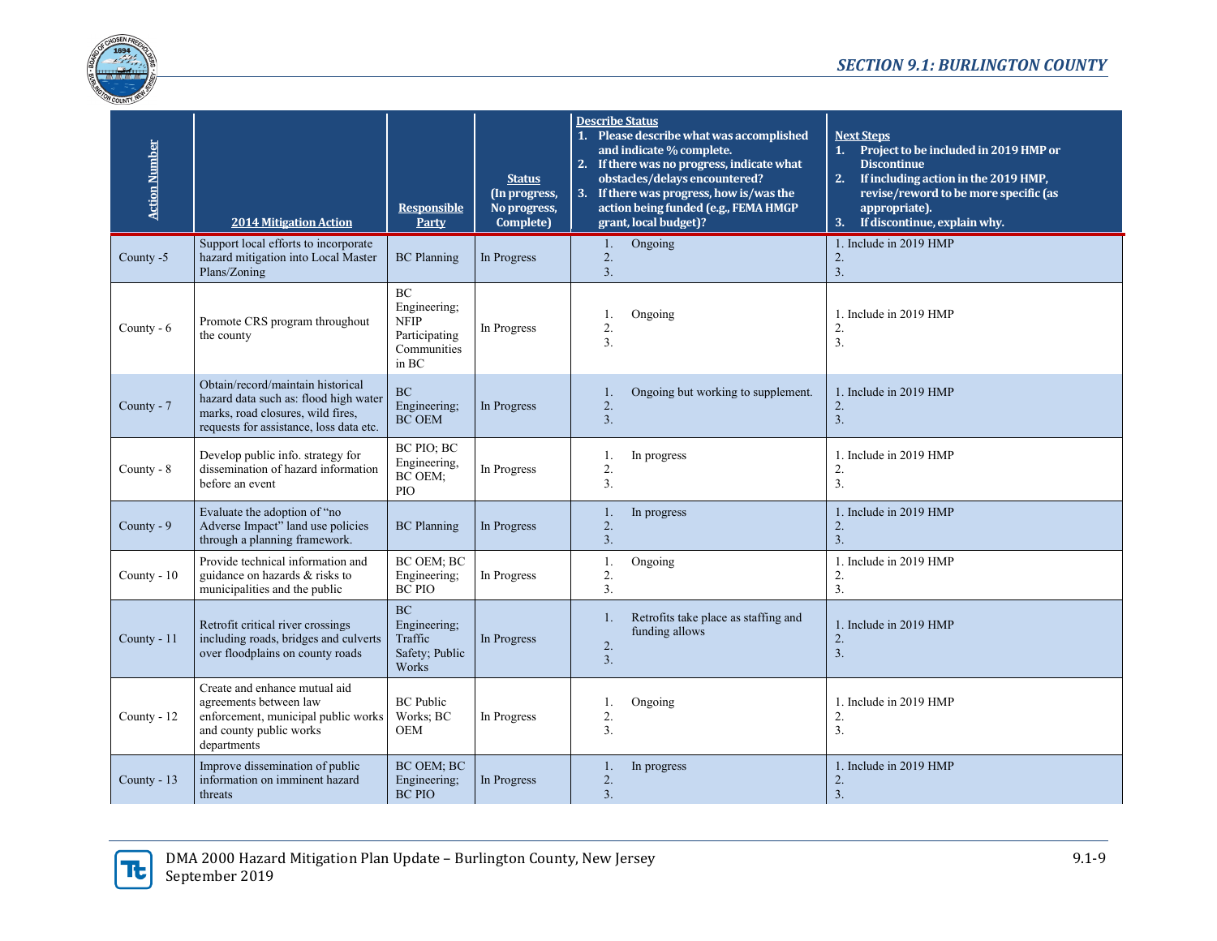| Action Number | 2014 Mitigation Action | Responsible Party | Status (In progress, No progress, Complete) | Describe Status 1. Please describe what was accomplished and indicate % complete. 2. If there was no progress, indicate what obstacles/delays encountered? 3. If there was progress, how is/was the action being funded (e.g., FEMA HMGP grant, local budget)? | Next Steps 1. Project to be included in 2019 HMP or Discontinue 2. If including action in the 2019 HMP, revise/reword to be more specific (as appropriate). 3. If discontinue, explain why. |
|---|---|---|---|---|---|
| County -5 | Support local efforts to incorporate hazard mitigation into Local Master Plans/Zoning | BC Planning | In Progress | 1. Ongoing<br>2.<br>3. | 1. Include in 2019 HMP<br>2.<br>3. |
| County - 6 | Promote CRS program throughout the county | BC Engineering; NFIP Participating Communities in BC | In Progress | 1. Ongoing<br>2.<br>3. | 1. Include in 2019 HMP<br>2.<br>3. |
| County - 7 | Obtain/record/maintain historical hazard data such as: flood high water marks, road closures, wild fires, requests for assistance, loss data etc. | BC Engineering; BC OEM | In Progress | 1. Ongoing but working to supplement.<br>2.<br>3. | 1. Include in 2019 HMP<br>2.<br>3. |
| County - 8 | Develop public info. strategy for dissemination of hazard information before an event | BC PIO; BC Engineering, BC OEM; PIO | In Progress | 1. In progress<br>2.<br>3. | 1. Include in 2019 HMP<br>2.<br>3. |
| County - 9 | Evaluate the adoption of "no Adverse Impact" land use policies through a planning framework. | BC Planning | In Progress | 1. In progress<br>2.<br>3. | 1. Include in 2019 HMP<br>2.<br>3. |
| County - 10 | Provide technical information and guidance on hazards & risks to municipalities and the public | BC OEM; BC Engineering; BC PIO | In Progress | 1. Ongoing<br>2.<br>3. | 1. Include in 2019 HMP<br>2.<br>3. |
| County - 11 | Retrofit critical river crossings including roads, bridges and culverts over floodplains on county roads | BC Engineering; Traffic Safety; Public Works | In Progress | 1. Retrofits take place as staffing and funding allows<br>2.<br>3. | 1. Include in 2019 HMP<br>2.<br>3. |
| County - 12 | Create and enhance mutual aid agreements between law enforcement, municipal public works and county public works departments | BC Public Works; BC OEM | In Progress | 1. Ongoing<br>2.<br>3. | 1. Include in 2019 HMP<br>2.<br>3. |
| County - 13 | Improve dissemination of public information on imminent hazard threats | BC OEM; BC Engineering; BC PIO | In Progress | 1. In progress<br>2.<br>3. | 1. Include in 2019 HMP<br>2.<br>3. |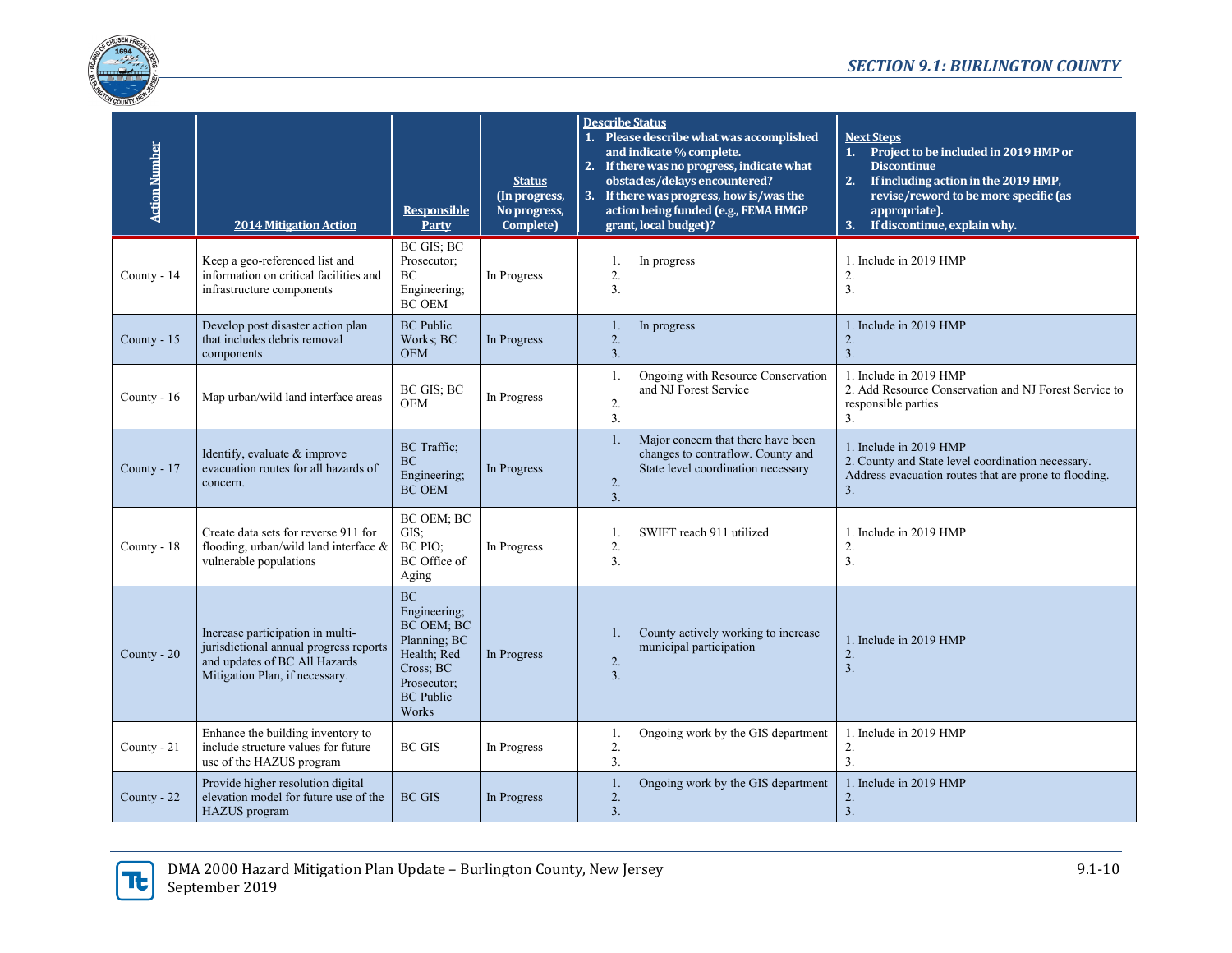| Action Number | 2014 Mitigation Action | Responsible Party | Status (In progress, No progress, Complete) | Describe Status<br>1. Please describe what was accomplished and indicate % complete.<br>2. If there was no progress, indicate what obstacles/delays encountered?<br>3. If there was progress, how is/was the action being funded (e.g., FEMA HMGP grant, local budget)? | Next Steps<br>1. Project to be included in 2019 HMP or Discontinue<br>2. If including action in the 2019 HMP, revise/reword to be more specific (as appropriate).<br>3. If discontinue, explain why. |
|---|---|---|---|---|---|
| County - 14 | Keep a geo-referenced list and information on critical facilities and infrastructure components | BC GIS; BC Prosecutor; BC Engineering; BC OEM | In Progress | 1. In progress<br>2.<br>3. | 1. Include in 2019 HMP<br>2.<br>3. |
| County - 15 | Develop post disaster action plan that includes debris removal components | BC Public Works; BC OEM | In Progress | 1. In progress<br>2.<br>3. | 1. Include in 2019 HMP<br>2.<br>3. |
| County - 16 | Map urban/wild land interface areas | BC GIS; BC OEM | In Progress | 1. Ongoing with Resource Conservation and NJ Forest Service<br>2.<br>3. | 1. Include in 2019 HMP<br>2. Add Resource Conservation and NJ Forest Service to responsible parties<br>3. |
| County - 17 | Identify, evaluate & improve evacuation routes for all hazards of concern. | BC Traffic; BC Engineering; BC OEM | In Progress | 1. Major concern that there have been changes to contraflow. County and State level coordination necessary<br>2.<br>3. | 1. Include in 2019 HMP<br>2. County and State level coordination necessary. Address evacuation routes that are prone to flooding.<br>3. |
| County - 18 | Create data sets for reverse 911 for flooding, urban/wild land interface & vulnerable populations | BC OEM; BC GIS; BC PIO; BC Office of Aging | In Progress | 1. SWIFT reach 911 utilized<br>2.<br>3. | 1. Include in 2019 HMP<br>2.<br>3. |
| County - 20 | Increase participation in multi-jurisdictional annual progress reports and updates of BC All Hazards Mitigation Plan, if necessary. | BC Engineering; BC OEM; BC Planning; BC Health; Red Cross; BC Prosecutor; BC Public Works | In Progress | 1. County actively working to increase municipal participation<br>2.<br>3. | 1. Include in 2019 HMP<br>2.<br>3. |
| County - 21 | Enhance the building inventory to include structure values for future use of the HAZUS program | BC GIS | In Progress | 1. Ongoing work by the GIS department<br>2.<br>3. | 1. Include in 2019 HMP<br>2.<br>3. |
| County - 22 | Provide higher resolution digital elevation model for future use of the HAZUS program | BC GIS | In Progress | 1. Ongoing work by the GIS department<br>2.<br>3. | 1. Include in 2019 HMP<br>2.<br>3. |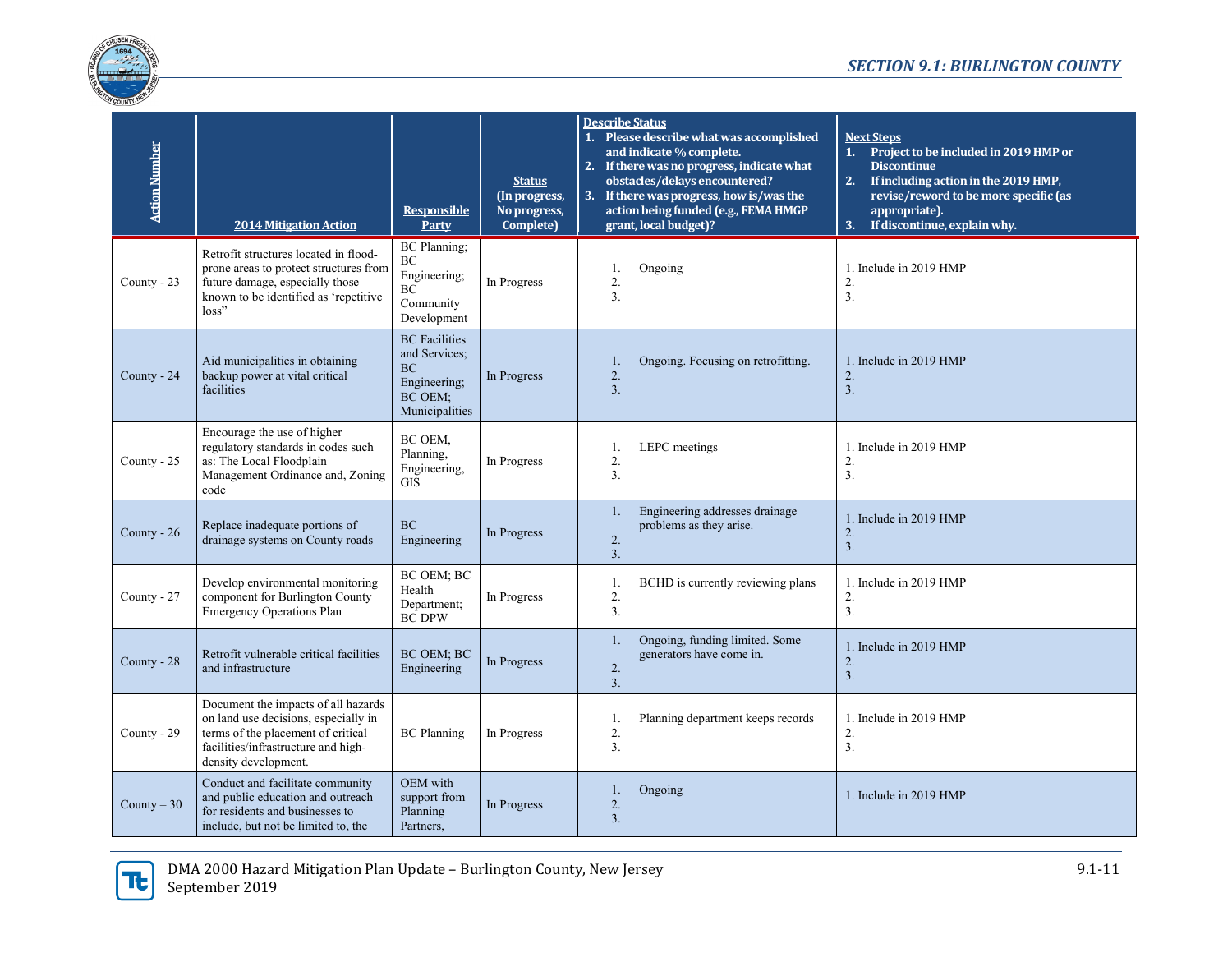| Action Number | 2014 Mitigation Action | Responsible Party | Status (In progress, No progress, Complete) | Describe Status 1. Please describe what was accomplished and indicate % complete. 2. If there was no progress, indicate what obstacles/delays encountered? 3. If there was progress, how is/was the action being funded (e.g., FEMA HMGP grant, local budget)? | Next Steps 1. Project to be included in 2019 HMP or Discontinue 2. If including action in the 2019 HMP, revise/reword to be more specific (as appropriate). 3. If discontinue, explain why. |
|---|---|---|---|---|---|
| County - 23 | Retrofit structures located in flood-prone areas to protect structures from future damage, especially those known to be identified as 'repetitive loss" | BC Planning; BC Engineering; BC Community Development | In Progress | 1. Ongoing<br>2.<br>3. | 1. Include in 2019 HMP<br>2.<br>3. |
| County - 24 | Aid municipalities in obtaining backup power at vital critical facilities | BC Facilities and Services; BC Engineering; BC OEM; Municipalities | In Progress | 1. Ongoing. Focusing on retrofitting.<br>2.<br>3. | 1. Include in 2019 HMP<br>2.<br>3. |
| County - 25 | Encourage the use of higher regulatory standards in codes such as: The Local Floodplain Management Ordinance and, Zoning code | BC OEM, Planning, Engineering, GIS | In Progress | 1. LEPC meetings<br>2.<br>3. | 1. Include in 2019 HMP<br>2.<br>3. |
| County - 26 | Replace inadequate portions of drainage systems on County roads | BC Engineering | In Progress | 1. Engineering addresses drainage problems as they arise.<br>2.<br>3. | 1. Include in 2019 HMP<br>2.<br>3. |
| County - 27 | Develop environmental monitoring component for Burlington County Emergency Operations Plan | BC OEM; BC Health Department; BC DPW | In Progress | 1. BCHD is currently reviewing plans<br>2.<br>3. | 1. Include in 2019 HMP<br>2.<br>3. |
| County - 28 | Retrofit vulnerable critical facilities and infrastructure | BC OEM; BC Engineering | In Progress | 1. Ongoing, funding limited. Some generators have come in.<br>2.<br>3. | 1. Include in 2019 HMP<br>2.<br>3. |
| County - 29 | Document the impacts of all hazards on land use decisions, especially in terms of the placement of critical facilities/infrastructure and high-density development. | BC Planning | In Progress | 1. Planning department keeps records<br>2.<br>3. | 1. Include in 2019 HMP<br>2.<br>3. |
| County – 30 | Conduct and facilitate community and public education and outreach for residents and businesses to include, but not be limited to, the | OEM with support from Planning Partners, | In Progress | 1. Ongoing<br>2.<br>3. | 1. Include in 2019 HMP |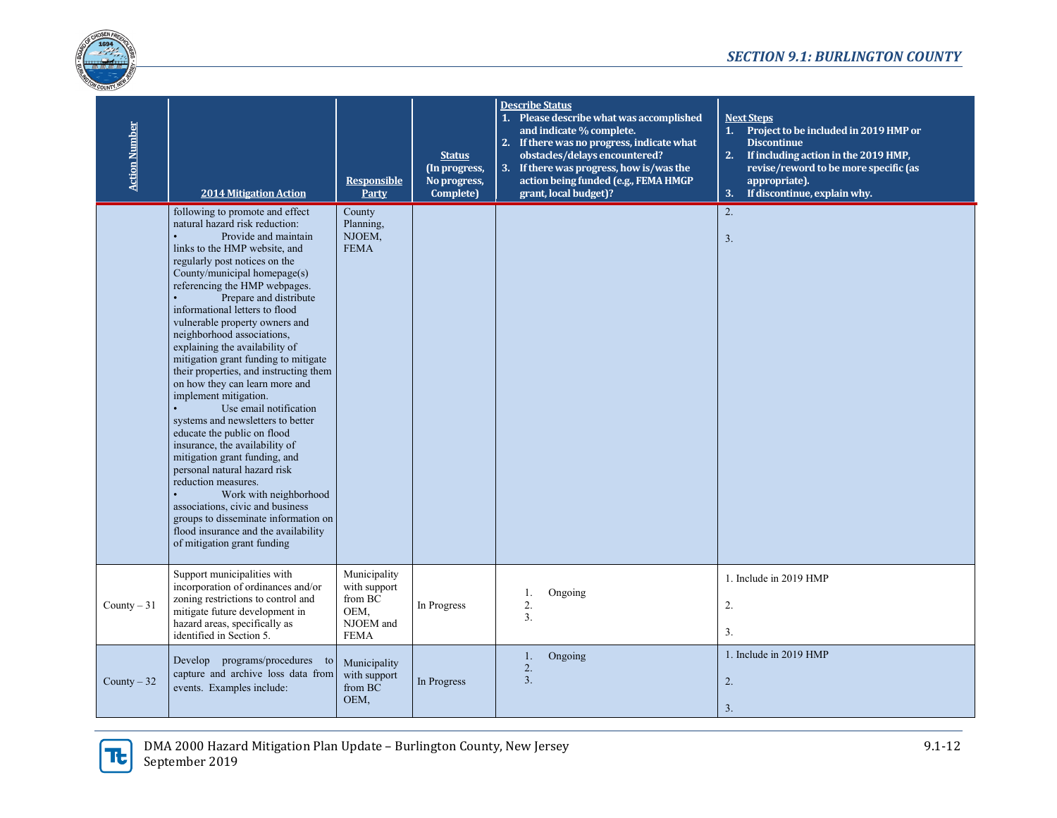| Action Number | 2014 Mitigation Action | Responsible Party | Status (In progress, No progress, Complete) | Describe Status 1. Please describe what was accomplished and indicate % complete. 2. If there was no progress, indicate what obstacles/delays encountered? 3. If there was progress, how is/was the action being funded (e.g., FEMA HMGP grant, local budget)? | Next Steps 1. Project to be included in 2019 HMP or Discontinue 2. If including action in the 2019 HMP, revise/reword to be more specific (as appropriate). 3. If discontinue, explain why. |
|---|---|---|---|---|---|
| | following to promote and effect natural hazard risk reduction: • Provide and maintain links to the HMP website, and regularly post notices on the County/municipal homepage(s) referencing the HMP webpages. • Prepare and distribute informational letters to flood vulnerable property owners and neighborhood associations, explaining the availability of mitigation grant funding to mitigate their properties, and instructing them on how they can learn more and implement mitigation. • Use email notification systems and newsletters to better educate the public on flood insurance, the availability of mitigation grant funding, and personal natural hazard risk reduction measures. • Work with neighborhood associations, civic and business groups to disseminate information on flood insurance and the availability of mitigation grant funding | County Planning, NJOEM, FEMA | | | 2.<br>3. |
| County – 31 | Support municipalities with incorporation of ordinances and/or zoning restrictions to control and mitigate future development in hazard areas, specifically as identified in Section 5. | Municipality with support from BC OEM, NJOEM and FEMA | In Progress | 1. Ongoing<br>2.<br>3. | 1. Include in 2019 HMP<br>2.<br>3. |
| County – 32 | Develop programs/procedures to capture and archive loss data from events. Examples include: | Municipality with support from BC OEM, | In Progress | 1. Ongoing<br>2.<br>3. | 1. Include in 2019 HMP<br>2.<br>3. |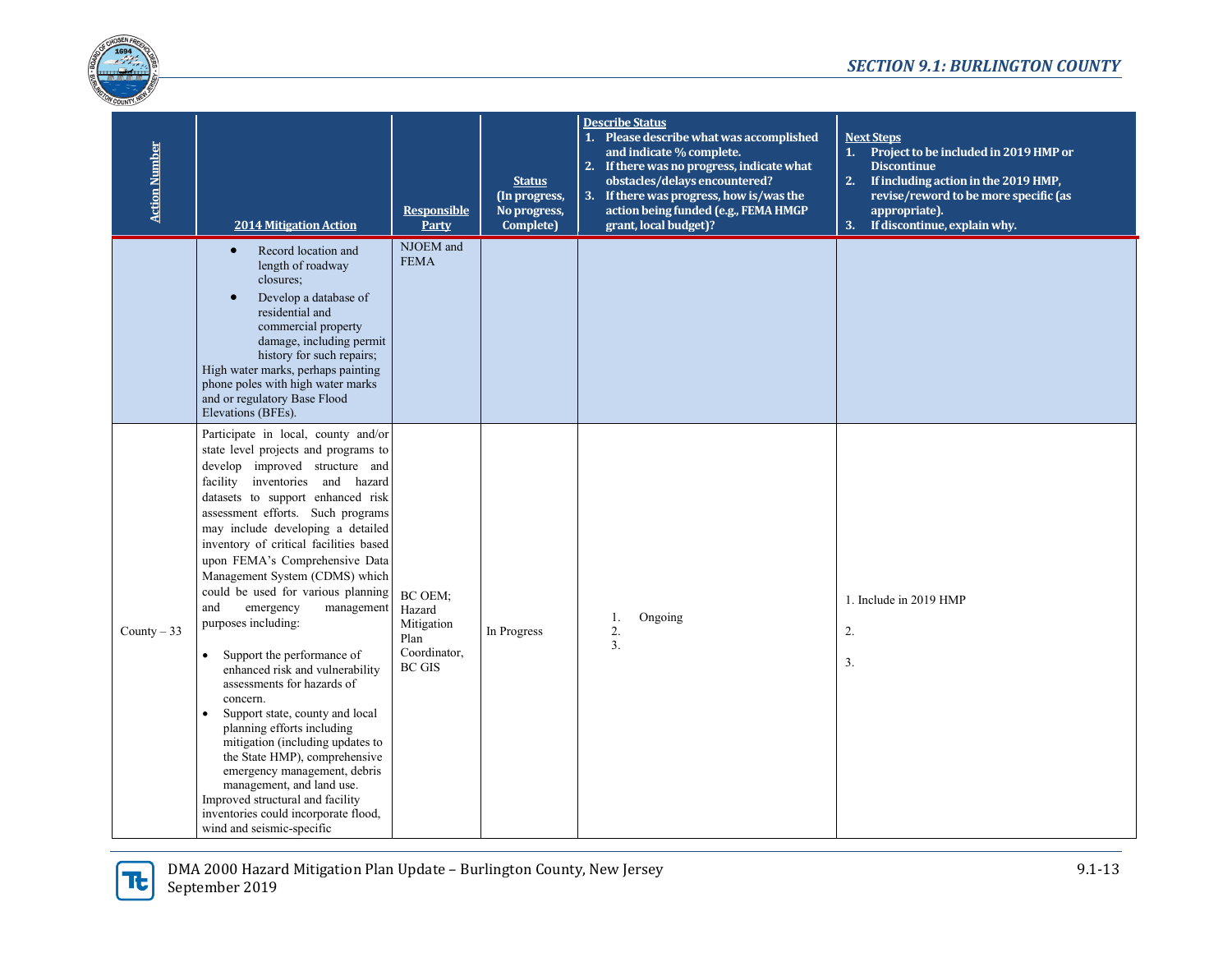| Action Number | 2014 Mitigation Action | Responsible Party | Status (In progress, No progress, Complete) | Describe Status<br>1. Please describe what was accomplished and indicate % complete.<br>2. If there was no progress, indicate what obstacles/delays encountered?<br>3. If there was progress, how is/was the action being funded (e.g., FEMA HMGP grant, local budget)? | Next Steps<br>1. Project to be included in 2019 HMP or Discontinue<br>2. If including action in the 2019 HMP, revise/reword to be more specific (as appropriate).<br>3. If discontinue, explain why. |
|---|---|---|---|---|---|
| | • Record location and length of roadway closures;<br>• Develop a database of residential and commercial property damage, including permit history for such repairs;<br>High water marks, perhaps painting phone poles with high water marks and or regulatory Base Flood Elevations (BFEs). | NJOEM and FEMA | | | |
| County – 33 | Participate in local, county and/or state level projects and programs to develop improved structure and facility inventories and hazard datasets to support enhanced risk assessment efforts. Such programs may include developing a detailed inventory of critical facilities based upon FEMA's Comprehensive Data Management System (CDMS) which could be used for various planning and emergency management purposes including:<br>• Support the performance of enhanced risk and vulnerability assessments for hazards of concern.<br>• Support state, county and local planning efforts including mitigation (including updates to the State HMP), comprehensive emergency management, debris management, and land use.<br>Improved structural and facility inventories could incorporate flood, wind and seismic-specific | BC OEM; Hazard Mitigation Plan Coordinator, BC GIS | In Progress | 1. Ongoing<br>2.<br>3. | 1. Include in 2019 HMP<br>2.<br>3. |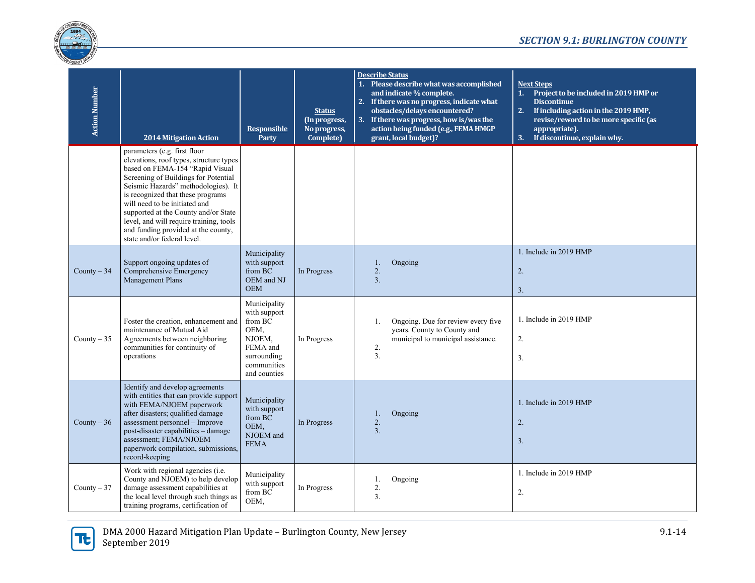| Action Number | 2014 Mitigation Action | Responsible Party | Status (In progress, No progress, Complete) | Describe Status 1. Please describe what was accomplished and indicate % complete. 2. If there was no progress, indicate what obstacles/delays encountered? 3. If there was progress, how is/was the action being funded (e.g., FEMA HMGP grant, local budget)? | Next Steps 1. Project to be included in 2019 HMP or Discontinue 2. If including action in the 2019 HMP, revise/reword to be more specific (as appropriate). 3. If discontinue, explain why. |
|---|---|---|---|---|---|
| | parameters (e.g. first floor elevations, roof types, structure types based on FEMA-154 "Rapid Visual Screening of Buildings for Potential Seismic Hazards" methodologies). It is recognized that these programs will need to be initiated and supported at the County and/or State level, and will require training, tools and funding provided at the county, state and/or federal level. | | | | |
| County – 34 | Support ongoing updates of Comprehensive Emergency Management Plans | Municipality with support from BC OEM and NJ OEM | In Progress | 1. Ongoing 2. 3. | 1. Include in 2019 HMP 2. 3. |
| County – 35 | Foster the creation, enhancement and maintenance of Mutual Aid Agreements between neighboring communities for continuity of operations | Municipality with support from BC OEM, NJOEM, FEMA and surrounding communities and counties | In Progress | 1. Ongoing. Due for review every five years. County to County and municipal to municipal assistance. 2. 3. | 1. Include in 2019 HMP 2. 3. |
| County – 36 | Identify and develop agreements with entities that can provide support with FEMA/NJOEM paperwork after disasters; qualified damage assessment personnel – Improve post-disaster capabilities – damage assessment; FEMA/NJOEM paperwork compilation, submissions, record-keeping | Municipality with support from BC OEM, NJOEM and FEMA | In Progress | 1. Ongoing 2. 3. | 1. Include in 2019 HMP 2. 3. |
| County – 37 | Work with regional agencies (i.e. County and NJOEM) to help develop damage assessment capabilities at the local level through such things as training programs, certification of | Municipality with support from BC OEM, | In Progress | 1. Ongoing 2. 3. | 1. Include in 2019 HMP 2. |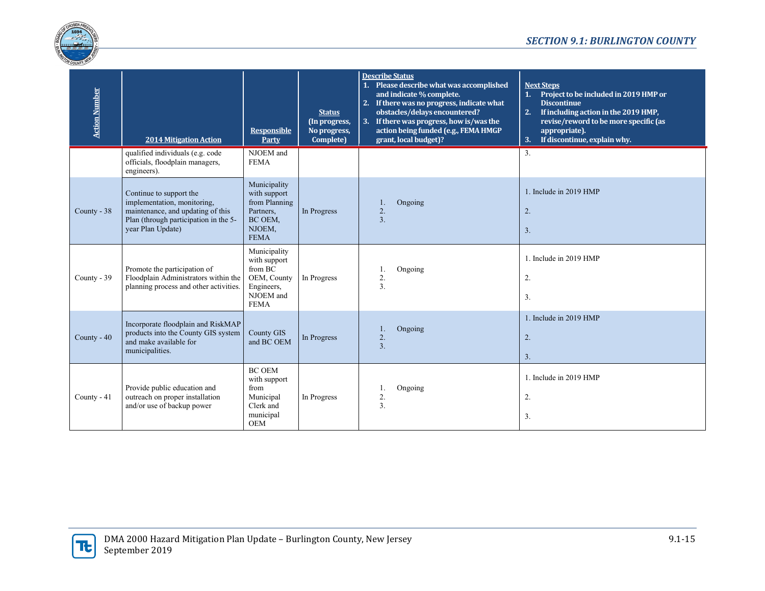| Action Number | 2014 Mitigation Action | Responsible Party | Status (In progress, No progress, Complete) | Describe Status 1. Please describe what was accomplished and indicate % complete. 2. If there was no progress, indicate what obstacles/delays encountered? 3. If there was progress, how is/was the action being funded (e.g., FEMA HMGP grant, local budget)? | Next Steps 1. Project to be included in 2019 HMP or Discontinue 2. If including action in the 2019 HMP, revise/reword to be more specific (as appropriate). 3. If discontinue, explain why. |
|---|---|---|---|---|---|
| | qualified individuals (e.g. code officials, floodplain managers, engineers). | NJOEM and FEMA | | | 3. |
| County - 38 | Continue to support the implementation, monitoring, maintenance, and updating of this Plan (through participation in the 5-year Plan Update) | Municipality with support from Planning Partners, BC OEM, NJOEM, FEMA | In Progress | 1. Ongoing 2. 3. | 1. Include in 2019 HMP 2. 3. |
| County - 39 | Promote the participation of Floodplain Administrators within the planning process and other activities. | Municipality with support from BC OEM, County Engineers, NJOEM and FEMA | In Progress | 1. Ongoing 2. 3. | 1. Include in 2019 HMP 2. 3. |
| County - 40 | Incorporate floodplain and RiskMAP products into the County GIS system and make available for municipalities. | County GIS and BC OEM | In Progress | 1. Ongoing 2. 3. | 1. Include in 2019 HMP 2. 3. |
| County - 41 | Provide public education and outreach on proper installation and/or use of backup power | BC OEM with support from Municipal Clerk and municipal OEM | In Progress | 1. Ongoing 2. 3. | 1. Include in 2019 HMP 2. 3. |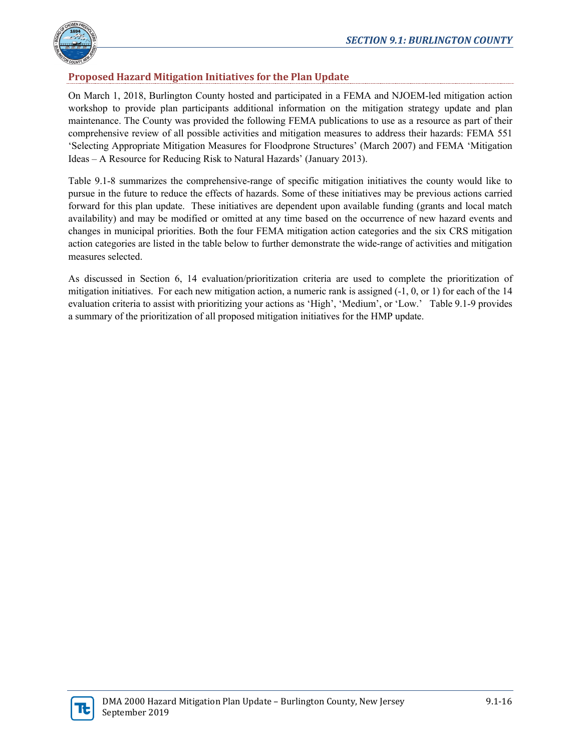## Proposed Hazard Mitigation Initiatives for the Plan Update

On March 1, 2018, Burlington County hosted and participated in a FEMA and NJOEM-led mitigation action workshop to provide plan participants additional information on the mitigation strategy update and plan maintenance. The County was provided the following FEMA publications to use as a resource as part of their comprehensive review of all possible activities and mitigation measures to address their hazards: FEMA 551 'Selecting Appropriate Mitigation Measures for Floodprone Structures' (March 2007) and FEMA 'Mitigation Ideas – A Resource for Reducing Risk to Natural Hazards' (January 2013).

Table 9.1-8 summarizes the comprehensive-range of specific mitigation initiatives the county would like to pursue in the future to reduce the effects of hazards. Some of these initiatives may be previous actions carried forward for this plan update. These initiatives are dependent upon available funding (grants and local match availability) and may be modified or omitted at any time based on the occurrence of new hazard events and changes in municipal priorities. Both the four FEMA mitigation action categories and the six CRS mitigation action categories are listed in the table below to further demonstrate the wide-range of activities and mitigation measures selected.

As discussed in Section 6, 14 evaluation/prioritization criteria are used to complete the prioritization of mitigation initiatives. For each new mitigation action, a numeric rank is assigned (-1, 0, or 1) for each of the 14 evaluation criteria to assist with prioritizing your actions as 'High', 'Medium', or 'Low.' Table 9.1-9 provides a summary of the prioritization of all proposed mitigation initiatives for the HMP update.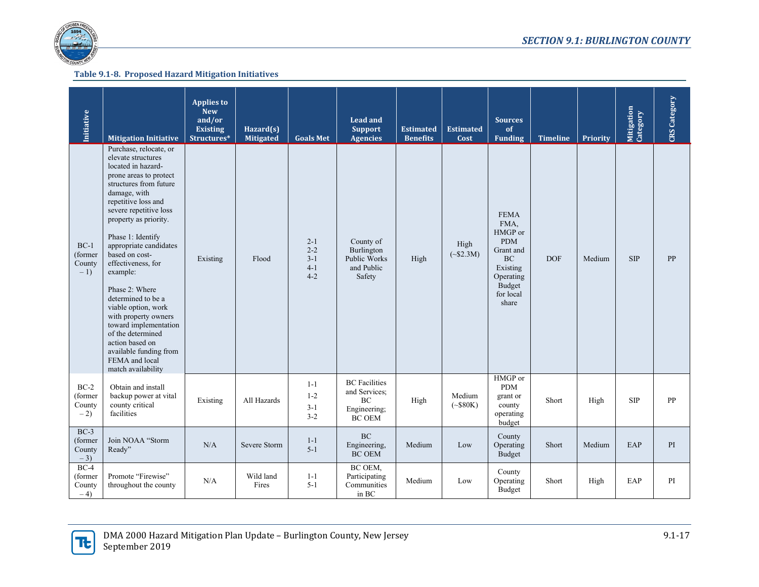**Table 9.1-8. Proposed Hazard Mitigation Initiatives**

| Initiative | Mitigation Initiative | Applies to New and/or Existing Structures* | Hazard(s) Mitigated | Goals Met | Lead and Support Agencies | Estimated Benefits | Estimated Cost | Sources of Funding | Timeline | Priority | Mitigation Category | CRS Category |
|---|---|---|---|---|---|---|---|---|---|---|---|---|
| BC-1 (former County – 1) | Purchase, relocate, or elevate structures located in hazard-prone areas to protect structures from future damage, with repetitive loss and severe repetitive loss property as priority.<br><br>Phase 1: Identify appropriate candidates based on cost-effectiveness, for example:<br><br>Phase 2: Where determined to be a viable option, work with property owners toward implementation of the determined action based on available funding from FEMA and local match availability | Existing | Flood | 2-1<br>2-2<br>3-1<br>4-1<br>4-2 | County of Burlington Public Works and Public Safety | High | High (~$2.3M) | FEMA FMA, HMGP or PDM Grant and BC Existing Operating Budget for local share | DOF | Medium | SIP | PP |
| BC-2 (former County – 2) | Obtain and install backup power at vital county critical facilities | Existing | All Hazards | 1-1<br>1-2<br>3-1<br>3-2 | BC Facilities and Services; BC Engineering; BC OEM | High | Medium (~$80K) | HMGP or PDM grant or county operating budget | Short | High | SIP | PP |
| BC-3 (former County – 3) | Join NOAA "Storm Ready" | N/A | Severe Storm | 1-1<br>5-1 | BC Engineering, BC OEM | Medium | Low | County Operating Budget | Short | Medium | EAP | PI |
| BC-4 (former County – 4) | Promote "Firewise" throughout the county | N/A | Wild land Fires | 1-1<br>5-1 | BC OEM, Participating Communities in BC | Medium | Low | County Operating Budget | Short | High | EAP | PI |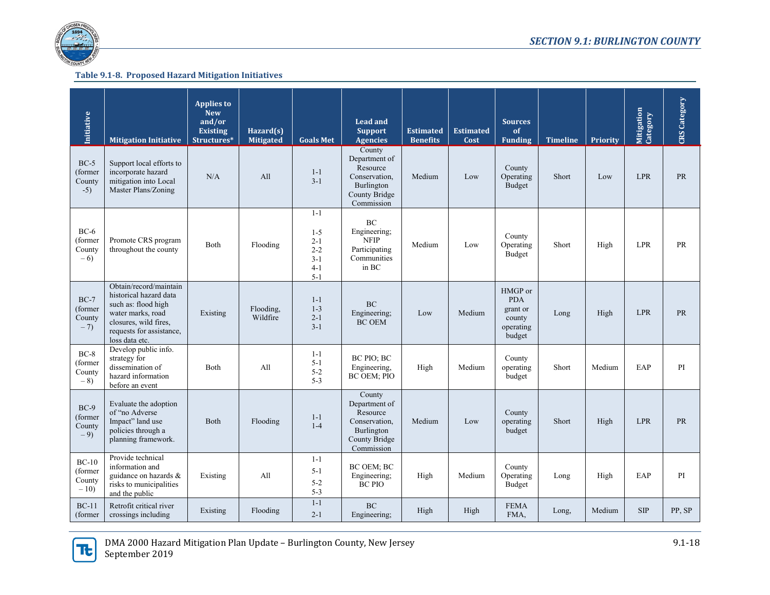**Table 9.1-8. Proposed Hazard Mitigation Initiatives**

| Initiative | Mitigation Initiative | Applies to New and/or Existing Structures* | Hazard(s) Mitigated | Goals Met | Lead and Support Agencies | Estimated Benefits | Estimated Cost | Sources of Funding | Timeline | Priority | Mitigation Category | CRS Category |
|---|---|---|---|---|---|---|---|---|---|---|---|---|
| BC-5 (former County -5) | Support local efforts to incorporate hazard mitigation into Local Master Plans/Zoning | N/A | All | 1-1<br>3-1 | County Department of Resource Conservation, Burlington County Bridge Commission | Medium | Low | County Operating Budget | Short | Low | LPR | PR |
| BC-6 (former County – 6) | Promote CRS program throughout the county | Both | Flooding | 1-1<br>1-5<br>2-1<br>2-2<br>3-1<br>4-1<br>5-1 | BC Engineering; NFIP Participating Communities in BC | Medium | Low | County Operating Budget | Short | High | LPR | PR |
| BC-7 (former County – 7) | Obtain/record/maintain historical hazard data such as: flood high water marks, road closures, wild fires, requests for assistance, loss data etc. | Existing | Flooding, Wildfire | 1-1<br>1-3<br>2-1<br>3-1 | BC Engineering; BC OEM | Low | Medium | HMGP or PDA grant or county operating budget | Long | High | LPR | PR |
| BC-8 (former County – 8) | Develop public info. strategy for dissemination of hazard information before an event | Both | All | 1-1<br>5-1<br>5-2<br>5-3 | BC PIO; BC Engineering, BC OEM; PIO | High | Medium | County operating budget | Short | Medium | EAP | PI |
| BC-9 (former County – 9) | Evaluate the adoption of "no Adverse Impact" land use policies through a planning framework. | Both | Flooding | 1-1<br>1-4 | County Department of Resource Conservation, Burlington County Bridge Commission | Medium | Low | County operating budget | Short | High | LPR | PR |
| BC-10 (former County – 10) | Provide technical information and guidance on hazards & risks to municipalities and the public | Existing | All | 1-1<br>5-1<br>5-2<br>5-3 | BC OEM; BC Engineering; BC PIO | High | Medium | County Operating Budget | Long | High | EAP | PI |
| BC-11 (former | Retrofit critical river crossings including | Existing | Flooding | 1-1<br>2-1 | BC Engineering; | High | High | FEMA FMA, | Long, | Medium | SIP | PP, SP |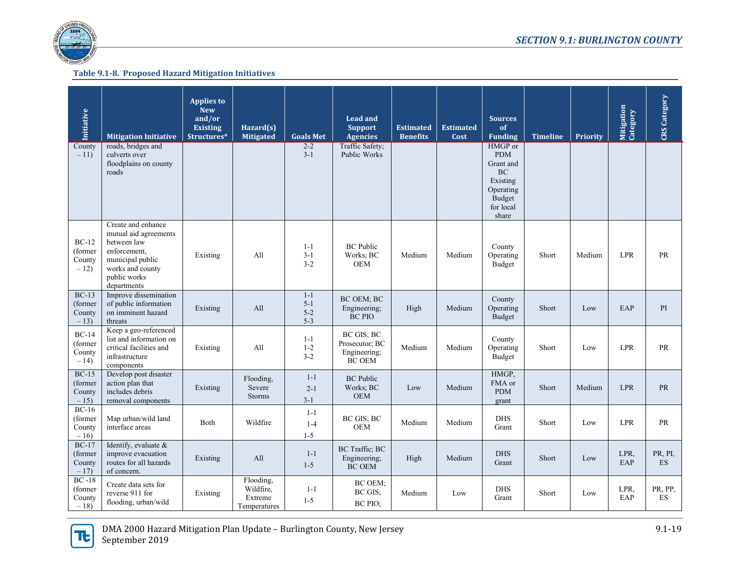**Table 9.1-8. Proposed Hazard Mitigation Initiatives**

| Initiative | Mitigation Initiative | Applies to New and/or Existing Structures* | Hazard(s) Mitigated | Goals Met | Lead and Support Agencies | Estimated Benefits | Estimated Cost | Sources of Funding | Timeline | Priority | Mitigation Category | CRS Category |
|---|---|---|---|---|---|---|---|---|---|---|---|---|
| County – 11) | roads, bridges and culverts over floodplains on county roads | | | 2-2 3-1 | Traffic Safety; Public Works | | | HMGP or PDM Grant and BC Existing Operating Budget for local share | | | | |
| BC-12 (former County – 12) | Create and enhance mutual aid agreements between law enforcement, municipal public works and county public works departments | Existing | All | 1-1 3-1 3-2 | BC Public Works; BC OEM | Medium | Medium | County Operating Budget | Short | Medium | LPR | PR |
| BC-13 (former County – 13) | Improve dissemination of public information on imminent hazard threats | Existing | All | 1-1 5-1 5-2 5-3 | BC OEM; BC Engineering; BC PIO | High | Medium | County Operating Budget | Short | Low | EAP | PI |
| BC-14 (former County – 14) | Keep a geo-referenced list and information on critical facilities and infrastructure components | Existing | All | 1-1 1-2 3-2 | BC GIS; BC Prosecutor; BC Engineering; BC OEM | Medium | Medium | County Operating Budget | Short | Low | LPR | PR |
| BC-15 (former County – 15) | Develop post disaster action plan that includes debris removal components | Existing | Flooding, Severe Storms | 1-1 2-1 3-1 | BC Public Works; BC OEM | Low | Medium | HMGP, FMA or PDM grant | Short | Medium | LPR | PR |
| BC-16 (former County – 16) | Map urban/wild land interface areas | Both | Wildfire | 1-1 1-4 1-5 | BC GIS; BC OEM | Medium | Medium | DHS Grant | Short | Low | LPR | PR |
| BC-17 (former County – 17) | Identify, evaluate & improve evacuation routes for all hazards of concern. | Existing | All | 1-1 1-5 | BC Traffic; BC Engineering; BC OEM | High | Medium | DHS Grant | Short | Low | LPR, EAP | PR, PI, ES |
| BC -18 (former County – 18) | Create data sets for reverse 911 for flooding, urban/wild | Existing | Flooding, Wildfire, Extreme Temperatures | 1-1 1-5 | BC OEM; BC GIS; BC PIO; | Medium | Low | DHS Grant | Short | Low | LPR, EAP | PR, PP, ES |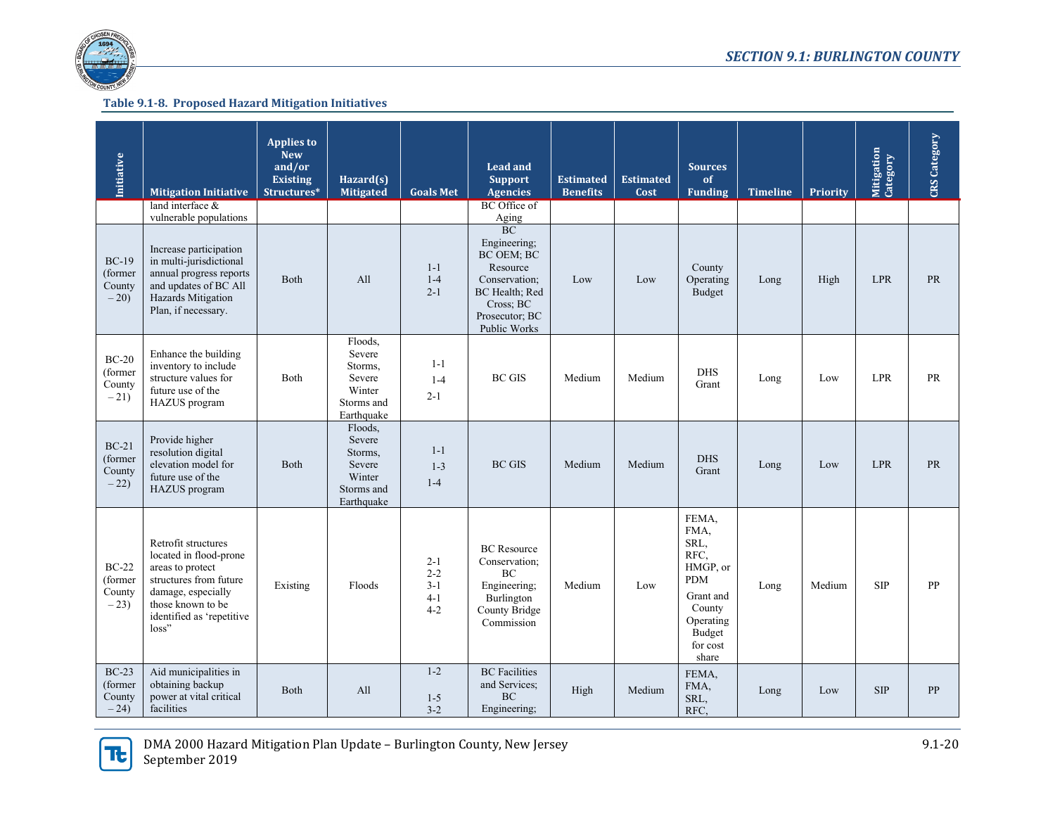**Table 9.1-8. Proposed Hazard Mitigation Initiatives**

| Initiative | Mitigation Initiative | Applies to New and/or Existing Structures* | Hazard(s) Mitigated | Goals Met | Lead and Support Agencies | Estimated Benefits | Estimated Cost | Sources of Funding | Timeline | Priority | Mitigation Category | CRS Category |
|---|---|---|---|---|---|---|---|---|---|---|---|---|
| | land interface & vulnerable populations | | | | BC Office of Aging | | | | | | | |
| BC-19 (former County – 20) | Increase participation in multi-jurisdictional annual progress reports and updates of BC All Hazards Mitigation Plan, if necessary. | Both | All | 1-1 1-4 2-1 | BC Engineering; BC OEM; BC Resource Conservation; BC Health; Red Cross; BC Prosecutor; BC Public Works | Low | Low | County Operating Budget | Long | High | LPR | PR |
| BC-20 (former County – 21) | Enhance the building inventory to include structure values for future use of the HAZUS program | Both | Floods, Severe Storms, Severe Winter Storms and Earthquake | 1-1 1-4 2-1 | BC GIS | Medium | Medium | DHS Grant | Long | Low | LPR | PR |
| BC-21 (former County – 22) | Provide higher resolution digital elevation model for future use of the HAZUS program | Both | Floods, Severe Storms, Severe Winter Storms and Earthquake | 1-1 1-3 1-4 | BC GIS | Medium | Medium | DHS Grant | Long | Low | LPR | PR |
| BC-22 (former County – 23) | Retrofit structures located in flood-prone areas to protect structures from future damage, especially those known to be identified as 'repetitive loss" | Existing | Floods | 2-1 2-2 3-1 4-1 4-2 | BC Resource Conservation; BC Engineering; Burlington County Bridge Commission | Medium | Low | FEMA, FMA, SRL, RFC, HMGP, or PDM Grant and County Operating Budget for cost share | Long | Medium | SIP | PP |
| BC-23 (former County – 24) | Aid municipalities in obtaining backup power at vital critical facilities | Both | All | 1-2 1-5 3-2 | BC Facilities and Services; BC Engineering; | High | Medium | FEMA, FMA, SRL, RFC, | Long | Low | SIP | PP |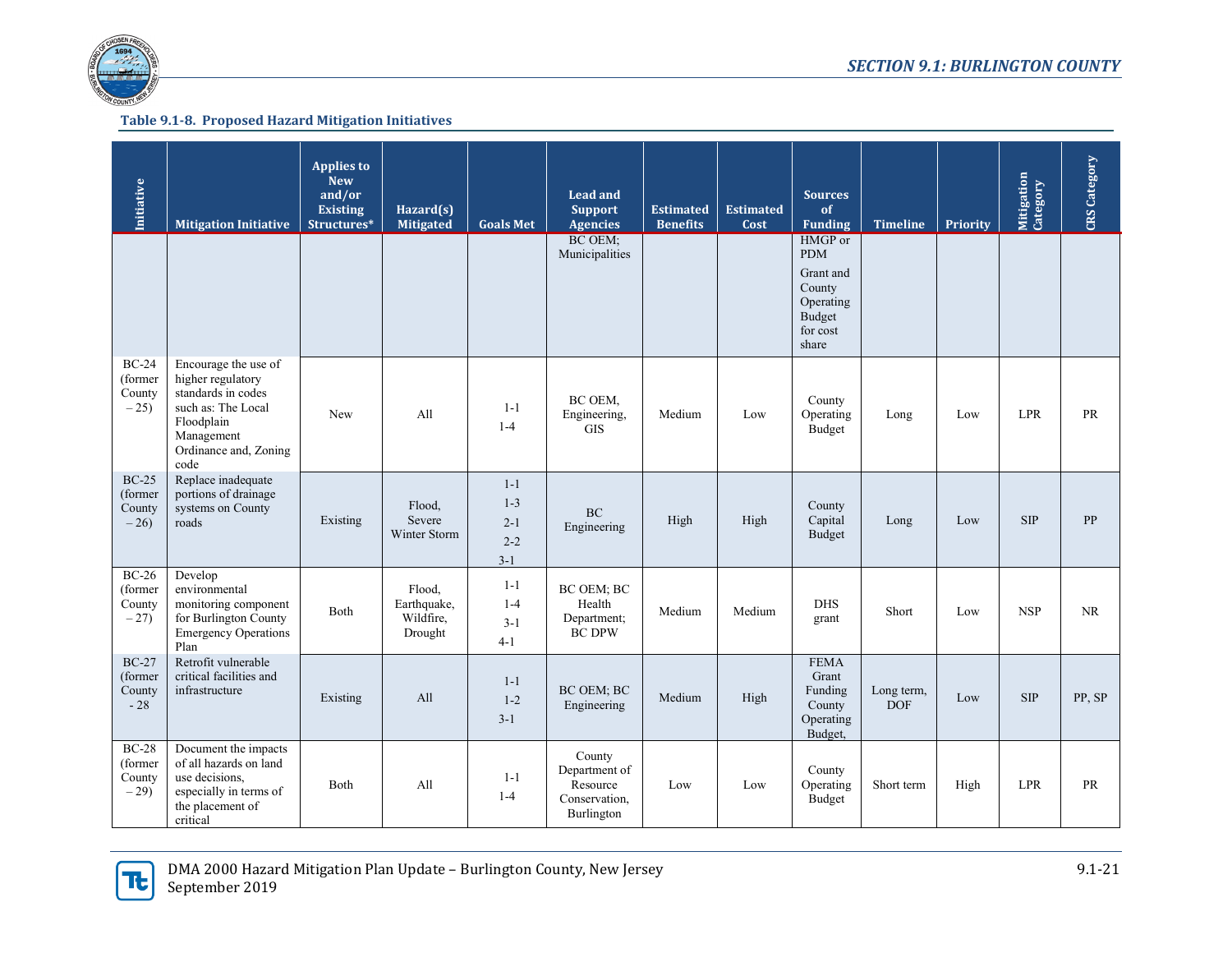**Table 9.1-8. Proposed Hazard Mitigation Initiatives**

| Initiative | Mitigation Initiative | Applies to New and/or Existing Structures* | Hazard(s) Mitigated | Goals Met | Lead and Support Agencies | Estimated Benefits | Estimated Cost | Sources of Funding | Timeline | Priority | Mitigation Category | CRS Category |
|---|---|---|---|---|---|---|---|---|---|---|---|---|
| | | | | | BC OEM; Municipalities | | | HMGP or PDM Grant and County Operating Budget for cost share | | | | |
| BC-24 (former County – 25) | Encourage the use of higher regulatory standards in codes such as: The Local Floodplain Management Ordinance and, Zoning code | New | All | 1-1 1-4 | BC OEM, Engineering, GIS | Medium | Low | County Operating Budget | Long | Low | LPR | PR |
| BC-25 (former County – 26) | Replace inadequate portions of drainage systems on County roads | Existing | Flood, Severe Winter Storm | 1-1 1-3 2-1 2-2 3-1 | BC Engineering | High | High | County Capital Budget | Long | Low | SIP | PP |
| BC-26 (former County – 27) | Develop environmental monitoring component for Burlington County Emergency Operations Plan | Both | Flood, Earthquake, Wildfire, Drought | 1-1 1-4 3-1 4-1 | BC OEM; BC Health Department; BC DPW | Medium | Medium | DHS grant | Short | Low | NSP | NR |
| BC-27 (former County - 28 | Retrofit vulnerable critical facilities and infrastructure | Existing | All | 1-1 1-2 3-1 | BC OEM; BC Engineering | Medium | High | FEMA Grant Funding County Operating Budget, | Long term, DOF | Low | SIP | PP, SP |
| BC-28 (former County – 29) | Document the impacts of all hazards on land use decisions, especially in terms of the placement of critical | Both | All | 1-1 1-4 | County Department of Resource Conservation, Burlington | Low | Low | County Operating Budget | Short term | High | LPR | PR |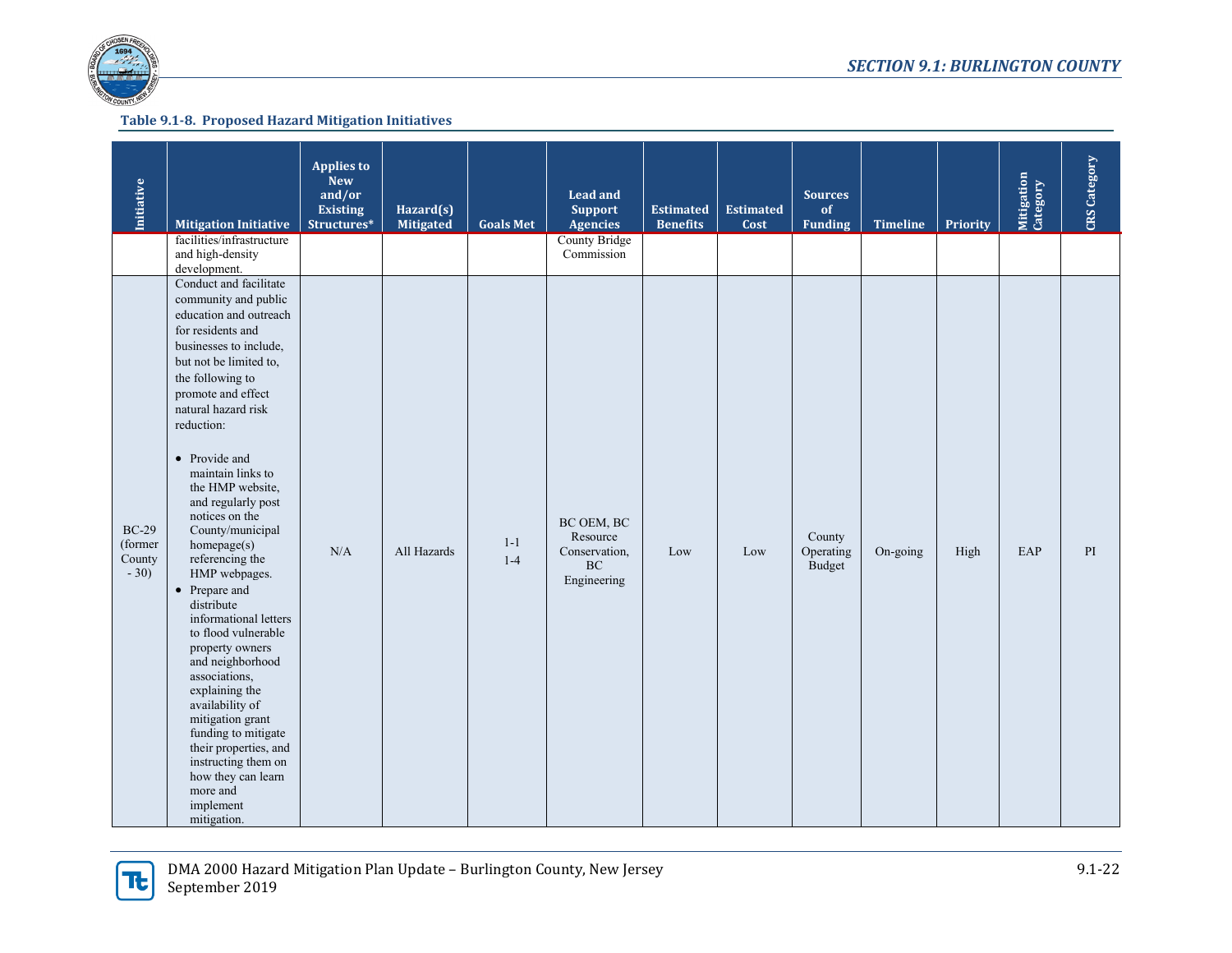**Table 9.1-8. Proposed Hazard Mitigation Initiatives**

| Initiative | Mitigation Initiative | Applies to New and/or Existing Structures* | Hazard(s) Mitigated | Goals Met | Lead and Support Agencies | Estimated Benefits | Estimated Cost | Sources of Funding | Timeline | Priority | Mitigation Category | CRS Category |
|---|---|---|---|---|---|---|---|---|---|---|---|---|
| | facilities/infrastructure and high-density development. | | | | County Bridge Commission | | | | | | | |
| BC-29 (former County - 30) | Conduct and facilitate community and public education and outreach for residents and businesses to include, but not be limited to, the following to promote and effect natural hazard risk reduction:<br><br>• Provide and maintain links to the HMP website, and regularly post notices on the County/municipal homepage(s) referencing the HMP webpages.<br>• Prepare and distribute informational letters to flood vulnerable property owners and neighborhood associations, explaining the availability of mitigation grant funding to mitigate their properties, and instructing them on how they can learn more and implement mitigation. | N/A | All Hazards | 1-1<br>1-4 | BC OEM, BC Resource Conservation, BC Engineering | Low | Low | County Operating Budget | On-going | High | EAP | PI |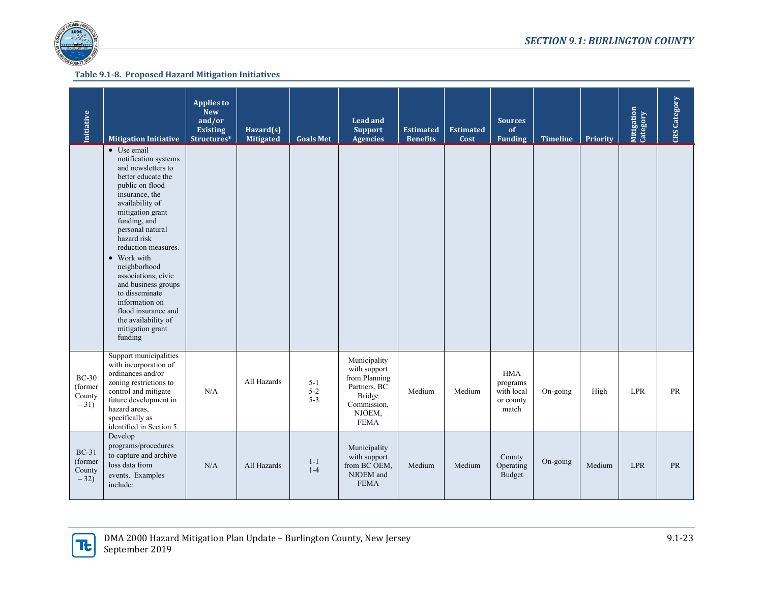**Table 9.1-8. Proposed Hazard Mitigation Initiatives**

| Initiative | Mitigation Initiative | Applies to New and/or Existing Structures* | Hazard(s) Mitigated | Goals Met | Lead and Support Agencies | Estimated Benefits | Estimated Cost | Sources of Funding | Timeline | Priority | Mitigation Category | CRS Category |
|---|---|---|---|---|---|---|---|---|---|---|---|---|
| | • Use email notification systems and newsletters to better educate the public on flood insurance, the availability of mitigation grant funding, and personal natural hazard risk reduction measures.<br>• Work with neighborhood associations, civic and business groups to disseminate information on flood insurance and the availability of mitigation grant funding | | | | | | | | | | | |
| BC-30 (former County – 31) | Support municipalities with incorporation of ordinances and/or zoning restrictions to control and mitigate future development in hazard areas, specifically as identified in Section 5. | N/A | All Hazards | 5-1<br>5-2<br>5-3 | Municipality with support from Planning Partners, BC Bridge Commission, NJOEM, FEMA | Medium | Medium | HMA programs with local or county match | On-going | High | LPR | PR |
| BC-31 (former County – 32) | Develop programs/procedures to capture and archive loss data from events. Examples include: | N/A | All Hazards | 1-1<br>1-4 | Municipality with support from BC OEM, NJOEM and FEMA | Medium | Medium | County Operating Budget | On-going | Medium | LPR | PR |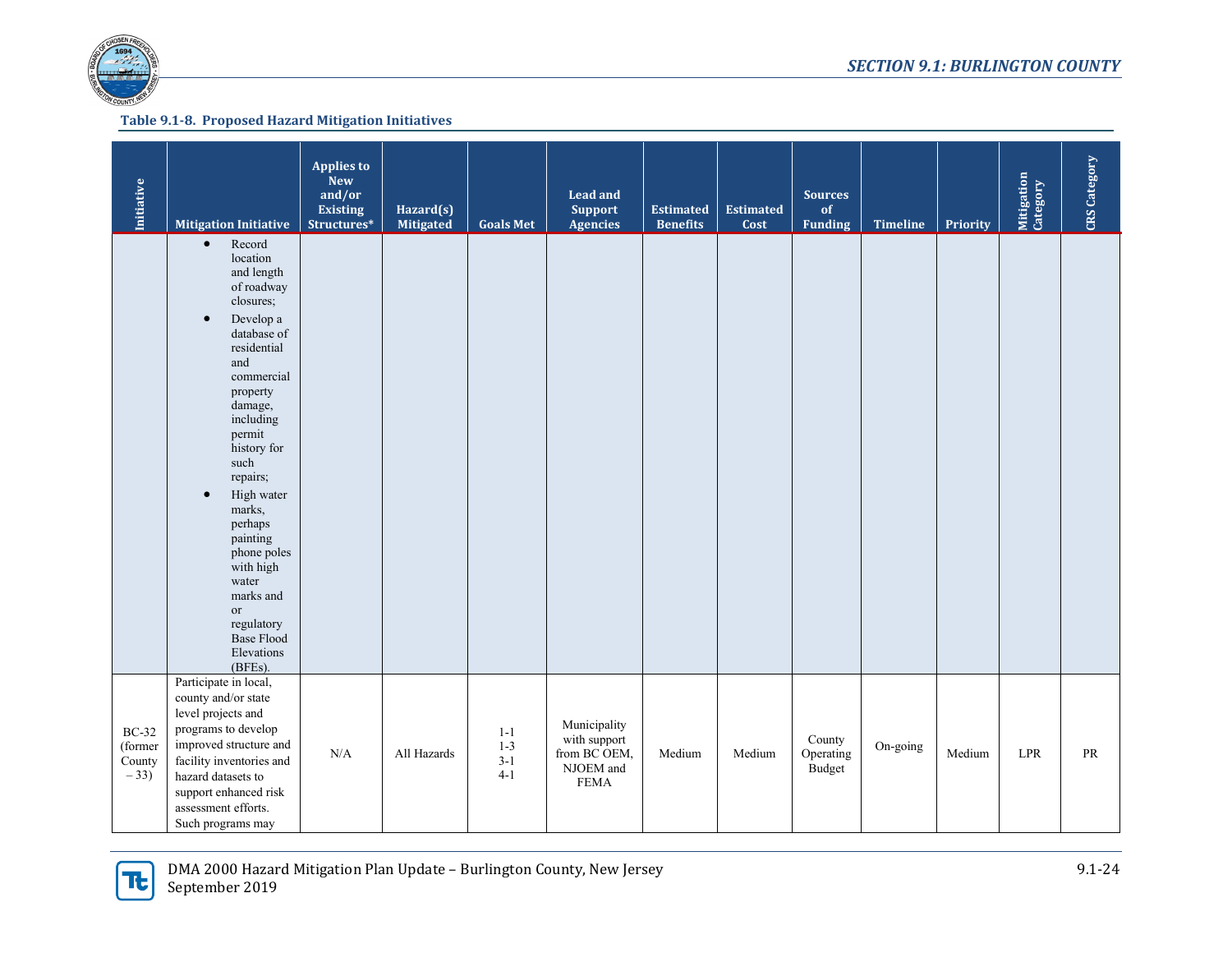**Table 9.1-8. Proposed Hazard Mitigation Initiatives**

| Initiative | Mitigation Initiative | Applies to New and/or Existing Structures* | Hazard(s) Mitigated | Goals Met | Lead and Support Agencies | Estimated Benefits | Estimated Cost | Sources of Funding | Timeline | Priority | Mitigation Category | CRS Category |
|---|---|---|---|---|---|---|---|---|---|---|---|---|
| | • Record location and length of roadway closures;<br>• Develop a database of residential and commercial property damage, including permit history for such repairs;<br>• High water marks, perhaps painting phone poles with high water marks and or regulatory Base Flood Elevations (BFEs). | | | | | | | | | | | |
| BC-32 (former County – 33) | Participate in local, county and/or state level projects and programs to develop improved structure and facility inventories and hazard datasets to support enhanced risk assessment efforts. Such programs may | N/A | All Hazards | 1-1<br>1-3<br>3-1<br>4-1 | Municipality with support from BC OEM, NJOEM and FEMA | Medium | Medium | County Operating Budget | On-going | Medium | LPR | PR |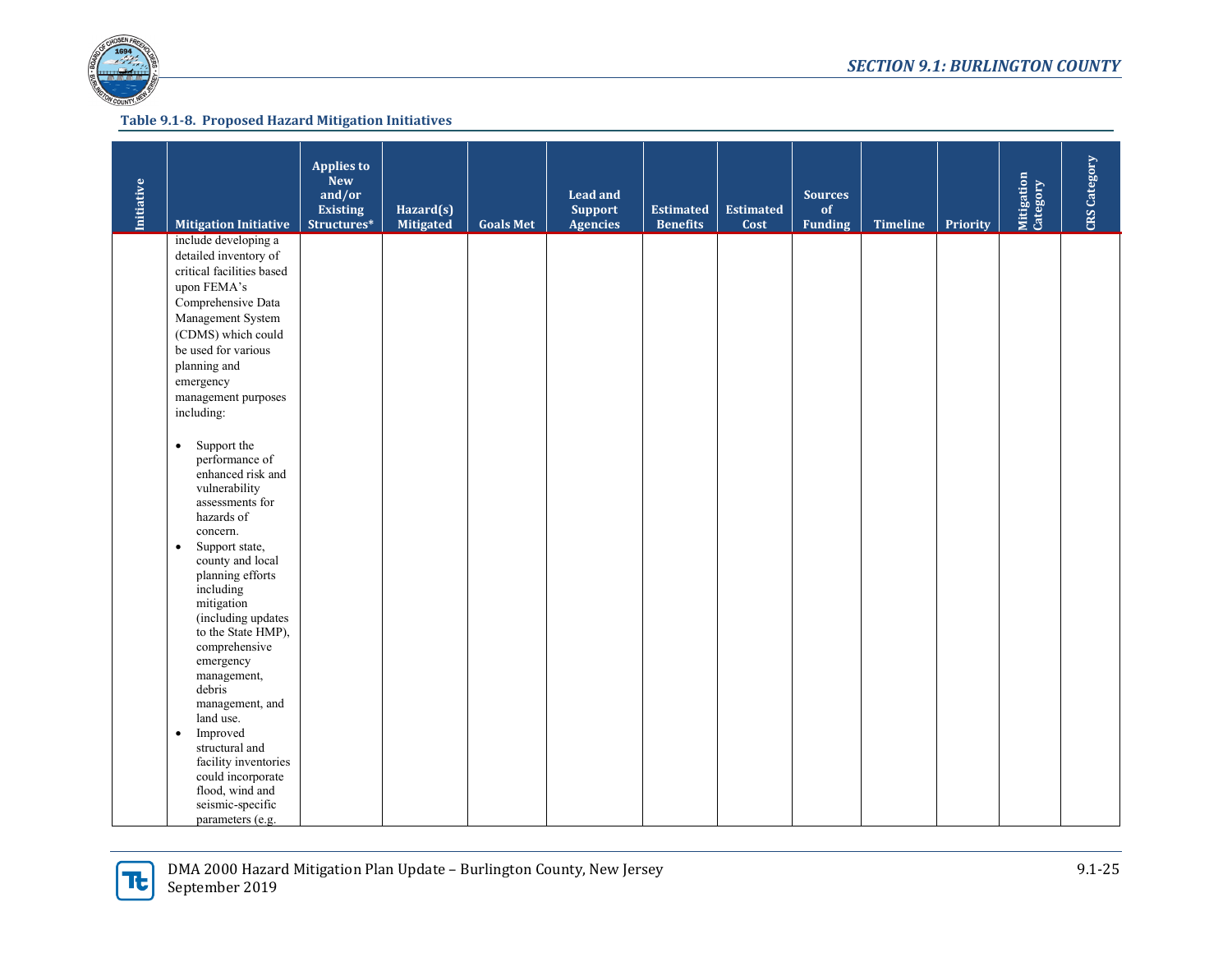**Table 9.1-8. Proposed Hazard Mitigation Initiatives**

| Initiative | Mitigation Initiative | Applies to New and/or Existing Structures* | Hazard(s) Mitigated | Goals Met | Lead and Support Agencies | Estimated Benefits | Estimated Cost | Sources of Funding | Timeline | Priority | Mitigation Category | CRS Category |
|---|---|---|---|---|---|---|---|---|---|---|---|---|
| | include developing a detailed inventory of critical facilities based upon FEMA's Comprehensive Data Management System (CDMS) which could be used for various planning and emergency management purposes including: <br><br> • Support the performance of enhanced risk and vulnerability assessments for hazards of concern. <br> • Support state, county and local planning efforts including mitigation (including updates to the State HMP), comprehensive emergency management, debris management, and land use. <br> • Improved structural and facility inventories could incorporate flood, wind and seismic-specific parameters (e.g. | | | | | | | | | | | |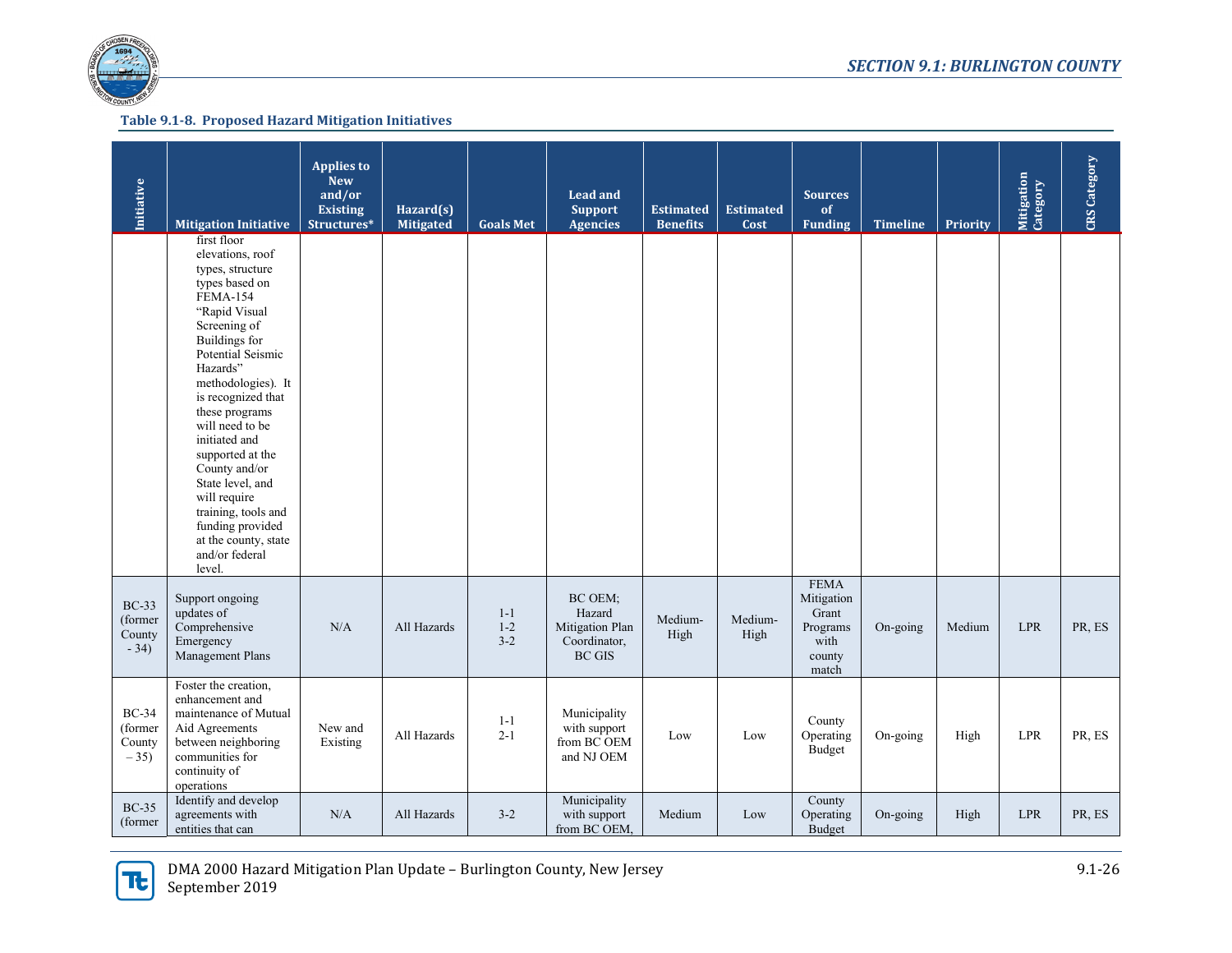**Table 9.1-8. Proposed Hazard Mitigation Initiatives**

| Initiative | Mitigation Initiative | Applies to New and/or Existing Structures* | Hazard(s) Mitigated | Goals Met | Lead and Support Agencies | Estimated Benefits | Estimated Cost | Sources of Funding | Timeline | Priority | Mitigation Category | CRS Category |
|---|---|---|---|---|---|---|---|---|---|---|---|---|
| | first floor elevations, roof types, structure types based on FEMA-154 "Rapid Visual Screening of Buildings for Potential Seismic Hazards" methodologies). It is recognized that these programs will need to be initiated and supported at the County and/or State level, and will require training, tools and funding provided at the county, state and/or federal level. | | | | | | | | | | | |
| BC-33 (former County - 34) | Support ongoing updates of Comprehensive Emergency Management Plans | N/A | All Hazards | 1-1<br>1-2<br>3-2 | BC OEM; Hazard Mitigation Plan Coordinator, BC GIS | Medium-High | Medium-High | FEMA Mitigation Grant Programs with county match | On-going | Medium | LPR | PR, ES |
| BC-34 (former County – 35) | Foster the creation, enhancement and maintenance of Mutual Aid Agreements between neighboring communities for continuity of operations | New and Existing | All Hazards | 1-1<br>2-1 | Municipality with support from BC OEM and NJ OEM | Low | Low | County Operating Budget | On-going | High | LPR | PR, ES |
| BC-35 (former | Identify and develop agreements with entities that can | N/A | All Hazards | 3-2 | Municipality with support from BC OEM, | Medium | Low | County Operating Budget | On-going | High | LPR | PR, ES |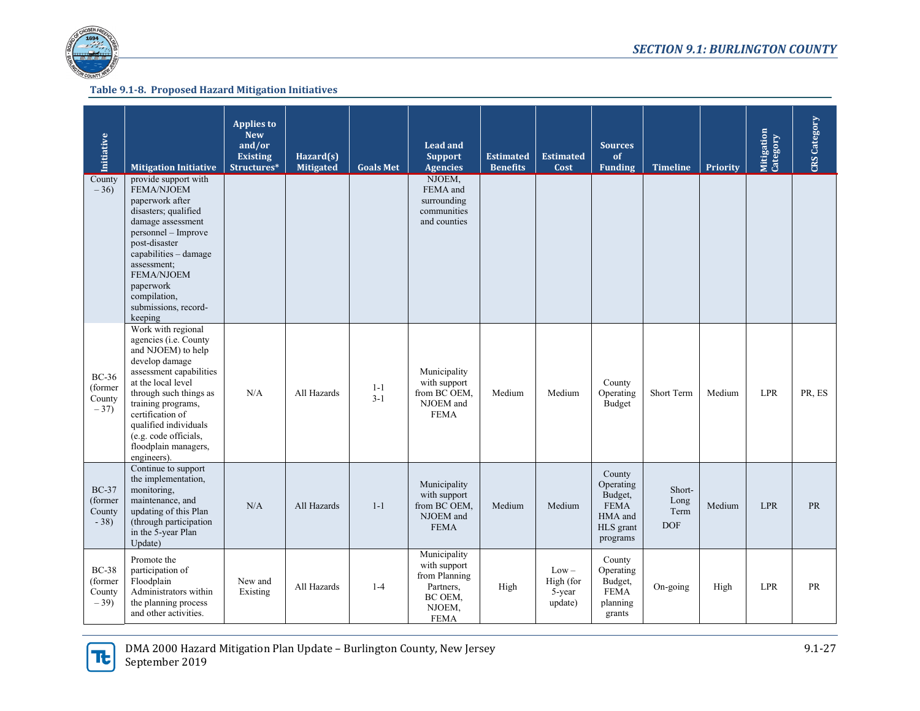**Table 9.1-8. Proposed Hazard Mitigation Initiatives**

| Initiative | Mitigation Initiative | Applies to New and/or Existing Structures* | Hazard(s) Mitigated | Goals Met | Lead and Support Agencies | Estimated Benefits | Estimated Cost | Sources of Funding | Timeline | Priority | Mitigation Category | CRS Category |
|---|---|---|---|---|---|---|---|---|---|---|---|---|
| County – 36) | provide support with FEMA/NJOEM paperwork after disasters; qualified damage assessment personnel – Improve post-disaster capabilities – damage assessment; FEMA/NJOEM paperwork compilation, submissions, record-keeping | | | | NJOEM, FEMA and surrounding communities and counties | | | | | | | |
| BC-36 (former County – 37) | Work with regional agencies (i.e. County and NJOEM) to help develop damage assessment capabilities at the local level through such things as training programs, certification of qualified individuals (e.g. code officials, floodplain managers, engineers). | N/A | All Hazards | 1-1 3-1 | Municipality with support from BC OEM, NJOEM and FEMA | Medium | Medium | County Operating Budget | Short Term | Medium | LPR | PR, ES |
| BC-37 (former County - 38) | Continue to support the implementation, monitoring, maintenance, and updating of this Plan (through participation in the 5-year Plan Update) | N/A | All Hazards | 1-1 | Municipality with support from BC OEM, NJOEM and FEMA | Medium | Medium | County Operating Budget, FEMA HMA and HLS grant programs | Short-Long Term DOF | Medium | LPR | PR |
| BC-38 (former County – 39) | Promote the participation of Floodplain Administrators within the planning process and other activities. | New and Existing | All Hazards | 1-4 | Municipality with support from Planning Partners, BC OEM, NJOEM, FEMA | High | Low – High (for 5-year update) | County Operating Budget, FEMA planning grants | On-going | High | LPR | PR |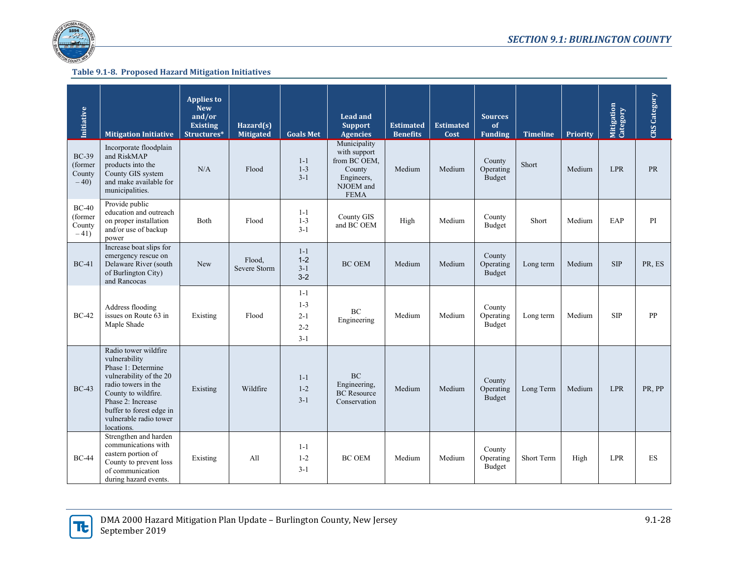**Table 9.1-8. Proposed Hazard Mitigation Initiatives**

| Initiative | Mitigation Initiative | Applies to New and/or Existing Structures* | Hazard(s) Mitigated | Goals Met | Lead and Support Agencies | Estimated Benefits | Estimated Cost | Sources of Funding | Timeline | Priority | Mitigation Category | CRS Category |
|---|---|---|---|---|---|---|---|---|---|---|---|---|
| BC-39 (former County – 40) | Incorporate floodplain and RiskMAP products into the County GIS system and make available for municipalities. | N/A | Flood | 1-1<br>1-3<br>3-1 | Municipality with support from BC OEM, County Engineers, NJOEM and FEMA | Medium | Medium | County Operating Budget | Short | Medium | LPR | PR |
| BC-40 (former County – 41) | Provide public education and outreach on proper installation and/or use of backup power | Both | Flood | 1-1<br>1-3<br>3-1 | County GIS and BC OEM | High | Medium | County Budget | Short | Medium | EAP | PI |
| BC-41 | Increase boat slips for emergency rescue on Delaware River (south of Burlington City) and Rancocas | New | Flood, Severe Storm | 1-1<br>1-2<br>3-1<br>3-2 | BC OEM | Medium | Medium | County Operating Budget | Long term | Medium | SIP | PR, ES |
| BC-42 | Address flooding issues on Route 63 in Maple Shade | Existing | Flood | 1-1<br>1-3<br>2-1<br>2-2<br>3-1 | BC Engineering | Medium | Medium | County Operating Budget | Long term | Medium | SIP | PP |
| BC-43 | Radio tower wildfire vulnerability<br>Phase 1: Determine vulnerability of the 20 radio towers in the County to wildfire.<br>Phase 2: Increase buffer to forest edge in vulnerable radio tower locations. | Existing | Wildfire | 1-1<br>1-2<br>3-1 | BC Engineering, BC Resource Conservation | Medium | Medium | County Operating Budget | Long Term | Medium | LPR | PR, PP |
| BC-44 | Strengthen and harden communications with eastern portion of County to prevent loss of communication during hazard events. | Existing | All | 1-1<br>1-2<br>3-1 | BC OEM | Medium | Medium | County Operating Budget | Short Term | High | LPR | ES |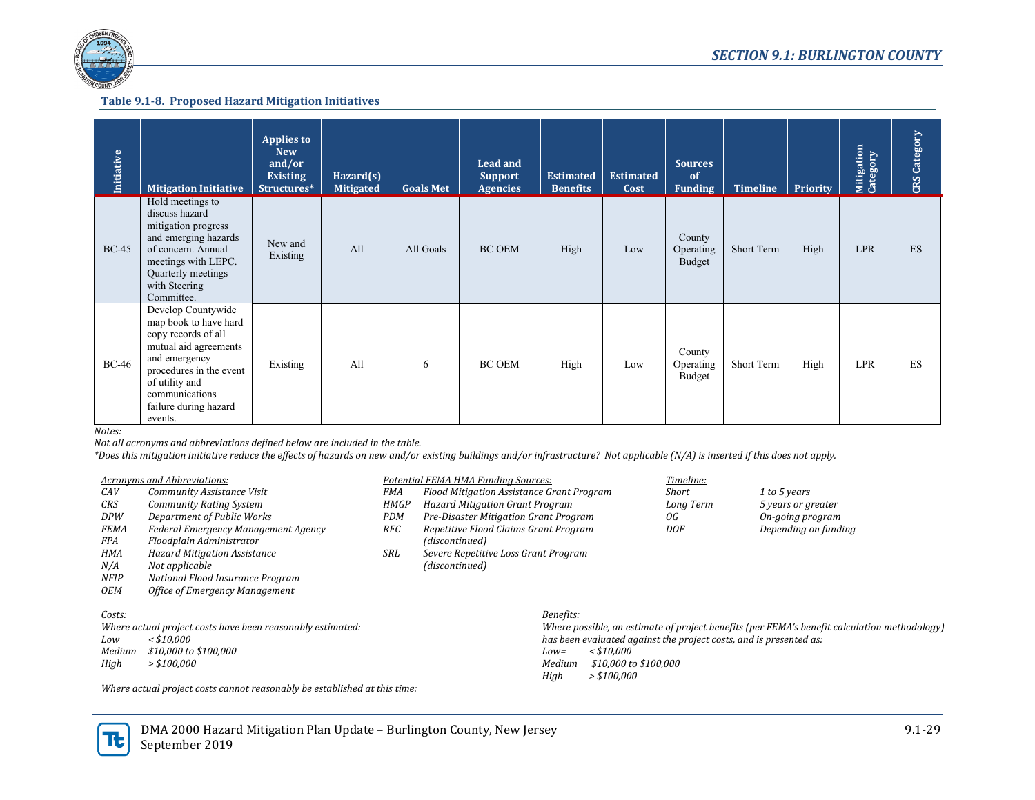**Table 9.1-8. Proposed Hazard Mitigation Initiatives**

| Initiative | Mitigation Initiative | Applies to New and/or Existing Structures* | Hazard(s) Mitigated | Goals Met | Lead and Support Agencies | Estimated Benefits | Estimated Cost | Sources of Funding | Timeline | Priority | Mitigation Category | CRS Category |
|---|---|---|---|---|---|---|---|---|---|---|---|---|
| BC-45 | Hold meetings to discuss hazard mitigation progress and emerging hazards of concern. Annual meetings with LEPC. Quarterly meetings with Steering Committee. | New and Existing | All | All Goals | BC OEM | High | Low | County Operating Budget | Short Term | High | LPR | ES |
| BC-46 | Develop Countywide map book to have hard copy records of all mutual aid agreements and emergency procedures in the event of utility and communications failure during hazard events. | Existing | All | 6 | BC OEM | High | Low | County Operating Budget | Short Term | High | LPR | ES |

*Notes:*

*Not all acronyms and abbreviations defined below are included in the table.*

*\*Does this mitigation initiative reduce the effects of hazards on new and/or existing buildings and/or infrastructure? Not applicable (N/A) is inserted if this does not apply.*

*Acronyms and Abbreviations:*

| | |
|---|---|
| *CAV* | *Community Assistance Visit* |
| *CRS* | *Community Rating System* |
| *DPW* | *Department of Public Works* |
| *FEMA* | *Federal Emergency Management Agency* |
| *FPA* | *Floodplain Administrator* |
| *HMA* | *Hazard Mitigation Assistance* |
| *N/A* | *Not applicable* |
| *NFIP* | *National Flood Insurance Program* |
| *OEM* | *Office of Emergency Management* |

*Potential FEMA HMA Funding Sources:*

| | |
|---|---|
| *FMA* | *Flood Mitigation Assistance Grant Program* |
| *HMGP* | *Hazard Mitigation Grant Program* |
| *PDM* | *Pre-Disaster Mitigation Grant Program* |
| *RFC* | *Repetitive Flood Claims Grant Program (discontinued)* |
| *SRL* | *Severe Repetitive Loss Grant Program (discontinued)* |

*Timeline:*

| | |
|---|---|
| *Short* | *1 to 5 years* |
| *Long Term* | *5 years or greater* |
| *OG* | *On-going program* |
| *DOF* | *Depending on funding* |

*Costs:*

*Where actual project costs have been reasonably estimated:*

| | |
|---|---|
| *Low* | *< $10,000* |
| *Medium* | *$10,000 to $100,000* |
| *High* | *> $100,000* |

*Where actual project costs cannot reasonably be established at this time:*

*Benefits:*

*Where possible, an estimate of project benefits (per FEMA's benefit calculation methodology) has been evaluated against the project costs, and is presented as:*

| | |
|---|---|
| *Low=* | *< $10,000* |
| *Medium* | *$10,000 to $100,000* |
| *High* | *> $100,000* |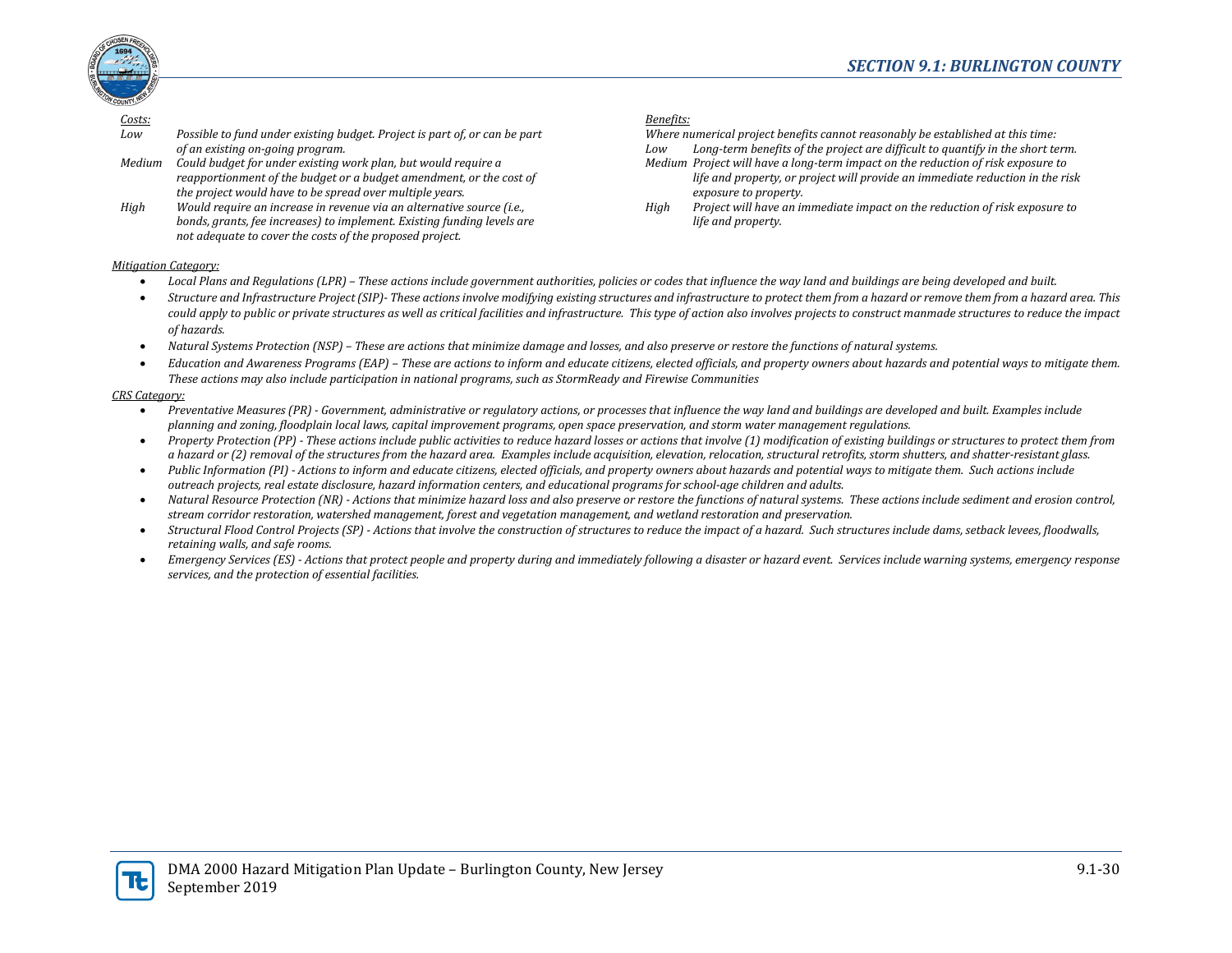*Costs:*

| | |
|---|---|
| *Low* | *Possible to fund under existing budget. Project is part of, or can be part of an existing on-going program.* |
| *Medium* | *Could budget for under existing work plan, but would require a reapportionment of the budget or a budget amendment, or the cost of the project would have to be spread over multiple years.* |
| *High* | *Would require an increase in revenue via an alternative source (i.e., bonds, grants, fee increases) to implement. Existing funding levels are not adequate to cover the costs of the proposed project.* |

*Benefits:*

*Where numerical project benefits cannot reasonably be established at this time:*

| | |
|---|---|
| *Low* | *Long-term benefits of the project are difficult to quantify in the short term.* |
| *Medium* | *Project will have a long-term impact on the reduction of risk exposure to life and property, or project will provide an immediate reduction in the risk exposure to property.* |
| *High* | *Project will have an immediate impact on the reduction of risk exposure to life and property.* |

*Mitigation Category:*

- *Local Plans and Regulations (LPR) – These actions include government authorities, policies or codes that influence the way land and buildings are being developed and built.*
- *Structure and Infrastructure Project (SIP)- These actions involve modifying existing structures and infrastructure to protect them from a hazard or remove them from a hazard area. This could apply to public or private structures as well as critical facilities and infrastructure. This type of action also involves projects to construct manmade structures to reduce the impact of hazards.*
- *Natural Systems Protection (NSP) – These are actions that minimize damage and losses, and also preserve or restore the functions of natural systems.*
- *Education and Awareness Programs (EAP) – These are actions to inform and educate citizens, elected officials, and property owners about hazards and potential ways to mitigate them. These actions may also include participation in national programs, such as StormReady and Firewise Communities*

*CRS Category:*

- *Preventative Measures (PR) - Government, administrative or regulatory actions, or processes that influence the way land and buildings are developed and built. Examples include planning and zoning, floodplain local laws, capital improvement programs, open space preservation, and storm water management regulations.*
- *Property Protection (PP) - These actions include public activities to reduce hazard losses or actions that involve (1) modification of existing buildings or structures to protect them from a hazard or (2) removal of the structures from the hazard area. Examples include acquisition, elevation, relocation, structural retrofits, storm shutters, and shatter-resistant glass.*
- *Public Information (PI) - Actions to inform and educate citizens, elected officials, and property owners about hazards and potential ways to mitigate them. Such actions include outreach projects, real estate disclosure, hazard information centers, and educational programs for school-age children and adults.*
- *Natural Resource Protection (NR) - Actions that minimize hazard loss and also preserve or restore the functions of natural systems. These actions include sediment and erosion control, stream corridor restoration, watershed management, forest and vegetation management, and wetland restoration and preservation.*
- *Structural Flood Control Projects (SP) - Actions that involve the construction of structures to reduce the impact of a hazard. Such structures include dams, setback levees, floodwalls, retaining walls, and safe rooms.*
- *Emergency Services (ES) - Actions that protect people and property during and immediately following a disaster or hazard event. Services include warning systems, emergency response services, and the protection of essential facilities.*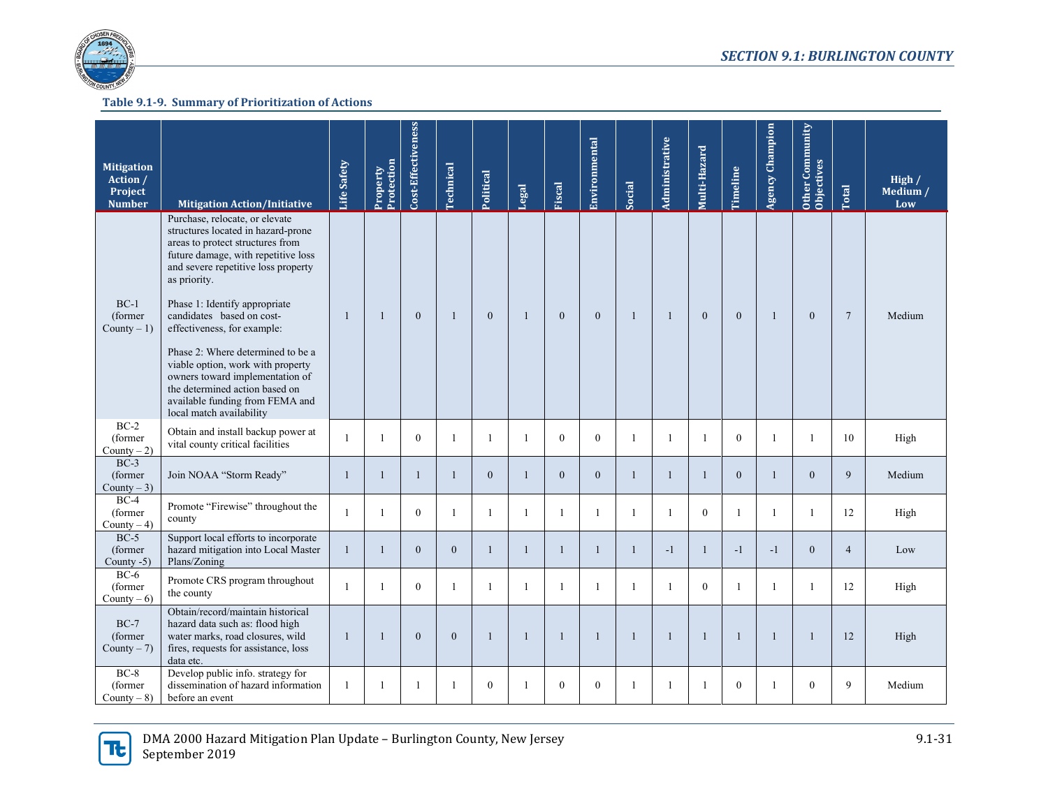**Table 9.1-9. Summary of Prioritization of Actions**

| Mitigation Action / Project Number | Mitigation Action/Initiative | Life Safety | Property Protection | Cost-Effectiveness | Technical | Political | Legal | Fiscal | Environmental | Social | Administrative | Multi-Hazard | Timeline | Agency Champion | Other Community Objectives | Total | High / Medium / Low |
|---|---|---|---|---|---|---|---|---|---|---|---|---|---|---|---|---|---|
| BC-1 (former County – 1) | Purchase, relocate, or elevate structures located in hazard-prone areas to protect structures from future damage, with repetitive loss and severe repetitive loss property as priority. Phase 1: Identify appropriate candidates based on cost-effectiveness, for example: Phase 2: Where determined to be a viable option, work with property owners toward implementation of the determined action based on available funding from FEMA and local match availability | 1 | 1 | 0 | 1 | 0 | 1 | 0 | 0 | 1 | 1 | 0 | 0 | 1 | 0 | 7 | Medium |
| BC-2 (former County – 2) | Obtain and install backup power at vital county critical facilities | 1 | 1 | 0 | 1 | 1 | 1 | 0 | 0 | 1 | 1 | 1 | 0 | 1 | 1 | 10 | High |
| BC-3 (former County – 3) | Join NOAA "Storm Ready" | 1 | 1 | 1 | 1 | 0 | 1 | 0 | 0 | 1 | 1 | 1 | 0 | 1 | 0 | 9 | Medium |
| BC-4 (former County – 4) | Promote "Firewise" throughout the county | 1 | 1 | 0 | 1 | 1 | 1 | 1 | 1 | 1 | 1 | 0 | 1 | 1 | 1 | 12 | High |
| BC-5 (former County -5) | Support local efforts to incorporate hazard mitigation into Local Master Plans/Zoning | 1 | 1 | 0 | 0 | 1 | 1 | 1 | 1 | 1 | -1 | 1 | -1 | -1 | 0 | 4 | Low |
| BC-6 (former County – 6) | Promote CRS program throughout the county | 1 | 1 | 0 | 1 | 1 | 1 | 1 | 1 | 1 | 1 | 0 | 1 | 1 | 1 | 12 | High |
| BC-7 (former County – 7) | Obtain/record/maintain historical hazard data such as: flood high water marks, road closures, wild fires, requests for assistance, loss data etc. | 1 | 1 | 0 | 0 | 1 | 1 | 1 | 1 | 1 | 1 | 1 | 1 | 1 | 1 | 12 | High |
| BC-8 (former County – 8) | Develop public info. strategy for dissemination of hazard information before an event | 1 | 1 | 1 | 1 | 0 | 1 | 0 | 0 | 1 | 1 | 1 | 0 | 1 | 0 | 9 | Medium |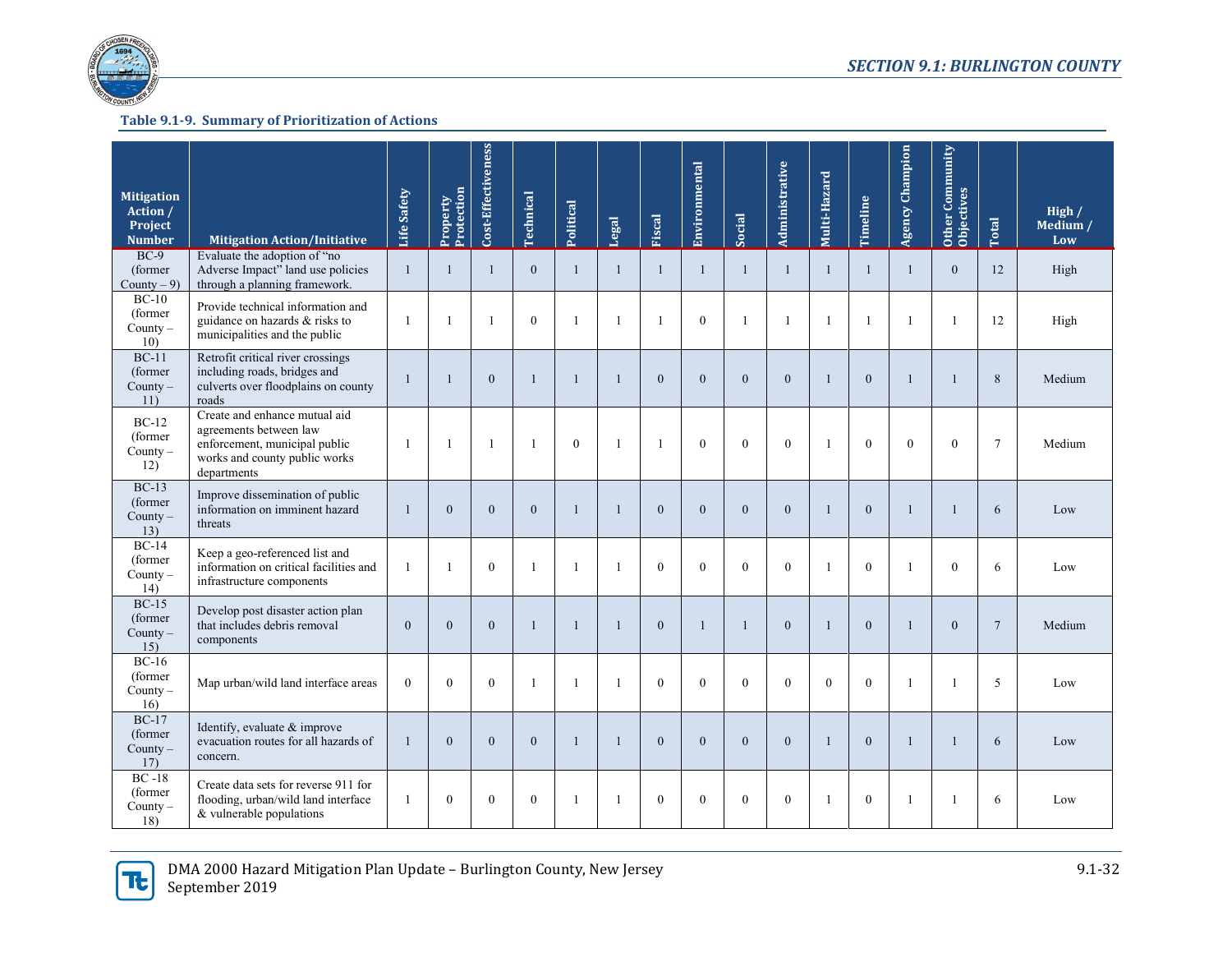**Table 9.1-9. Summary of Prioritization of Actions**

| Mitigation Action / Project Number | Mitigation Action/Initiative | Life Safety | Property Protection | Cost-Effectiveness | Technical | Political | Legal | Fiscal | Environmental | Social | Administrative | Multi-Hazard | Timeline | Agency Champion | Other Community Objectives | Total | High / Medium / Low |
|---|---|---|---|---|---|---|---|---|---|---|---|---|---|---|---|---|---|
| BC-9 (former County – 9) | Evaluate the adoption of "no Adverse Impact" land use policies through a planning framework. | 1 | 1 | 1 | 0 | 1 | 1 | 1 | 1 | 1 | 1 | 1 | 1 | 1 | 0 | 12 | High |
| BC-10 (former County – 10) | Provide technical information and guidance on hazards & risks to municipalities and the public | 1 | 1 | 1 | 0 | 1 | 1 | 1 | 0 | 1 | 1 | 1 | 1 | 1 | 1 | 12 | High |
| BC-11 (former County – 11) | Retrofit critical river crossings including roads, bridges and culverts over floodplains on county roads | 1 | 1 | 0 | 1 | 1 | 1 | 0 | 0 | 0 | 0 | 1 | 0 | 1 | 1 | 8 | Medium |
| BC-12 (former County – 12) | Create and enhance mutual aid agreements between law enforcement, municipal public works and county public works departments | 1 | 1 | 1 | 1 | 0 | 1 | 1 | 0 | 0 | 0 | 1 | 0 | 0 | 0 | 7 | Medium |
| BC-13 (former County – 13) | Improve dissemination of public information on imminent hazard threats | 1 | 0 | 0 | 0 | 1 | 1 | 0 | 0 | 0 | 0 | 1 | 0 | 1 | 1 | 6 | Low |
| BC-14 (former County – 14) | Keep a geo-referenced list and information on critical facilities and infrastructure components | 1 | 1 | 0 | 1 | 1 | 1 | 0 | 0 | 0 | 0 | 1 | 0 | 1 | 0 | 6 | Low |
| BC-15 (former County – 15) | Develop post disaster action plan that includes debris removal components | 0 | 0 | 0 | 1 | 1 | 1 | 0 | 1 | 1 | 0 | 1 | 0 | 1 | 0 | 7 | Medium |
| BC-16 (former County – 16) | Map urban/wild land interface areas | 0 | 0 | 0 | 1 | 1 | 1 | 0 | 0 | 0 | 0 | 0 | 0 | 1 | 1 | 5 | Low |
| BC-17 (former County – 17) | Identify, evaluate & improve evacuation routes for all hazards of concern. | 1 | 0 | 0 | 0 | 1 | 1 | 0 | 0 | 0 | 0 | 1 | 0 | 1 | 1 | 6 | Low |
| BC -18 (former County – 18) | Create data sets for reverse 911 for flooding, urban/wild land interface & vulnerable populations | 1 | 0 | 0 | 0 | 1 | 1 | 0 | 0 | 0 | 0 | 1 | 0 | 1 | 1 | 6 | Low |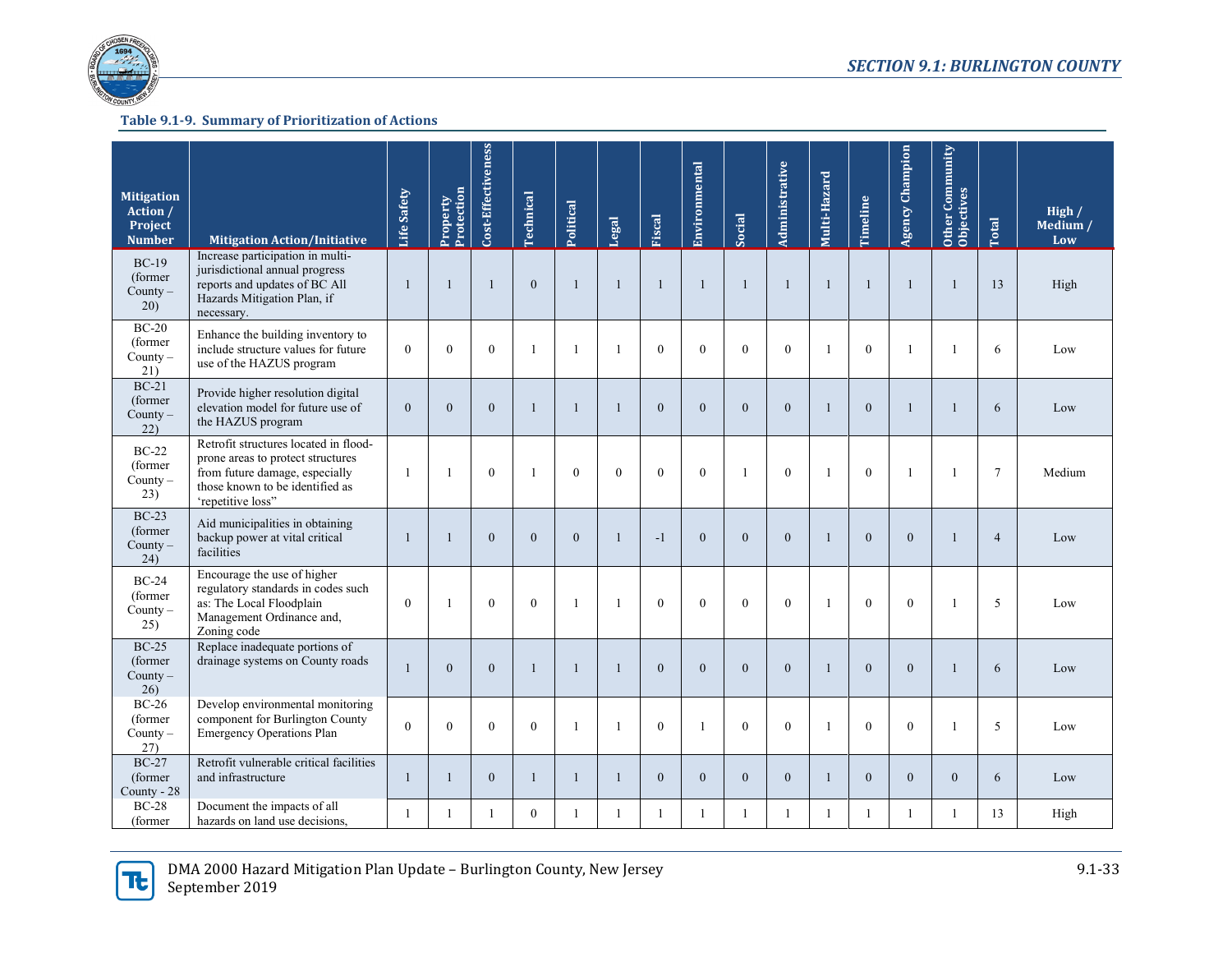**Table 9.1-9. Summary of Prioritization of Actions**

| Mitigation Action / Project Number | Mitigation Action/Initiative | Life Safety | Property Protection | Cost-Effectiveness | Technical | Political | Legal | Fiscal | Environmental | Social | Administrative | Multi-Hazard | Timeline | Agency Champion | Other Community Objectives | Total | High / Medium / Low |
|---|---|---|---|---|---|---|---|---|---|---|---|---|---|---|---|---|---|
| BC-19 (former County – 20) | Increase participation in multi-jurisdictional annual progress reports and updates of BC All Hazards Mitigation Plan, if necessary. | 1 | 1 | 1 | 0 | 1 | 1 | 1 | 1 | 1 | 1 | 1 | 1 | 1 | 1 | 13 | High |
| BC-20 (former County – 21) | Enhance the building inventory to include structure values for future use of the HAZUS program | 0 | 0 | 0 | 1 | 1 | 1 | 0 | 0 | 0 | 0 | 1 | 0 | 1 | 1 | 6 | Low |
| BC-21 (former County – 22) | Provide higher resolution digital elevation model for future use of the HAZUS program | 0 | 0 | 0 | 1 | 1 | 1 | 0 | 0 | 0 | 0 | 1 | 0 | 1 | 1 | 6 | Low |
| BC-22 (former County – 23) | Retrofit structures located in flood-prone areas to protect structures from future damage, especially those known to be identified as 'repetitive loss" | 1 | 1 | 0 | 1 | 0 | 0 | 0 | 0 | 1 | 0 | 1 | 0 | 1 | 1 | 7 | Medium |
| BC-23 (former County – 24) | Aid municipalities in obtaining backup power at vital critical facilities | 1 | 1 | 0 | 0 | 0 | 1 | -1 | 0 | 0 | 0 | 1 | 0 | 0 | 1 | 4 | Low |
| BC-24 (former County – 25) | Encourage the use of higher regulatory standards in codes such as: The Local Floodplain Management Ordinance and, Zoning code | 0 | 1 | 0 | 0 | 1 | 1 | 0 | 0 | 0 | 0 | 1 | 0 | 0 | 1 | 5 | Low |
| BC-25 (former County – 26) | Replace inadequate portions of drainage systems on County roads | 1 | 0 | 0 | 1 | 1 | 1 | 0 | 0 | 0 | 0 | 1 | 0 | 0 | 1 | 6 | Low |
| BC-26 (former County – 27) | Develop environmental monitoring component for Burlington County Emergency Operations Plan | 0 | 0 | 0 | 0 | 1 | 1 | 0 | 1 | 0 | 0 | 1 | 0 | 0 | 1 | 5 | Low |
| BC-27 (former County - 28 | Retrofit vulnerable critical facilities and infrastructure | 1 | 1 | 0 | 1 | 1 | 1 | 0 | 0 | 0 | 0 | 1 | 0 | 0 | 0 | 6 | Low |
| BC-28 (former | Document the impacts of all hazards on land use decisions, | 1 | 1 | 1 | 0 | 1 | 1 | 1 | 1 | 1 | 1 | 1 | 1 | 1 | 1 | 13 | High |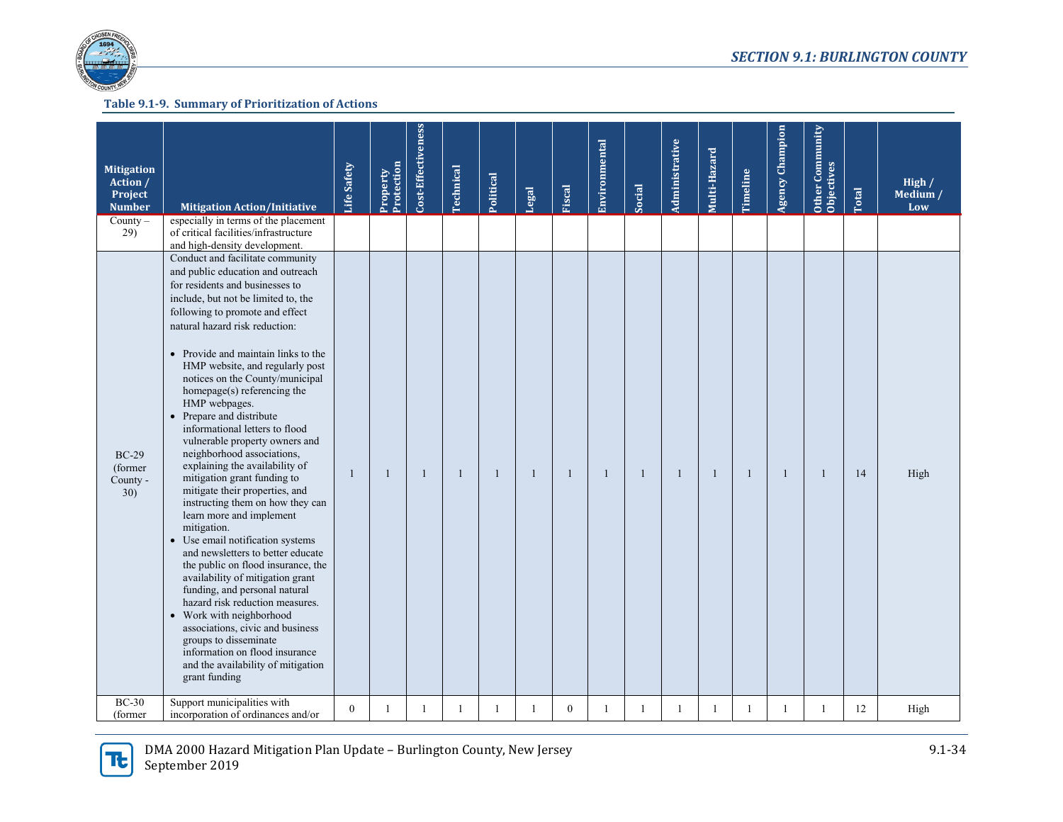**Table 9.1-9. Summary of Prioritization of Actions**

| Mitigation Action / Project Number | Mitigation Action/Initiative | Life Safety | Property Protection | Cost-Effectiveness | Technical | Political | Legal | Fiscal | Environmental | Social | Administrative | Multi-Hazard | Timeline | Agency Champion | Other Community Objectives | Total | High / Medium / Low |
|---|---|---|---|---|---|---|---|---|---|---|---|---|---|---|---|---|---|
| County – 29) | especially in terms of the placement of critical facilities/infrastructure and high-density development. | | | | | | | | | | | | | | | | |
| BC-29 (former County - 30) | Conduct and facilitate community and public education and outreach for residents and businesses to include, but not be limited to, the following to promote and effect natural hazard risk reduction:<br><br>• Provide and maintain links to the HMP website, and regularly post notices on the County/municipal homepage(s) referencing the HMP webpages.<br>• Prepare and distribute informational letters to flood vulnerable property owners and neighborhood associations, explaining the availability of mitigation grant funding to mitigate their properties, and instructing them on how they can learn more and implement mitigation.<br>• Use email notification systems and newsletters to better educate the public on flood insurance, the availability of mitigation grant funding, and personal natural hazard risk reduction measures.<br>• Work with neighborhood associations, civic and business groups to disseminate information on flood insurance and the availability of mitigation grant funding | 1 | 1 | 1 | 1 | 1 | 1 | 1 | 1 | 1 | 1 | 1 | 1 | 1 | 1 | 14 | High |
| BC-30 (former | Support municipalities with incorporation of ordinances and/or | 0 | 1 | 1 | 1 | 1 | 1 | 0 | 1 | 1 | 1 | 1 | 1 | 1 | 1 | 12 | High |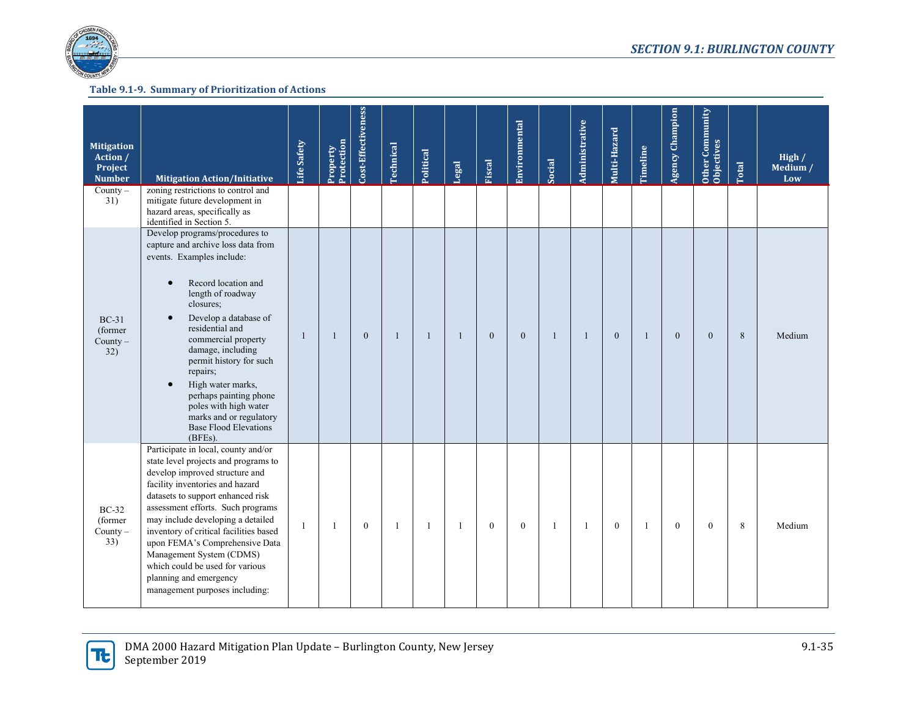**Table 9.1-9. Summary of Prioritization of Actions**

| Mitigation Action / Project Number | Mitigation Action/Initiative | Life Safety | Property Protection | Cost-Effectiveness | Technical | Political | Legal | Fiscal | Environmental | Social | Administrative | Multi-Hazard | Timeline | Agency Champion | Other Community Objectives | Total | High / Medium / Low |
|---|---|---|---|---|---|---|---|---|---|---|---|---|---|---|---|---|---|
| County – 31) | zoning restrictions to control and mitigate future development in hazard areas, specifically as identified in Section 5. | | | | | | | | | | | | | | | | |
| BC-31 (former County – 32) | Develop programs/procedures to capture and archive loss data from events. Examples include:<br>• Record location and length of roadway closures;<br>• Develop a database of residential and commercial property damage, including permit history for such repairs;<br>• High water marks, perhaps painting phone poles with high water marks and or regulatory Base Flood Elevations (BFEs). | 1 | 1 | 0 | 1 | 1 | 1 | 0 | 0 | 1 | 1 | 0 | 1 | 0 | 0 | 8 | Medium |
| BC-32 (former County – 33) | Participate in local, county and/or state level projects and programs to develop improved structure and facility inventories and hazard datasets to support enhanced risk assessment efforts. Such programs may include developing a detailed inventory of critical facilities based upon FEMA's Comprehensive Data Management System (CDMS) which could be used for various planning and emergency management purposes including: | 1 | 1 | 0 | 1 | 1 | 1 | 0 | 0 | 1 | 1 | 0 | 1 | 0 | 0 | 8 | Medium |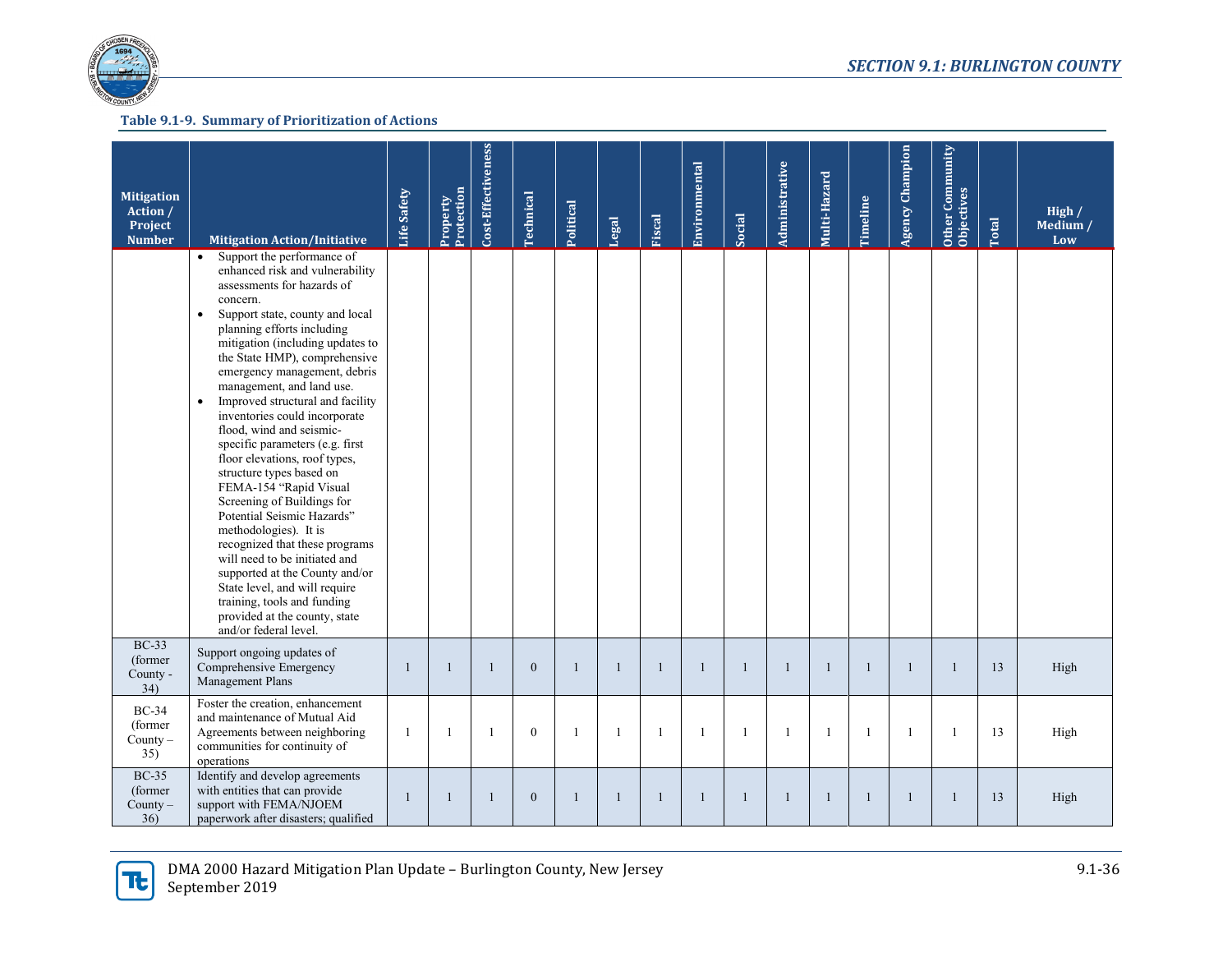**Table 9.1-9. Summary of Prioritization of Actions**

| Mitigation Action / Project Number | Mitigation Action/Initiative | Life Safety | Property Protection | Cost-Effectiveness | Technical | Political | Legal | Fiscal | Environmental | Social | Administrative | Multi-Hazard | Timeline | Agency Champion | Other Community Objectives | Total | High / Medium / Low |
|---|---|---|---|---|---|---|---|---|---|---|---|---|---|---|---|---|---|
| | • Support the performance of enhanced risk and vulnerability assessments for hazards of concern.<br>• Support state, county and local planning efforts including mitigation (including updates to the State HMP), comprehensive emergency management, debris management, and land use.<br>• Improved structural and facility inventories could incorporate flood, wind and seismic-specific parameters (e.g. first floor elevations, roof types, structure types based on FEMA-154 "Rapid Visual Screening of Buildings for Potential Seismic Hazards" methodologies). It is recognized that these programs will need to be initiated and supported at the County and/or State level, and will require training, tools and funding provided at the county, state and/or federal level. | | | | | | | | | | | | | | | | |
| BC-33 (former County - 34) | Support ongoing updates of Comprehensive Emergency Management Plans | 1 | 1 | 1 | 0 | 1 | 1 | 1 | 1 | 1 | 1 | 1 | 1 | 1 | 1 | 13 | High |
| BC-34 (former County – 35) | Foster the creation, enhancement and maintenance of Mutual Aid Agreements between neighboring communities for continuity of operations | 1 | 1 | 1 | 0 | 1 | 1 | 1 | 1 | 1 | 1 | 1 | 1 | 1 | 1 | 13 | High |
| BC-35 (former County – 36) | Identify and develop agreements with entities that can provide support with FEMA/NJOEM paperwork after disasters; qualified | 1 | 1 | 1 | 0 | 1 | 1 | 1 | 1 | 1 | 1 | 1 | 1 | 1 | 1 | 13 | High |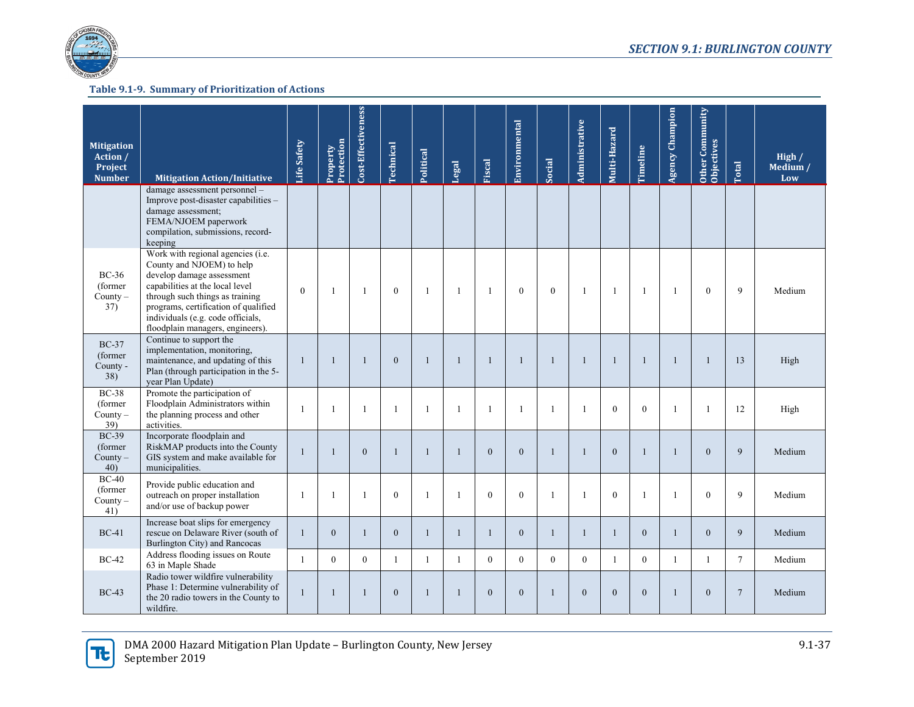**Table 9.1-9. Summary of Prioritization of Actions**

| Mitigation Action / Project Number | Mitigation Action/Initiative | Life Safety | Property Protection | Cost-Effectiveness | Technical | Political | Legal | Fiscal | Environmental | Social | Administrative | Multi-Hazard | Timeline | Agency Champion | Other Community Objectives | Total | High / Medium / Low |
|---|---|---|---|---|---|---|---|---|---|---|---|---|---|---|---|---|---|
| | damage assessment personnel – Improve post-disaster capabilities – damage assessment; FEMA/NJOEM paperwork compilation, submissions, record-keeping | | | | | | | | | | | | | | | | |
| BC-36 (former County – 37) | Work with regional agencies (i.e. County and NJOEM) to help develop damage assessment capabilities at the local level through such things as training programs, certification of qualified individuals (e.g. code officials, floodplain managers, engineers). | 0 | 1 | 1 | 0 | 1 | 1 | 1 | 0 | 0 | 1 | 1 | 1 | 1 | 0 | 9 | Medium |
| BC-37 (former County - 38) | Continue to support the implementation, monitoring, maintenance, and updating of this Plan (through participation in the 5-year Plan Update) | 1 | 1 | 1 | 0 | 1 | 1 | 1 | 1 | 1 | 1 | 1 | 1 | 1 | 1 | 13 | High |
| BC-38 (former County – 39) | Promote the participation of Floodplain Administrators within the planning process and other activities. | 1 | 1 | 1 | 1 | 1 | 1 | 1 | 1 | 1 | 1 | 0 | 0 | 1 | 1 | 12 | High |
| BC-39 (former County – 40) | Incorporate floodplain and RiskMAP products into the County GIS system and make available for municipalities. | 1 | 1 | 0 | 1 | 1 | 1 | 0 | 0 | 1 | 1 | 0 | 1 | 1 | 0 | 9 | Medium |
| BC-40 (former County – 41) | Provide public education and outreach on proper installation and/or use of backup power | 1 | 1 | 1 | 0 | 1 | 1 | 0 | 0 | 1 | 1 | 0 | 1 | 1 | 0 | 9 | Medium |
| BC-41 | Increase boat slips for emergency rescue on Delaware River (south of Burlington City) and Rancocas | 1 | 0 | 1 | 0 | 1 | 1 | 1 | 0 | 1 | 1 | 1 | 0 | 1 | 0 | 9 | Medium |
| BC-42 | Address flooding issues on Route 63 in Maple Shade | 1 | 0 | 0 | 1 | 1 | 1 | 0 | 0 | 0 | 0 | 1 | 0 | 1 | 1 | 7 | Medium |
| BC-43 | Radio tower wildfire vulnerability Phase 1: Determine vulnerability of the 20 radio towers in the County to wildfire. | 1 | 1 | 1 | 0 | 1 | 1 | 0 | 0 | 1 | 0 | 0 | 0 | 1 | 0 | 7 | Medium |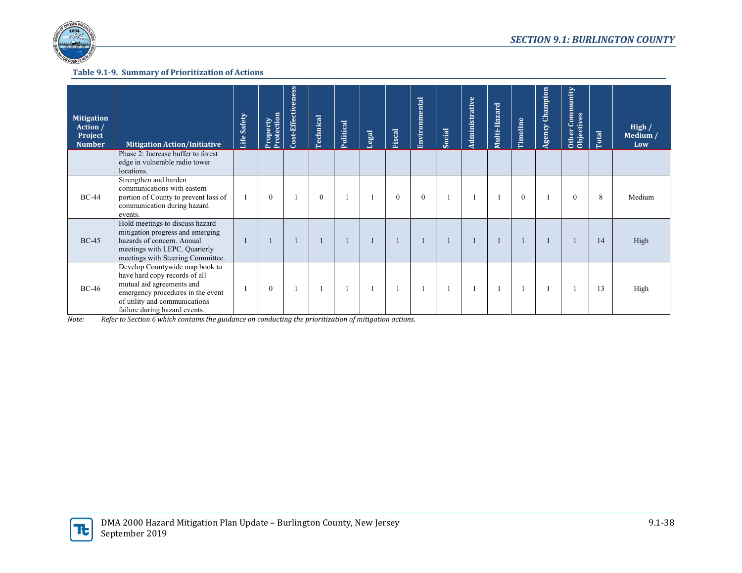**Table 9.1-9. Summary of Prioritization of Actions**

| Mitigation Action / Project Number | Mitigation Action/Initiative | Life Safety | Property Protection | Cost-Effectiveness | Technical | Political | Legal | Fiscal | Environmental | Social | Administrative | Multi-Hazard | Timeline | Agency Champion | Other Community Objectives | Total | High / Medium / Low |
|---|---|---|---|---|---|---|---|---|---|---|---|---|---|---|---|---|---|
| | Phase 2: Increase buffer to forest edge in vulnerable radio tower locations. | | | | | | | | | | | | | | | | |
| BC-44 | Strengthen and harden communications with eastern portion of County to prevent loss of communication during hazard events. | 1 | 0 | 1 | 0 | 1 | 1 | 0 | 0 | 1 | 1 | 1 | 0 | 1 | 0 | 8 | Medium |
| BC-45 | Hold meetings to discuss hazard mitigation progress and emerging hazards of concern. Annual meetings with LEPC. Quarterly meetings with Steering Committee. | 1 | 1 | 1 | 1 | 1 | 1 | 1 | 1 | 1 | 1 | 1 | 1 | 1 | 1 | 14 | High |
| BC-46 | Develop Countywide map book to have hard copy records of all mutual aid agreements and emergency procedures in the event of utility and communications failure during hazard events. | 1 | 0 | 1 | 1 | 1 | 1 | 1 | 1 | 1 | 1 | 1 | 1 | 1 | 1 | 13 | High |

*Note: Refer to Section 6 which contains the guidance on conducting the prioritization of mitigation actions.*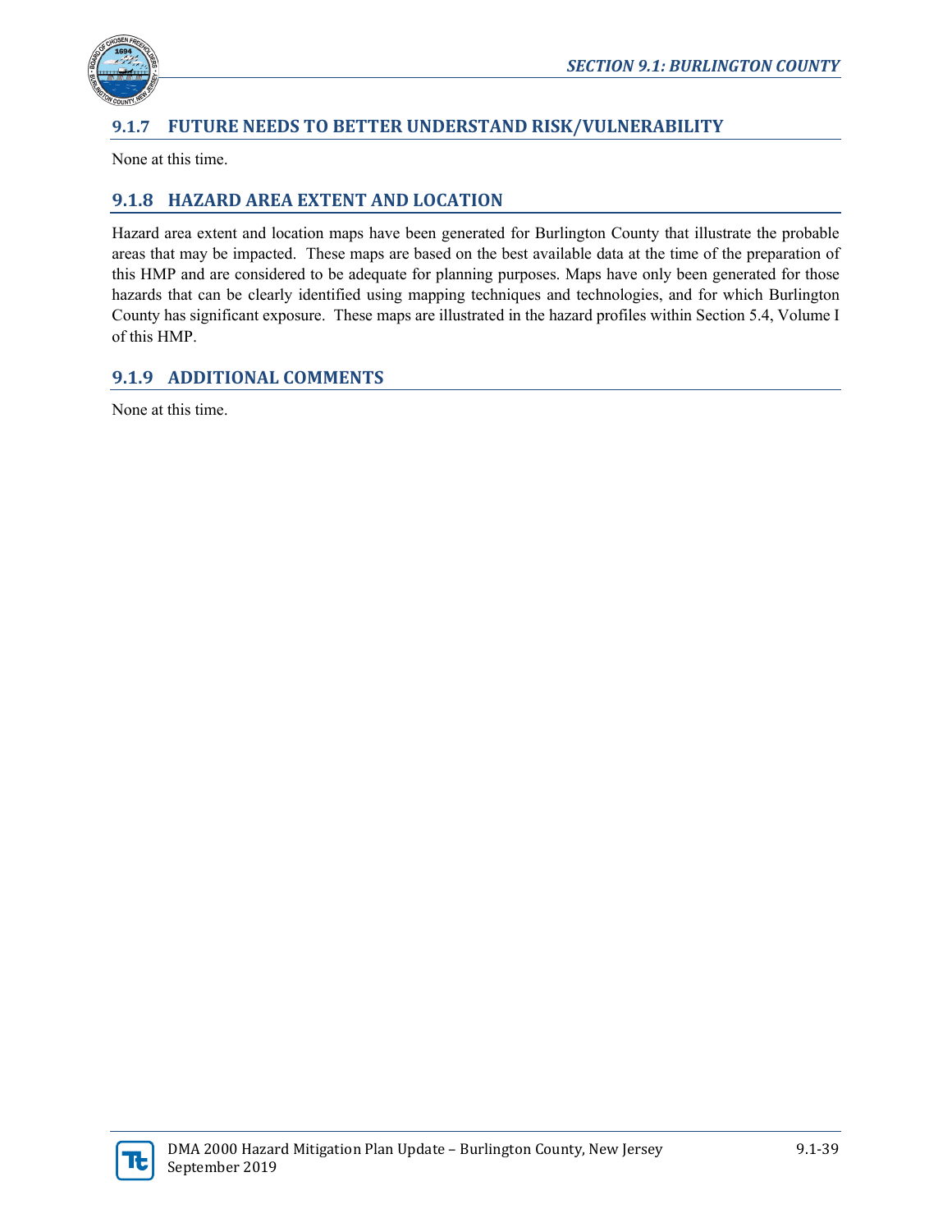## 9.1.7 FUTURE NEEDS TO BETTER UNDERSTAND RISK/VULNERABILITY

None at this time.

## 9.1.8 HAZARD AREA EXTENT AND LOCATION

Hazard area extent and location maps have been generated for Burlington County that illustrate the probable areas that may be impacted. These maps are based on the best available data at the time of the preparation of this HMP and are considered to be adequate for planning purposes. Maps have only been generated for those hazards that can be clearly identified using mapping techniques and technologies, and for which Burlington County has significant exposure. These maps are illustrated in the hazard profiles within Section 5.4, Volume I of this HMP.

## 9.1.9 ADDITIONAL COMMENTS

None at this time.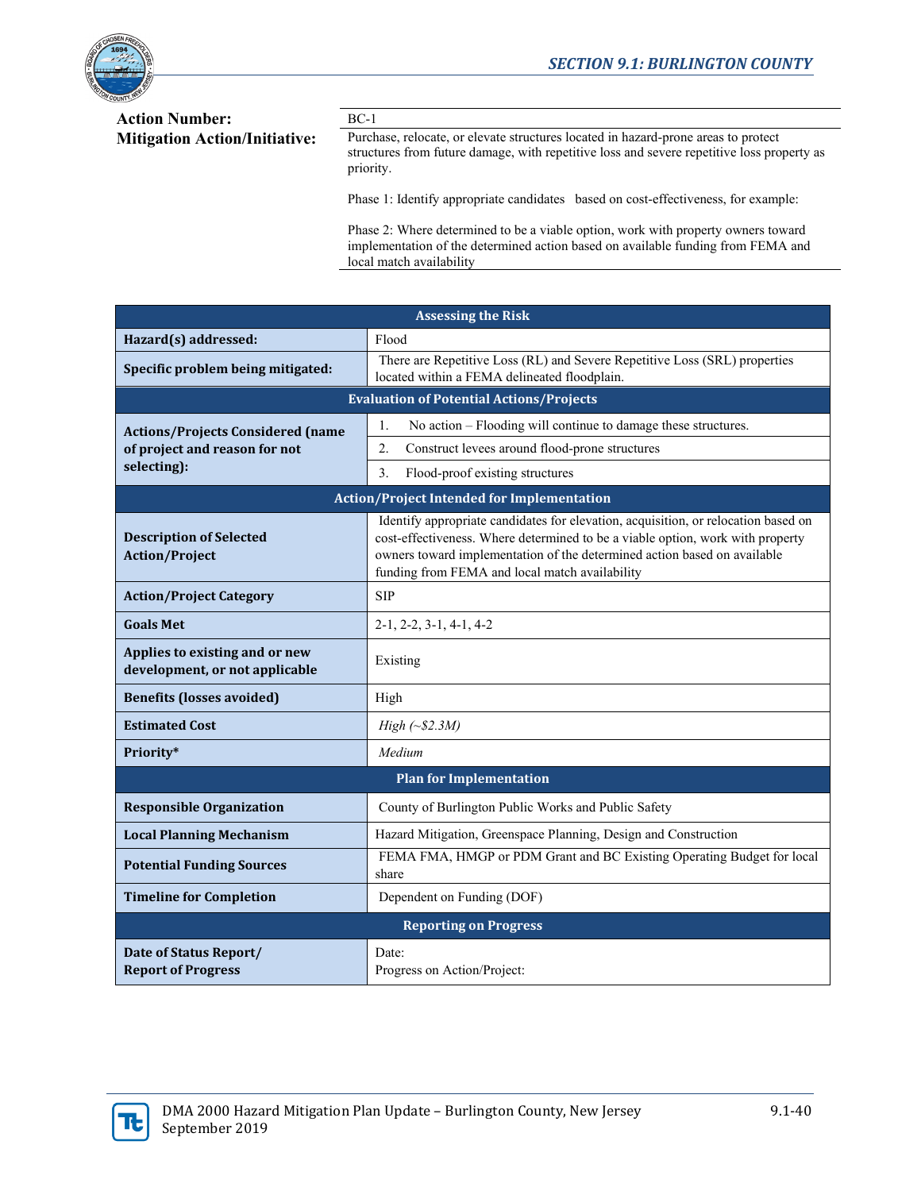**Action Number:** BC-1

**Mitigation Action/Initiative:** Purchase, relocate, or elevate structures located in hazard-prone areas to protect structures from future damage, with repetitive loss and severe repetitive loss property as priority.

Phase 1: Identify appropriate candidates based on cost-effectiveness, for example:

Phase 2: Where determined to be a viable option, work with property owners toward implementation of the determined action based on available funding from FEMA and local match availability

| Assessing the Risk | |
|---|---|
| **Hazard(s) addressed:** | Flood |
| **Specific problem being mitigated:** | There are Repetitive Loss (RL) and Severe Repetitive Loss (SRL) properties located within a FEMA delineated floodplain. |
| **Evaluation of Potential Actions/Projects** | |
| **Actions/Projects Considered (name of project and reason for not selecting):** | 1. No action – Flooding will continue to damage these structures. |
| | 2. Construct levees around flood-prone structures |
| | 3. Flood-proof existing structures |
| **Action/Project Intended for Implementation** | |
| **Description of Selected Action/Project** | Identify appropriate candidates for elevation, acquisition, or relocation based on cost-effectiveness. Where determined to be a viable option, work with property owners toward implementation of the determined action based on available funding from FEMA and local match availability |
| **Action/Project Category** | SIP |
| **Goals Met** | 2-1, 2-2, 3-1, 4-1, 4-2 |
| **Applies to existing and or new development, or not applicable** | Existing |
| **Benefits (losses avoided)** | High |
| **Estimated Cost** | *High (~$2.3M)* |
| **Priority*** | *Medium* |
| **Plan for Implementation** | |
| **Responsible Organization** | County of Burlington Public Works and Public Safety |
| **Local Planning Mechanism** | Hazard Mitigation, Greenspace Planning, Design and Construction |
| **Potential Funding Sources** | FEMA FMA, HMGP or PDM Grant and BC Existing Operating Budget for local share |
| **Timeline for Completion** | Dependent on Funding (DOF) |
| **Reporting on Progress** | |
| **Date of Status Report/ Report of Progress** | Date:<br>Progress on Action/Project: |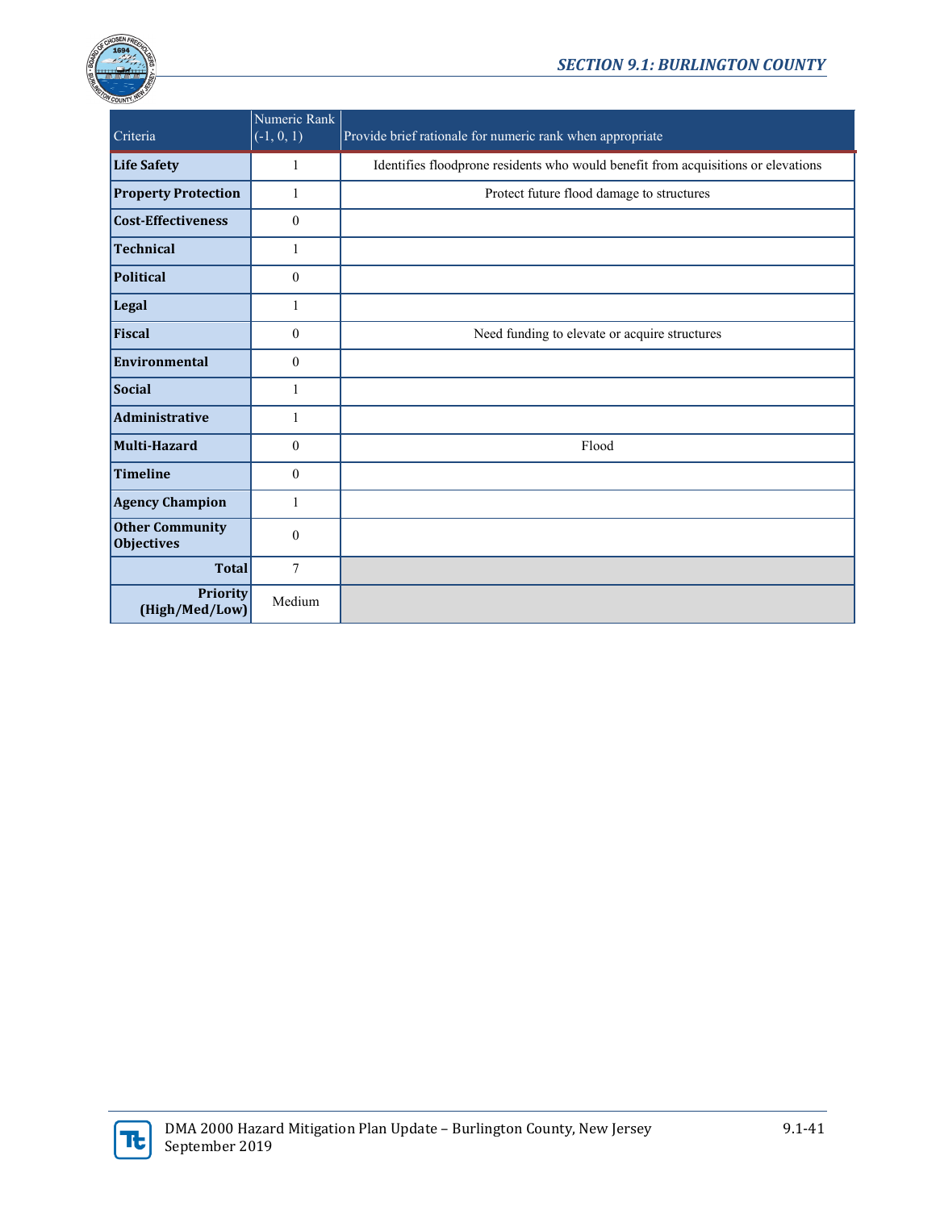| Criteria | Numeric Rank (-1, 0, 1) | Provide brief rationale for numeric rank when appropriate |
|---|---|---|
| **Life Safety** | 1 | Identifies floodprone residents who would benefit from acquisitions or elevations |
| **Property Protection** | 1 | Protect future flood damage to structures |
| **Cost-Effectiveness** | 0 | |
| **Technical** | 1 | |
| **Political** | 0 | |
| **Legal** | 1 | |
| **Fiscal** | 0 | Need funding to elevate or acquire structures |
| **Environmental** | 0 | |
| **Social** | 1 | |
| **Administrative** | 1 | |
| **Multi-Hazard** | 0 | Flood |
| **Timeline** | 0 | |
| **Agency Champion** | 1 | |
| **Other Community Objectives** | 0 | |
| **Total** | 7 | |
| **Priority (High/Med/Low)** | Medium | |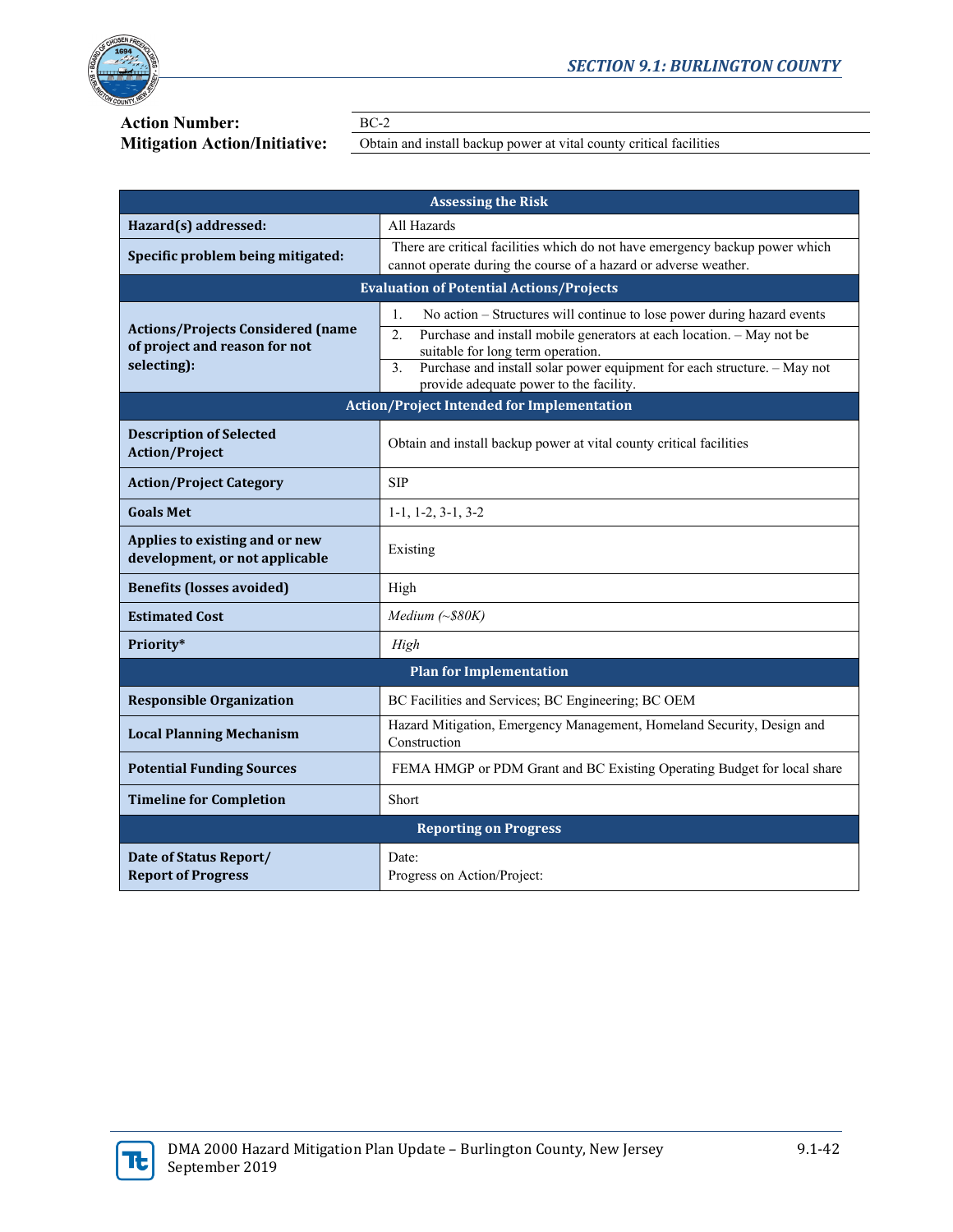**Action Number:** BC-2

**Mitigation Action/Initiative:** Obtain and install backup power at vital county critical facilities

| Assessing the Risk | |
|---|---|
| **Hazard(s) addressed:** | All Hazards |
| **Specific problem being mitigated:** | There are critical facilities which do not have emergency backup power which cannot operate during the course of a hazard or adverse weather. |
| **Evaluation of Potential Actions/Projects** | |
| **Actions/Projects Considered (name of project and reason for not selecting):** | 1. No action – Structures will continue to lose power during hazard events<br>2. Purchase and install mobile generators at each location. – May not be suitable for long term operation.<br>3. Purchase and install solar power equipment for each structure. – May not provide adequate power to the facility. |
| **Action/Project Intended for Implementation** | |
| **Description of Selected Action/Project** | Obtain and install backup power at vital county critical facilities |
| **Action/Project Category** | SIP |
| **Goals Met** | 1-1, 1-2, 3-1, 3-2 |
| **Applies to existing and or new development, or not applicable** | Existing |
| **Benefits (losses avoided)** | High |
| **Estimated Cost** | *Medium (~$80K)* |
| **Priority*** | *High* |
| **Plan for Implementation** | |
| **Responsible Organization** | BC Facilities and Services; BC Engineering; BC OEM |
| **Local Planning Mechanism** | Hazard Mitigation, Emergency Management, Homeland Security, Design and Construction |
| **Potential Funding Sources** | FEMA HMGP or PDM Grant and BC Existing Operating Budget for local share |
| **Timeline for Completion** | Short |
| **Reporting on Progress** | |
| **Date of Status Report/ Report of Progress** | Date:<br>Progress on Action/Project: |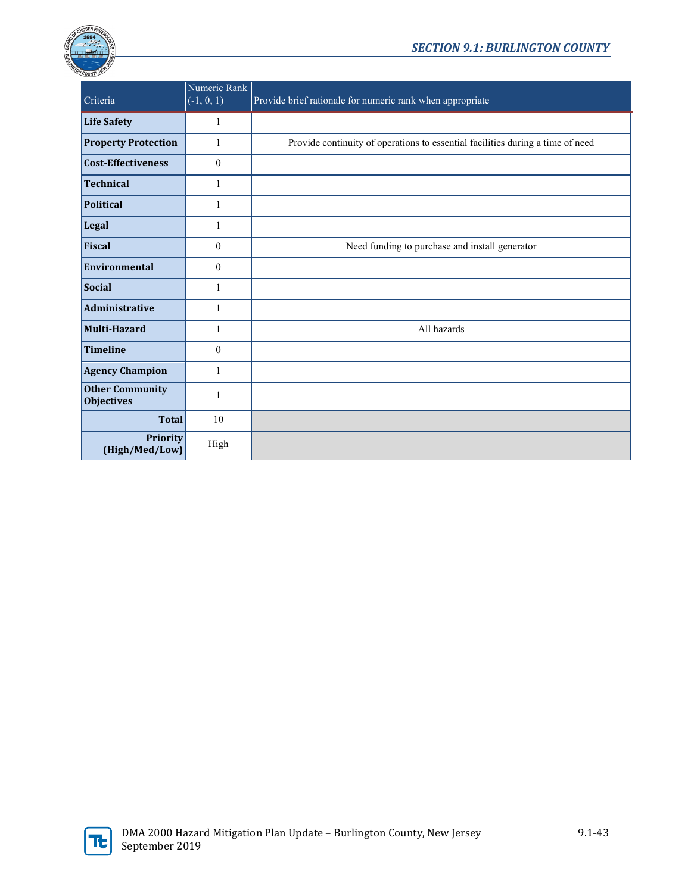| Criteria | Numeric Rank (-1, 0, 1) | Provide brief rationale for numeric rank when appropriate |
|---|---|---|
| **Life Safety** | 1 | |
| **Property Protection** | 1 | Provide continuity of operations to essential facilities during a time of need |
| **Cost-Effectiveness** | 0 | |
| **Technical** | 1 | |
| **Political** | 1 | |
| **Legal** | 1 | |
| **Fiscal** | 0 | Need funding to purchase and install generator |
| **Environmental** | 0 | |
| **Social** | 1 | |
| **Administrative** | 1 | |
| **Multi-Hazard** | 1 | All hazards |
| **Timeline** | 0 | |
| **Agency Champion** | 1 | |
| **Other Community Objectives** | 1 | |
| **Total** | 10 | |
| **Priority (High/Med/Low)** | High | |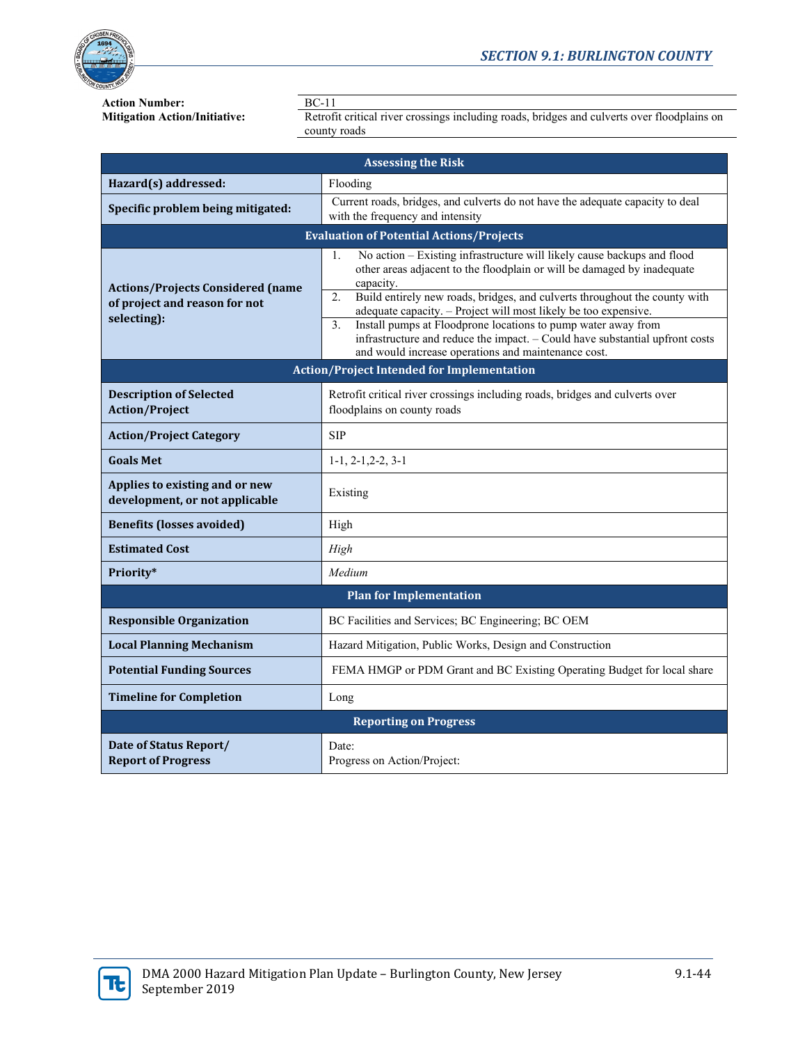**Action Number:** BC-11
**Mitigation Action/Initiative:** Retrofit critical river crossings including roads, bridges and culverts over floodplains on county roads

| Assessing the Risk | |
|---|---|
| **Hazard(s) addressed:** | Flooding |
| **Specific problem being mitigated:** | Current roads, bridges, and culverts do not have the adequate capacity to deal with the frequency and intensity |
| **Evaluation of Potential Actions/Projects** | |
| **Actions/Projects Considered (name of project and reason for not selecting):** | 1. No action – Existing infrastructure will likely cause backups and flood other areas adjacent to the floodplain or will be damaged by inadequate capacity.<br>2. Build entirely new roads, bridges, and culverts throughout the county with adequate capacity. – Project will most likely be too expensive.<br>3. Install pumps at Floodprone locations to pump water away from infrastructure and reduce the impact. – Could have substantial upfront costs and would increase operations and maintenance cost. |
| **Action/Project Intended for Implementation** | |
| **Description of Selected Action/Project** | Retrofit critical river crossings including roads, bridges and culverts over floodplains on county roads |
| **Action/Project Category** | SIP |
| **Goals Met** | 1-1, 2-1,2-2, 3-1 |
| **Applies to existing and or new development, or not applicable** | Existing |
| **Benefits (losses avoided)** | High |
| **Estimated Cost** | *High* |
| **Priority*** | *Medium* |
| **Plan for Implementation** | |
| **Responsible Organization** | BC Facilities and Services; BC Engineering; BC OEM |
| **Local Planning Mechanism** | Hazard Mitigation, Public Works, Design and Construction |
| **Potential Funding Sources** | FEMA HMGP or PDM Grant and BC Existing Operating Budget for local share |
| **Timeline for Completion** | Long |
| **Reporting on Progress** | |
| **Date of Status Report/ Report of Progress** | Date:<br>Progress on Action/Project: |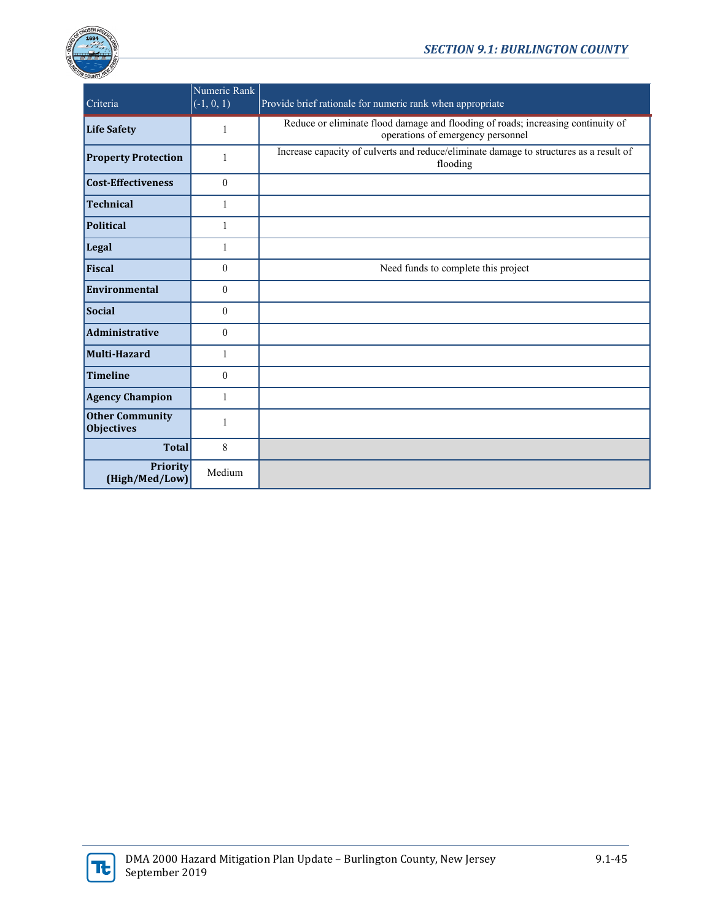| Criteria | Numeric Rank (-1, 0, 1) | Provide brief rationale for numeric rank when appropriate |
|---|---|---|
| **Life Safety** | 1 | Reduce or eliminate flood damage and flooding of roads; increasing continuity of operations of emergency personnel |
| **Property Protection** | 1 | Increase capacity of culverts and reduce/eliminate damage to structures as a result of flooding |
| **Cost-Effectiveness** | 0 | |
| **Technical** | 1 | |
| **Political** | 1 | |
| **Legal** | 1 | |
| **Fiscal** | 0 | Need funds to complete this project |
| **Environmental** | 0 | |
| **Social** | 0 | |
| **Administrative** | 0 | |
| **Multi-Hazard** | 1 | |
| **Timeline** | 0 | |
| **Agency Champion** | 1 | |
| **Other Community Objectives** | 1 | |
| **Total** | 8 | |
| **Priority (High/Med/Low)** | Medium | |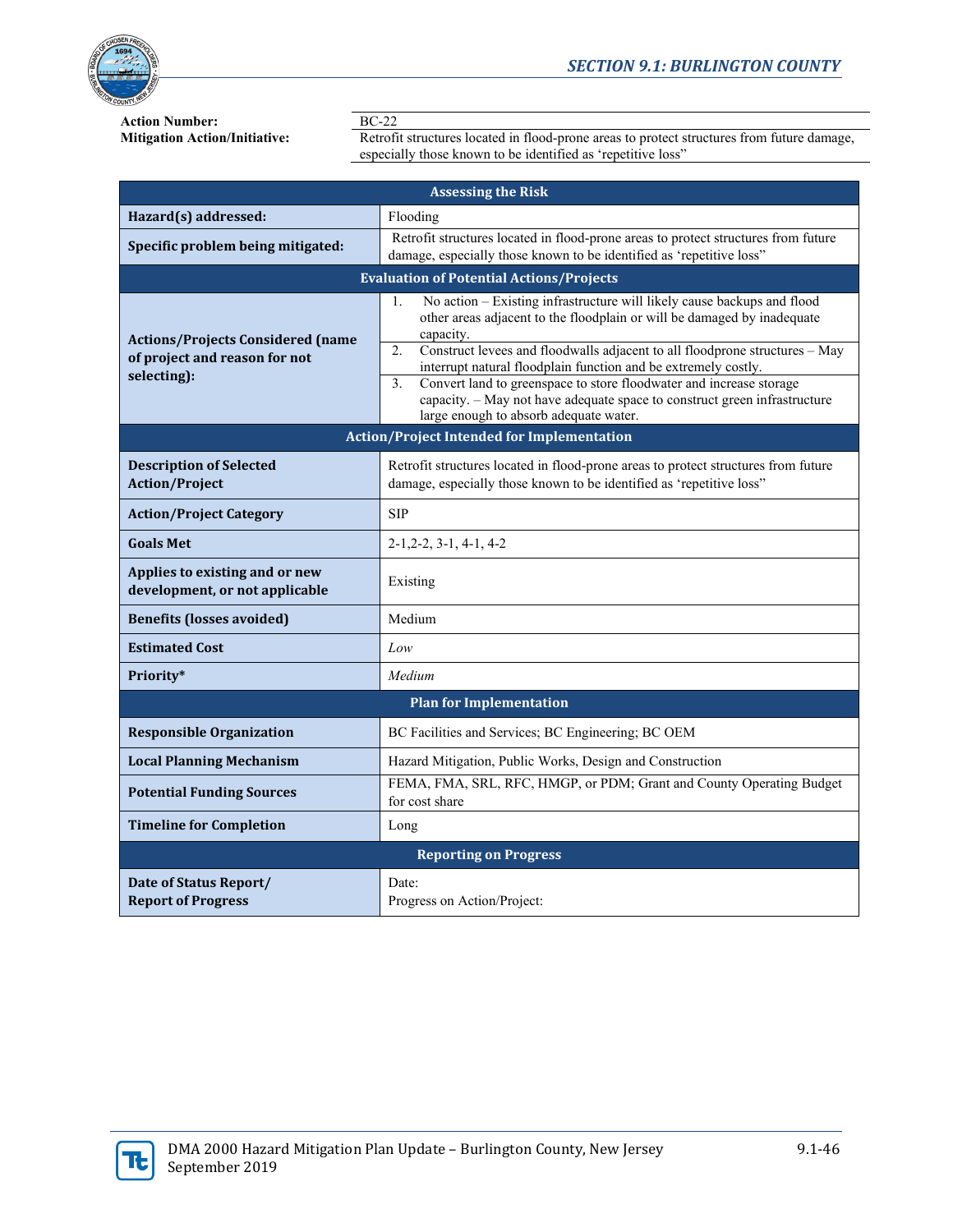| | |
|---|---|
| **Action Number:** | BC-22 |
| **Mitigation Action/Initiative:** | Retrofit structures located in flood-prone areas to protect structures from future damage, especially those known to be identified as 'repetitive loss" |

| **Assessing the Risk** | |
|---|---|
| **Hazard(s) addressed:** | Flooding |
| **Specific problem being mitigated:** | Retrofit structures located in flood-prone areas to protect structures from future damage, especially those known to be identified as 'repetitive loss" |
| **Evaluation of Potential Actions/Projects** | |
| **Actions/Projects Considered (name of project and reason for not selecting):** | 1. No action – Existing infrastructure will likely cause backups and flood other areas adjacent to the floodplain or will be damaged by inadequate capacity. |
| | 2. Construct levees and floodwalls adjacent to all floodprone structures – May interrupt natural floodplain function and be extremely costly. |
| | 3. Convert land to greenspace to store floodwater and increase storage capacity. – May not have adequate space to construct green infrastructure large enough to absorb adequate water. |
| **Action/Project Intended for Implementation** | |
| **Description of Selected Action/Project** | Retrofit structures located in flood-prone areas to protect structures from future damage, especially those known to be identified as 'repetitive loss" |
| **Action/Project Category** | SIP |
| **Goals Met** | 2-1,2-2, 3-1, 4-1, 4-2 |
| **Applies to existing and or new development, or not applicable** | Existing |
| **Benefits (losses avoided)** | Medium |
| **Estimated Cost** | *Low* |
| **Priority*** | *Medium* |
| **Plan for Implementation** | |
| **Responsible Organization** | BC Facilities and Services; BC Engineering; BC OEM |
| **Local Planning Mechanism** | Hazard Mitigation, Public Works, Design and Construction |
| **Potential Funding Sources** | FEMA, FMA, SRL, RFC, HMGP, or PDM; Grant and County Operating Budget for cost share |
| **Timeline for Completion** | Long |
| **Reporting on Progress** | |
| **Date of Status Report/ Report of Progress** | Date:<br>Progress on Action/Project: |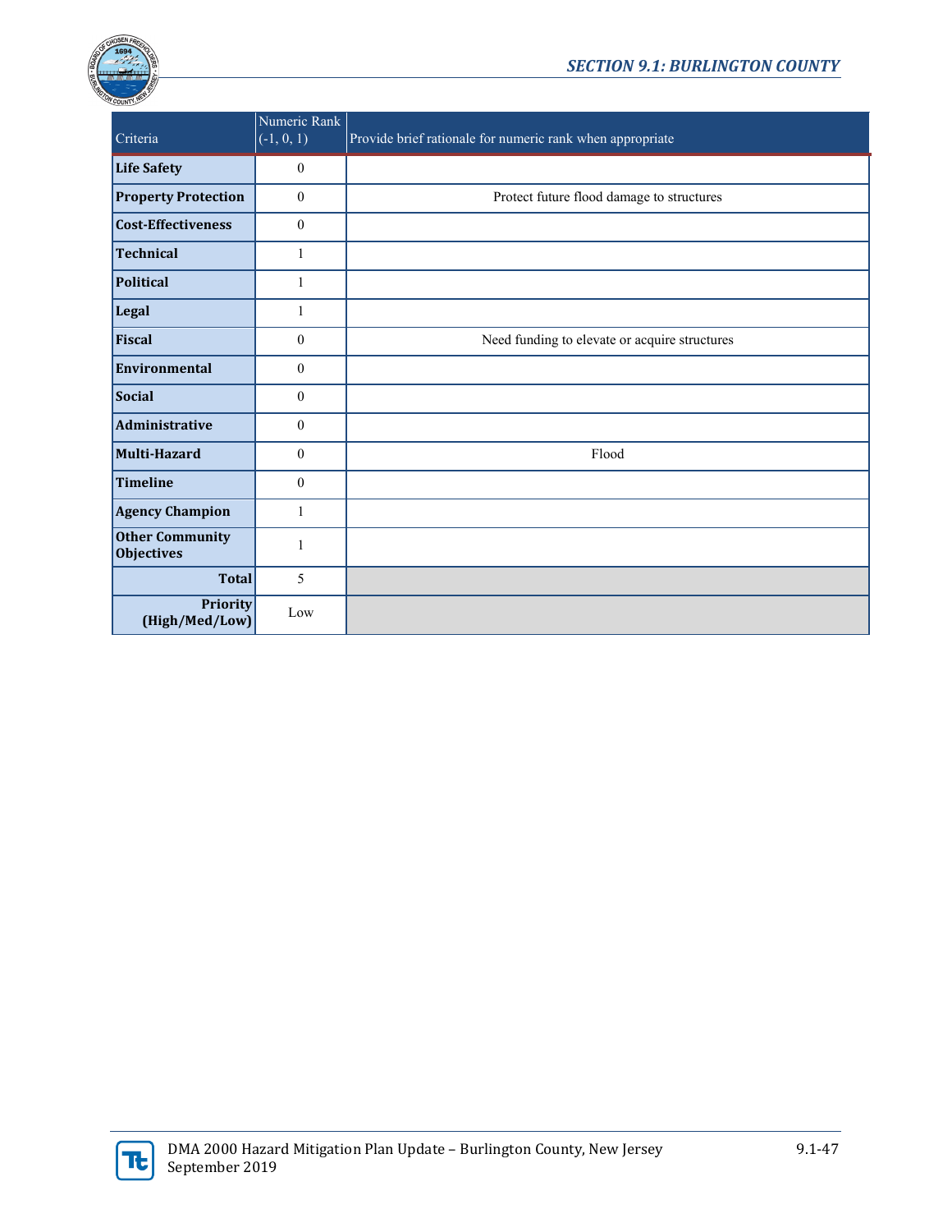| Criteria | Numeric Rank (-1, 0, 1) | Provide brief rationale for numeric rank when appropriate |
|---|---|---|
| **Life Safety** | 0 | |
| **Property Protection** | 0 | Protect future flood damage to structures |
| **Cost-Effectiveness** | 0 | |
| **Technical** | 1 | |
| **Political** | 1 | |
| **Legal** | 1 | |
| **Fiscal** | 0 | Need funding to elevate or acquire structures |
| **Environmental** | 0 | |
| **Social** | 0 | |
| **Administrative** | 0 | |
| **Multi-Hazard** | 0 | Flood |
| **Timeline** | 0 | |
| **Agency Champion** | 1 | |
| **Other Community Objectives** | 1 | |
| **Total** | 5 | |
| **Priority (High/Med/Low)** | Low | |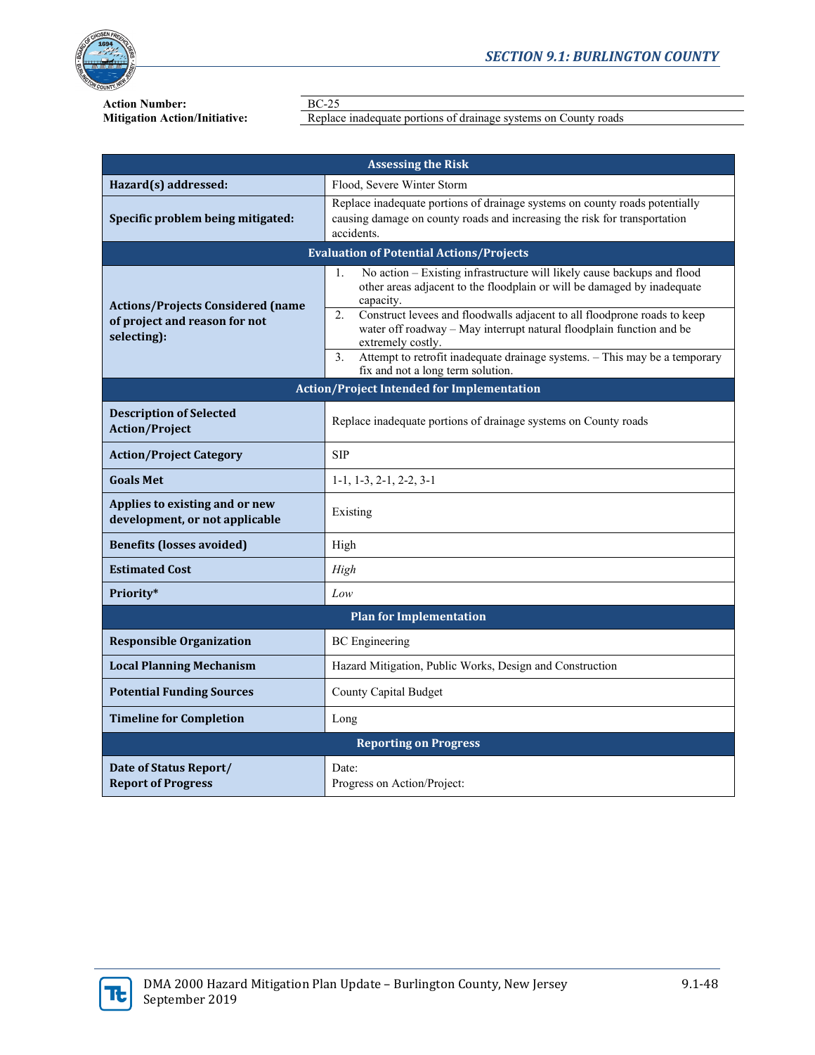**Action Number:** BC-25

**Mitigation Action/Initiative:** Replace inadequate portions of drainage systems on County roads

| Assessing the Risk | |
|---|---|
| **Hazard(s) addressed:** | Flood, Severe Winter Storm |
| **Specific problem being mitigated:** | Replace inadequate portions of drainage systems on county roads potentially causing damage on county roads and increasing the risk for transportation accidents. |
| **Evaluation of Potential Actions/Projects** | |
| **Actions/Projects Considered (name of project and reason for not selecting):** | 1. No action – Existing infrastructure will likely cause backups and flood other areas adjacent to the floodplain or will be damaged by inadequate capacity.<br>2. Construct levees and floodwalls adjacent to all floodprone roads to keep water off roadway – May interrupt natural floodplain function and be extremely costly.<br>3. Attempt to retrofit inadequate drainage systems. – This may be a temporary fix and not a long term solution. |
| **Action/Project Intended for Implementation** | |
| **Description of Selected Action/Project** | Replace inadequate portions of drainage systems on County roads |
| **Action/Project Category** | SIP |
| **Goals Met** | 1-1, 1-3, 2-1, 2-2, 3-1 |
| **Applies to existing and or new development, or not applicable** | Existing |
| **Benefits (losses avoided)** | High |
| **Estimated Cost** | *High* |
| **Priority*** | *Low* |
| **Plan for Implementation** | |
| **Responsible Organization** | BC Engineering |
| **Local Planning Mechanism** | Hazard Mitigation, Public Works, Design and Construction |
| **Potential Funding Sources** | County Capital Budget |
| **Timeline for Completion** | Long |
| **Reporting on Progress** | |
| **Date of Status Report/ Report of Progress** | Date:<br>Progress on Action/Project: |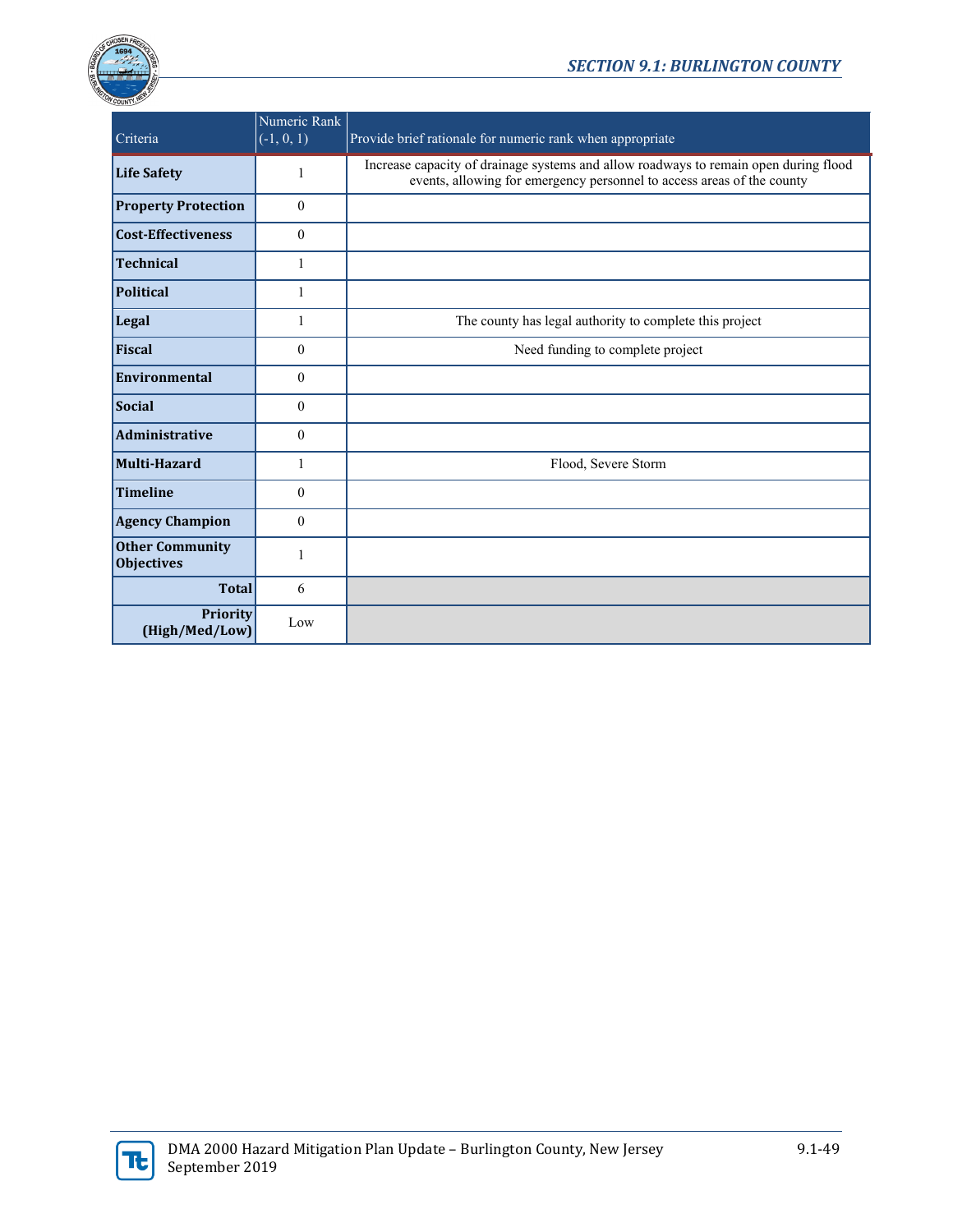| Criteria | Numeric Rank (-1, 0, 1) | Provide brief rationale for numeric rank when appropriate |
|---|---|---|
| **Life Safety** | 1 | Increase capacity of drainage systems and allow roadways to remain open during flood events, allowing for emergency personnel to access areas of the county |
| **Property Protection** | 0 | |
| **Cost-Effectiveness** | 0 | |
| **Technical** | 1 | |
| **Political** | 1 | |
| **Legal** | 1 | The county has legal authority to complete this project |
| **Fiscal** | 0 | Need funding to complete project |
| **Environmental** | 0 | |
| **Social** | 0 | |
| **Administrative** | 0 | |
| **Multi-Hazard** | 1 | Flood, Severe Storm |
| **Timeline** | 0 | |
| **Agency Champion** | 0 | |
| **Other Community Objectives** | 1 | |
| **Total** | 6 | |
| **Priority (High/Med/Low)** | Low | |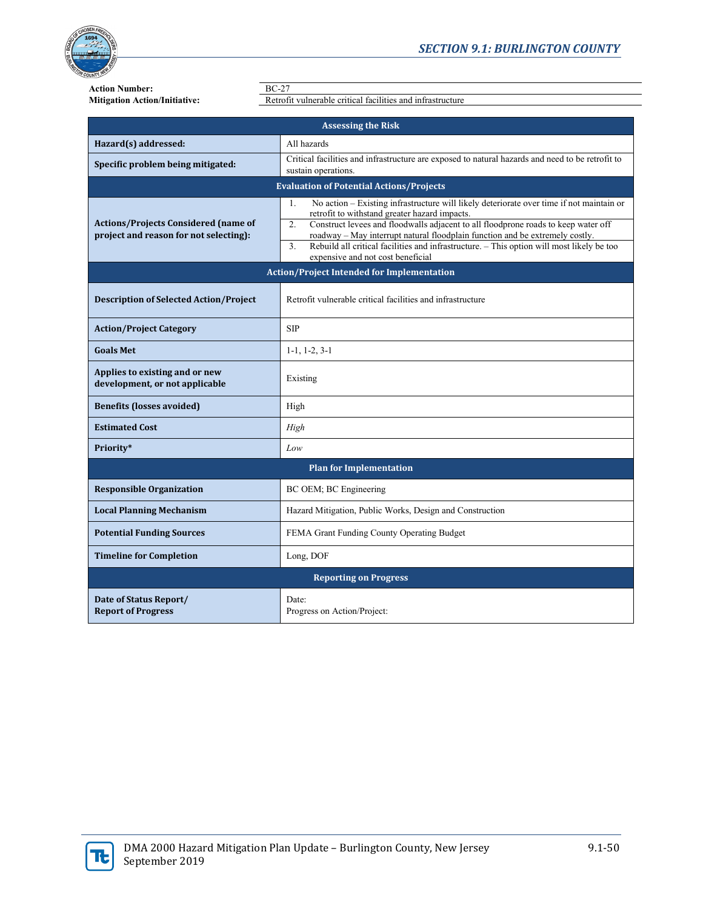**Action Number:** BC-27
**Mitigation Action/Initiative:** Retrofit vulnerable critical facilities and infrastructure

| Assessing the Risk | |
|---|---|
| **Hazard(s) addressed:** | All hazards |
| **Specific problem being mitigated:** | Critical facilities and infrastructure are exposed to natural hazards and need to be retrofit to sustain operations. |
| **Evaluation of Potential Actions/Projects** | |
| **Actions/Projects Considered (name of project and reason for not selecting):** | 1. No action – Existing infrastructure will likely deteriorate over time if not maintain or retrofit to withstand greater hazard impacts.<br>2. Construct levees and floodwalls adjacent to all floodprone roads to keep water off roadway – May interrupt natural floodplain function and be extremely costly.<br>3. Rebuild all critical facilities and infrastructure. – This option will most likely be too expensive and not cost beneficial |
| **Action/Project Intended for Implementation** | |
| **Description of Selected Action/Project** | Retrofit vulnerable critical facilities and infrastructure |
| **Action/Project Category** | SIP |
| **Goals Met** | 1-1, 1-2, 3-1 |
| **Applies to existing and or new development, or not applicable** | Existing |
| **Benefits (losses avoided)** | High |
| **Estimated Cost** | *High* |
| **Priority*** | *Low* |
| **Plan for Implementation** | |
| **Responsible Organization** | BC OEM; BC Engineering |
| **Local Planning Mechanism** | Hazard Mitigation, Public Works, Design and Construction |
| **Potential Funding Sources** | FEMA Grant Funding County Operating Budget |
| **Timeline for Completion** | Long, DOF |
| **Reporting on Progress** | |
| **Date of Status Report/ Report of Progress** | Date:<br>Progress on Action/Project: |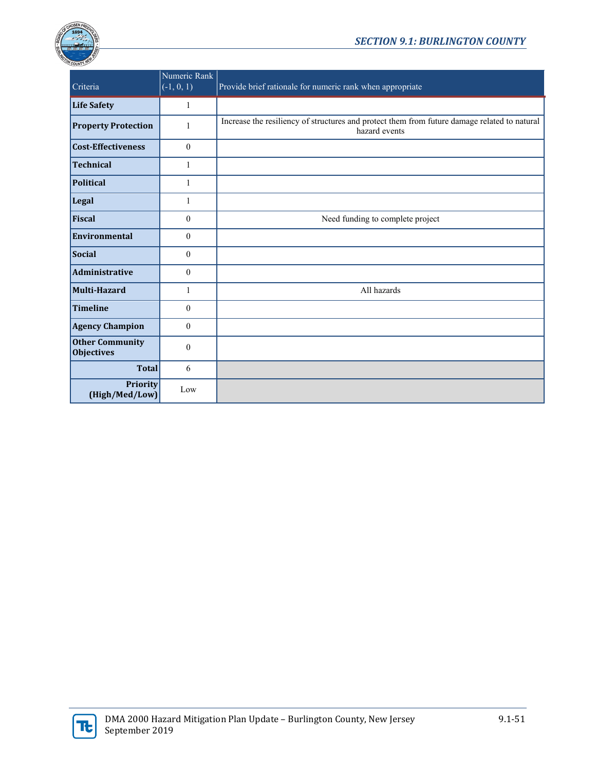| Criteria | Numeric Rank (-1, 0, 1) | Provide brief rationale for numeric rank when appropriate |
| --- | --- | --- |
| **Life Safety** | 1 | |
| **Property Protection** | 1 | Increase the resiliency of structures and protect them from future damage related to natural hazard events |
| **Cost-Effectiveness** | 0 | |
| **Technical** | 1 | |
| **Political** | 1 | |
| **Legal** | 1 | |
| **Fiscal** | 0 | Need funding to complete project |
| **Environmental** | 0 | |
| **Social** | 0 | |
| **Administrative** | 0 | |
| **Multi-Hazard** | 1 | All hazards |
| **Timeline** | 0 | |
| **Agency Champion** | 0 | |
| **Other Community Objectives** | 0 | |
| **Total** | 6 | |
| **Priority (High/Med/Low)** | Low | |